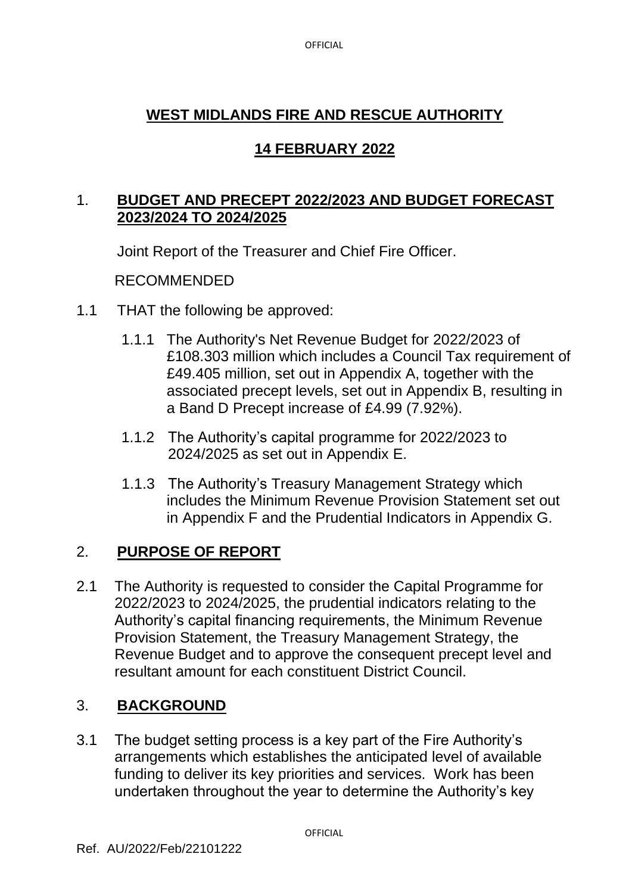# WEST MIDLANDS FIRE AND RESCUE AUTHORITY

## 14 FEBRUARY 2022

## 1. BUDGET AND PRECEPT 2022/2023 AND BUDGET FORECAST 2023/2024 TO 2024/2025

Joint Report of the Treasurer and Chief Fire Officer.

RECOMMENDED

1.1 THAT the following be approved:

   1.1.1 The Authority's Net Revenue Budget for 2022/2023 of £108.303 million which includes a Council Tax requirement of £49.405 million, set out in Appendix A, together with the associated precept levels, set out in Appendix B, resulting in a Band D Precept increase of £4.99 (7.92%).

   1.1.2 The Authority's capital programme for 2022/2023 to 2024/2025 as set out in Appendix E.

   1.1.3 The Authority's Treasury Management Strategy which includes the Minimum Revenue Provision Statement set out in Appendix F and the Prudential Indicators in Appendix G.

## 2. PURPOSE OF REPORT

2.1 The Authority is requested to consider the Capital Programme for 2022/2023 to 2024/2025, the prudential indicators relating to the Authority's capital financing requirements, the Minimum Revenue Provision Statement, the Treasury Management Strategy, the Revenue Budget and to approve the consequent precept level and resultant amount for each constituent District Council.

## 3. BACKGROUND

3.1 The budget setting process is a key part of the Fire Authority's arrangements which establishes the anticipated level of available funding to deliver its key priorities and services. Work has been undertaken throughout the year to determine the Authority's key

Ref. AU/2022/Feb/22101222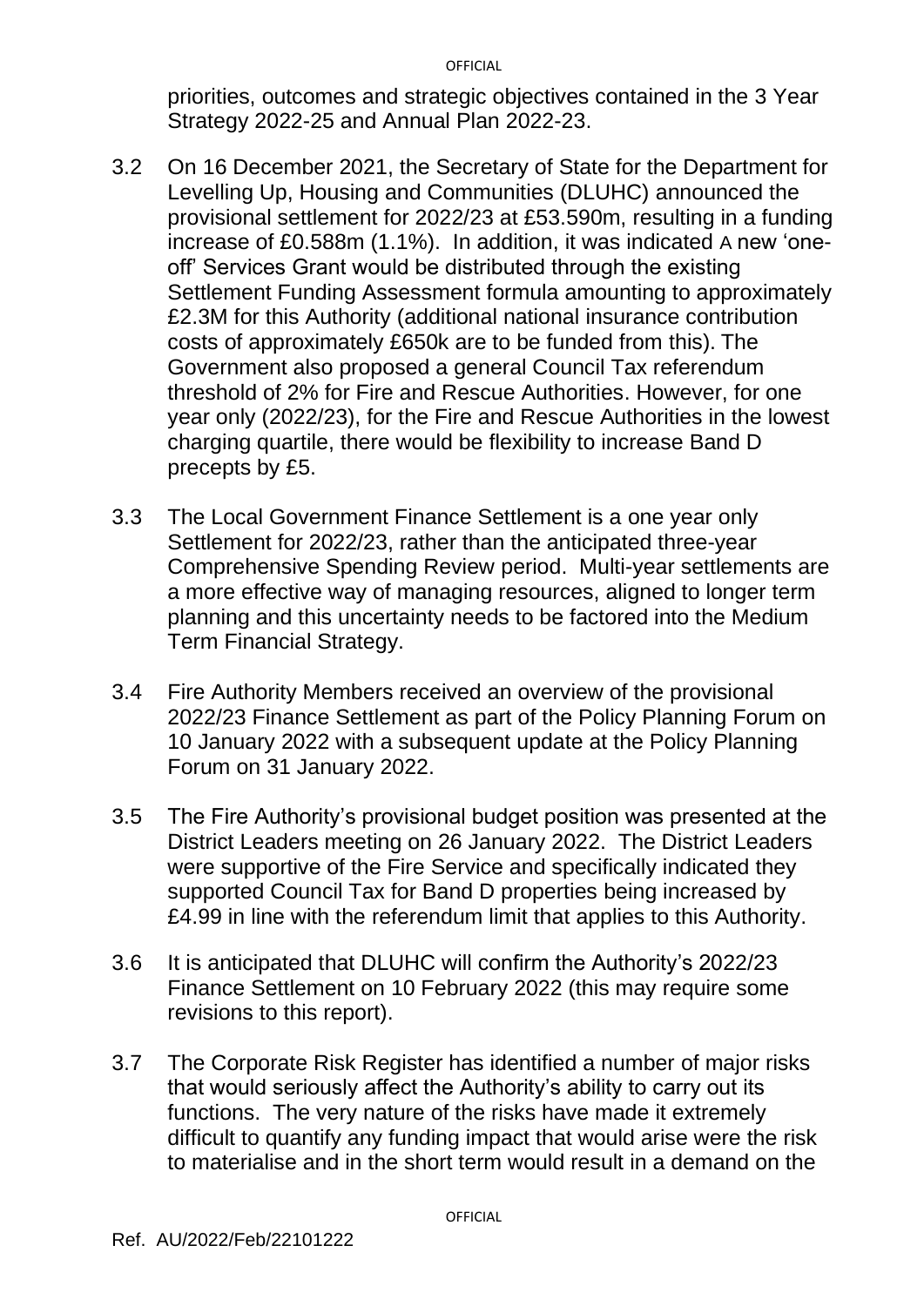priorities, outcomes and strategic objectives contained in the 3 Year Strategy 2022-25 and Annual Plan 2022-23.

3.2 On 16 December 2021, the Secretary of State for the Department for Levelling Up, Housing and Communities (DLUHC) announced the provisional settlement for 2022/23 at £53.590m, resulting in a funding increase of £0.588m (1.1%). In addition, it was indicated A new 'one-off' Services Grant would be distributed through the existing Settlement Funding Assessment formula amounting to approximately £2.3M for this Authority (additional national insurance contribution costs of approximately £650k are to be funded from this). The Government also proposed a general Council Tax referendum threshold of 2% for Fire and Rescue Authorities. However, for one year only (2022/23), for the Fire and Rescue Authorities in the lowest charging quartile, there would be flexibility to increase Band D precepts by £5.

3.3 The Local Government Finance Settlement is a one year only Settlement for 2022/23, rather than the anticipated three-year Comprehensive Spending Review period. Multi-year settlements are a more effective way of managing resources, aligned to longer term planning and this uncertainty needs to be factored into the Medium Term Financial Strategy.

3.4 Fire Authority Members received an overview of the provisional 2022/23 Finance Settlement as part of the Policy Planning Forum on 10 January 2022 with a subsequent update at the Policy Planning Forum on 31 January 2022.

3.5 The Fire Authority's provisional budget position was presented at the District Leaders meeting on 26 January 2022. The District Leaders were supportive of the Fire Service and specifically indicated they supported Council Tax for Band D properties being increased by £4.99 in line with the referendum limit that applies to this Authority.

3.6 It is anticipated that DLUHC will confirm the Authority's 2022/23 Finance Settlement on 10 February 2022 (this may require some revisions to this report).

3.7 The Corporate Risk Register has identified a number of major risks that would seriously affect the Authority's ability to carry out its functions. The very nature of the risks have made it extremely difficult to quantify any funding impact that would arise were the risk to materialise and in the short term would result in a demand on the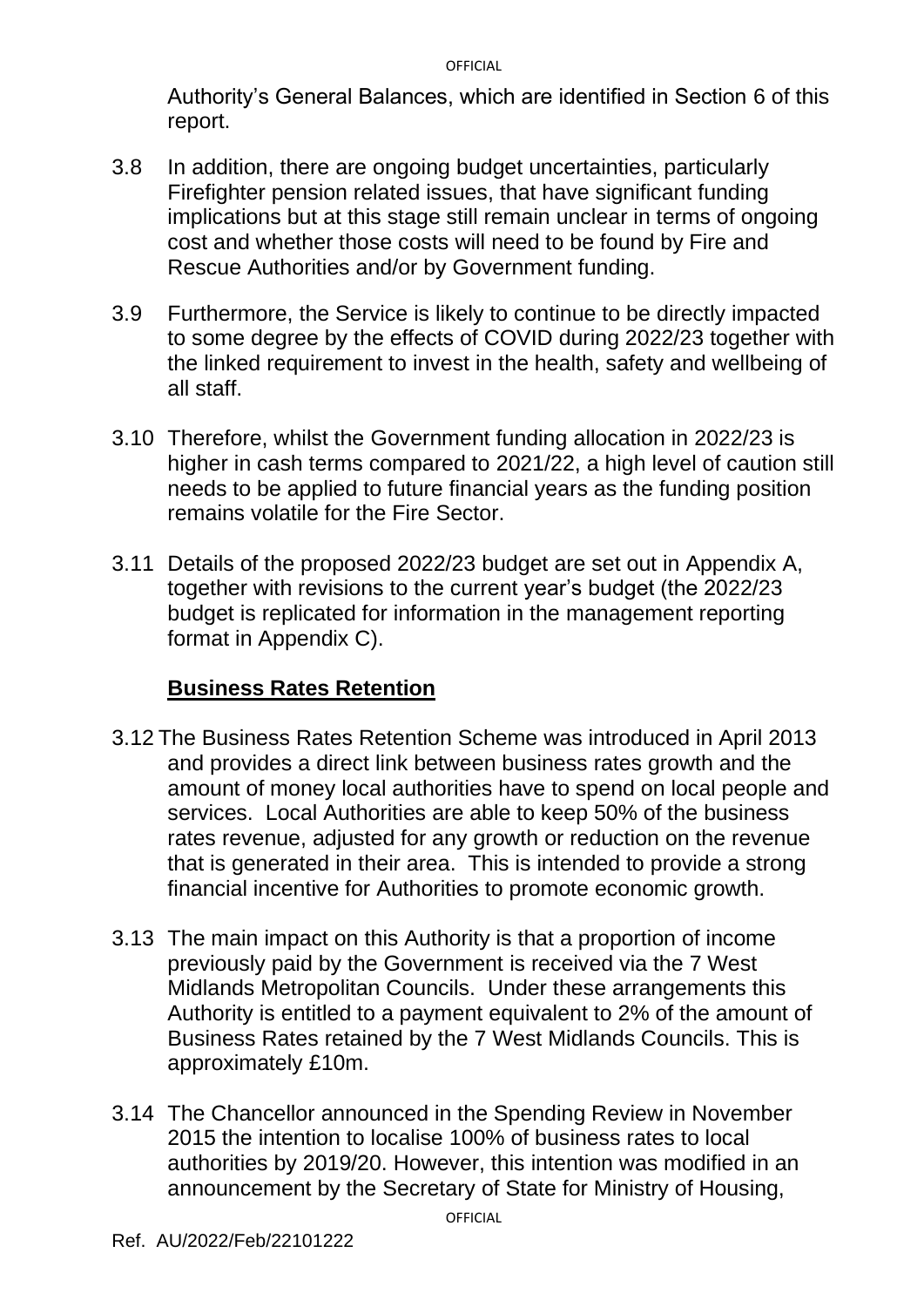Authority's General Balances, which are identified in Section 6 of this report.

3.8 In addition, there are ongoing budget uncertainties, particularly Firefighter pension related issues, that have significant funding implications but at this stage still remain unclear in terms of ongoing cost and whether those costs will need to be found by Fire and Rescue Authorities and/or by Government funding.

3.9 Furthermore, the Service is likely to continue to be directly impacted to some degree by the effects of COVID during 2022/23 together with the linked requirement to invest in the health, safety and wellbeing of all staff.

3.10 Therefore, whilst the Government funding allocation in 2022/23 is higher in cash terms compared to 2021/22, a high level of caution still needs to be applied to future financial years as the funding position remains volatile for the Fire Sector.

3.11 Details of the proposed 2022/23 budget are set out in Appendix A, together with revisions to the current year's budget (the 2022/23 budget is replicated for information in the management reporting format in Appendix C).

## **Business Rates Retention**

3.12 The Business Rates Retention Scheme was introduced in April 2013 and provides a direct link between business rates growth and the amount of money local authorities have to spend on local people and services. Local Authorities are able to keep 50% of the business rates revenue, adjusted for any growth or reduction on the revenue that is generated in their area. This is intended to provide a strong financial incentive for Authorities to promote economic growth.

3.13 The main impact on this Authority is that a proportion of income previously paid by the Government is received via the 7 West Midlands Metropolitan Councils. Under these arrangements this Authority is entitled to a payment equivalent to 2% of the amount of Business Rates retained by the 7 West Midlands Councils. This is approximately £10m.

3.14 The Chancellor announced in the Spending Review in November 2015 the intention to localise 100% of business rates to local authorities by 2019/20. However, this intention was modified in an announcement by the Secretary of State for Ministry of Housing,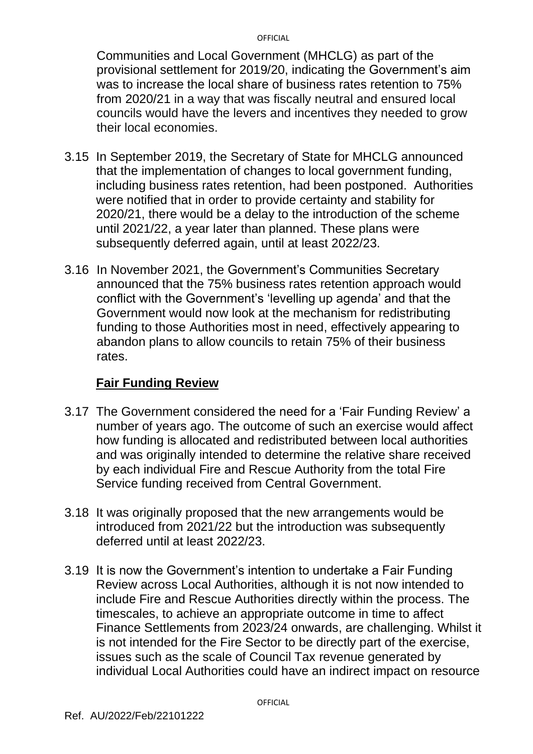Communities and Local Government (MHCLG) as part of the provisional settlement for 2019/20, indicating the Government's aim was to increase the local share of business rates retention to 75% from 2020/21 in a way that was fiscally neutral and ensured local councils would have the levers and incentives they needed to grow their local economies.

3.15 In September 2019, the Secretary of State for MHCLG announced that the implementation of changes to local government funding, including business rates retention, had been postponed. Authorities were notified that in order to provide certainty and stability for 2020/21, there would be a delay to the introduction of the scheme until 2021/22, a year later than planned. These plans were subsequently deferred again, until at least 2022/23.

3.16 In November 2021, the Government's Communities Secretary announced that the 75% business rates retention approach would conflict with the Government's 'levelling up agenda' and that the Government would now look at the mechanism for redistributing funding to those Authorities most in need, effectively appearing to abandon plans to allow councils to retain 75% of their business rates.

## Fair Funding Review

3.17 The Government considered the need for a 'Fair Funding Review' a number of years ago. The outcome of such an exercise would affect how funding is allocated and redistributed between local authorities and was originally intended to determine the relative share received by each individual Fire and Rescue Authority from the total Fire Service funding received from Central Government.

3.18 It was originally proposed that the new arrangements would be introduced from 2021/22 but the introduction was subsequently deferred until at least 2022/23.

3.19 It is now the Government's intention to undertake a Fair Funding Review across Local Authorities, although it is not now intended to include Fire and Rescue Authorities directly within the process. The timescales, to achieve an appropriate outcome in time to affect Finance Settlements from 2023/24 onwards, are challenging. Whilst it is not intended for the Fire Sector to be directly part of the exercise, issues such as the scale of Council Tax revenue generated by individual Local Authorities could have an indirect impact on resource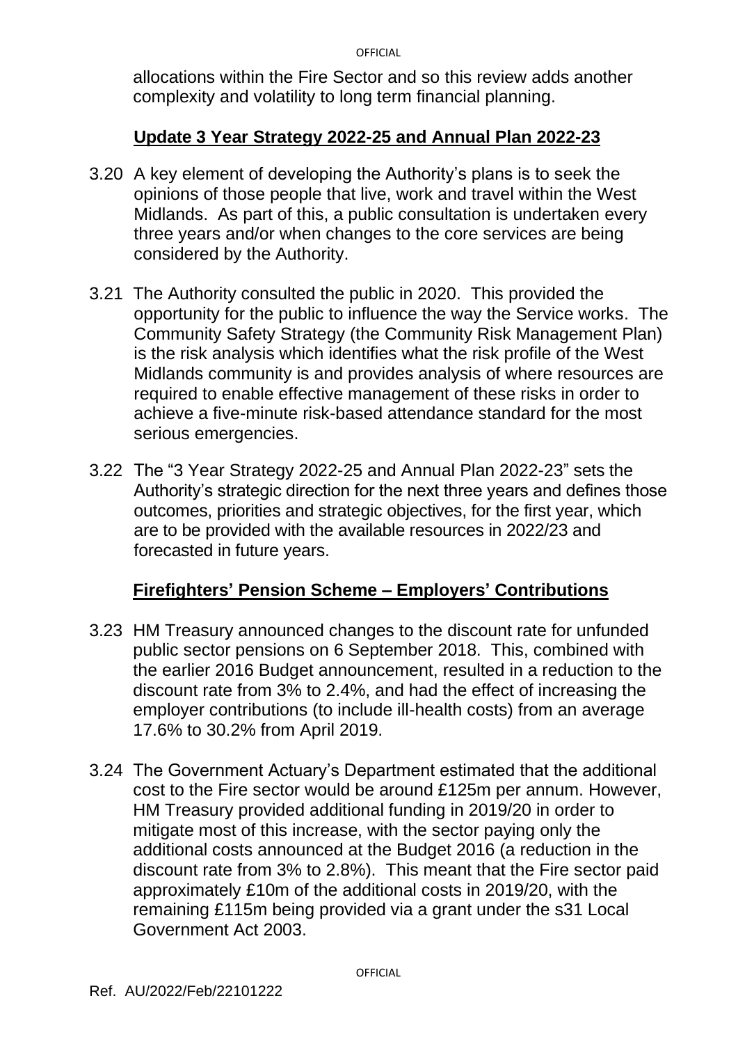allocations within the Fire Sector and so this review adds another complexity and volatility to long term financial planning.

## Update 3 Year Strategy 2022-25 and Annual Plan 2022-23

3.20 A key element of developing the Authority's plans is to seek the opinions of those people that live, work and travel within the West Midlands. As part of this, a public consultation is undertaken every three years and/or when changes to the core services are being considered by the Authority.

3.21 The Authority consulted the public in 2020. This provided the opportunity for the public to influence the way the Service works. The Community Safety Strategy (the Community Risk Management Plan) is the risk analysis which identifies what the risk profile of the West Midlands community is and provides analysis of where resources are required to enable effective management of these risks in order to achieve a five-minute risk-based attendance standard for the most serious emergencies.

3.22 The "3 Year Strategy 2022-25 and Annual Plan 2022-23" sets the Authority's strategic direction for the next three years and defines those outcomes, priorities and strategic objectives, for the first year, which are to be provided with the available resources in 2022/23 and forecasted in future years.

## Firefighters' Pension Scheme – Employers' Contributions

3.23 HM Treasury announced changes to the discount rate for unfunded public sector pensions on 6 September 2018. This, combined with the earlier 2016 Budget announcement, resulted in a reduction to the discount rate from 3% to 2.4%, and had the effect of increasing the employer contributions (to include ill-health costs) from an average 17.6% to 30.2% from April 2019.

3.24 The Government Actuary's Department estimated that the additional cost to the Fire sector would be around £125m per annum. However, HM Treasury provided additional funding in 2019/20 in order to mitigate most of this increase, with the sector paying only the additional costs announced at the Budget 2016 (a reduction in the discount rate from 3% to 2.8%). This meant that the Fire sector paid approximately £10m of the additional costs in 2019/20, with the remaining £115m being provided via a grant under the s31 Local Government Act 2003.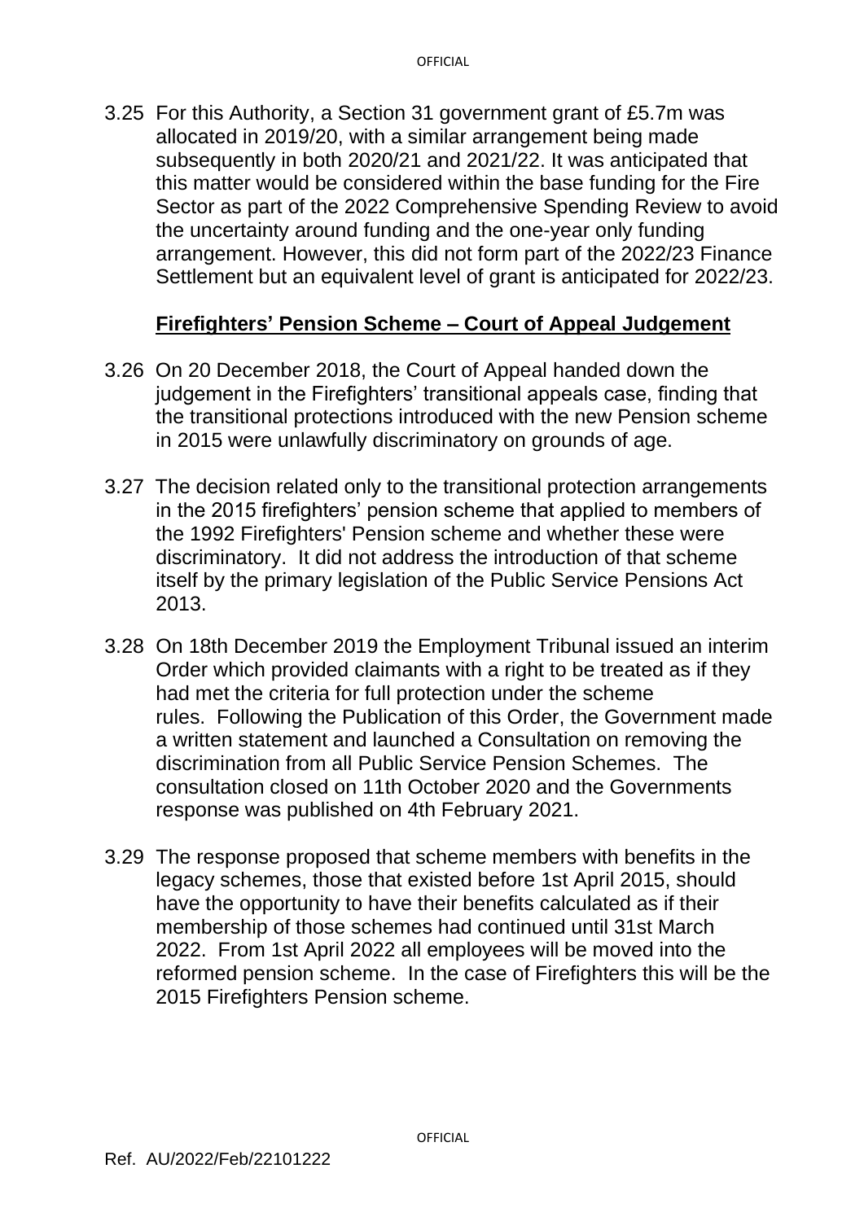3.25 For this Authority, a Section 31 government grant of £5.7m was allocated in 2019/20, with a similar arrangement being made subsequently in both 2020/21 and 2021/22. It was anticipated that this matter would be considered within the base funding for the Fire Sector as part of the 2022 Comprehensive Spending Review to avoid the uncertainty around funding and the one-year only funding arrangement. However, this did not form part of the 2022/23 Finance Settlement but an equivalent level of grant is anticipated for 2022/23.

## Firefighters' Pension Scheme – Court of Appeal Judgement

3.26 On 20 December 2018, the Court of Appeal handed down the judgement in the Firefighters' transitional appeals case, finding that the transitional protections introduced with the new Pension scheme in 2015 were unlawfully discriminatory on grounds of age.

3.27 The decision related only to the transitional protection arrangements in the 2015 firefighters' pension scheme that applied to members of the 1992 Firefighters' Pension scheme and whether these were discriminatory. It did not address the introduction of that scheme itself by the primary legislation of the Public Service Pensions Act 2013.

3.28 On 18th December 2019 the Employment Tribunal issued an interim Order which provided claimants with a right to be treated as if they had met the criteria for full protection under the scheme rules. Following the Publication of this Order, the Government made a written statement and launched a Consultation on removing the discrimination from all Public Service Pension Schemes. The consultation closed on 11th October 2020 and the Governments response was published on 4th February 2021.

3.29 The response proposed that scheme members with benefits in the legacy schemes, those that existed before 1st April 2015, should have the opportunity to have their benefits calculated as if their membership of those schemes had continued until 31st March 2022. From 1st April 2022 all employees will be moved into the reformed pension scheme. In the case of Firefighters this will be the 2015 Firefighters Pension scheme.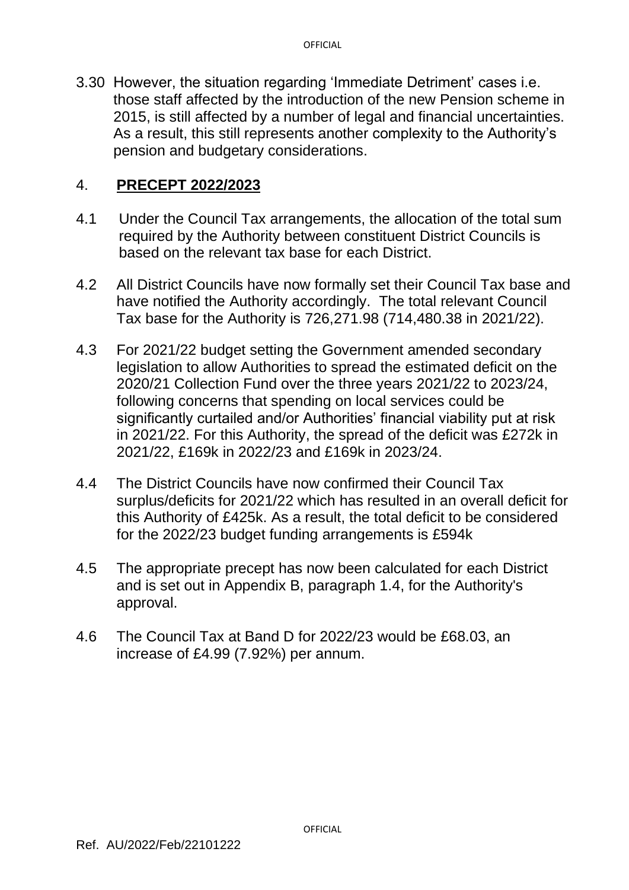3.30 However, the situation regarding 'Immediate Detriment' cases i.e. those staff affected by the introduction of the new Pension scheme in 2015, is still affected by a number of legal and financial uncertainties. As a result, this still represents another complexity to the Authority's pension and budgetary considerations.

## 4. **PRECEPT 2022/2023**

4.1 Under the Council Tax arrangements, the allocation of the total sum required by the Authority between constituent District Councils is based on the relevant tax base for each District.

4.2 All District Councils have now formally set their Council Tax base and have notified the Authority accordingly. The total relevant Council Tax base for the Authority is 726,271.98 (714,480.38 in 2021/22).

4.3 For 2021/22 budget setting the Government amended secondary legislation to allow Authorities to spread the estimated deficit on the 2020/21 Collection Fund over the three years 2021/22 to 2023/24, following concerns that spending on local services could be significantly curtailed and/or Authorities' financial viability put at risk in 2021/22. For this Authority, the spread of the deficit was £272k in 2021/22, £169k in 2022/23 and £169k in 2023/24.

4.4 The District Councils have now confirmed their Council Tax surplus/deficits for 2021/22 which has resulted in an overall deficit for this Authority of £425k. As a result, the total deficit to be considered for the 2022/23 budget funding arrangements is £594k

4.5 The appropriate precept has now been calculated for each District and is set out in Appendix B, paragraph 1.4, for the Authority's approval.

4.6 The Council Tax at Band D for 2022/23 would be £68.03, an increase of £4.99 (7.92%) per annum.

Ref. AU/2022/Feb/22101222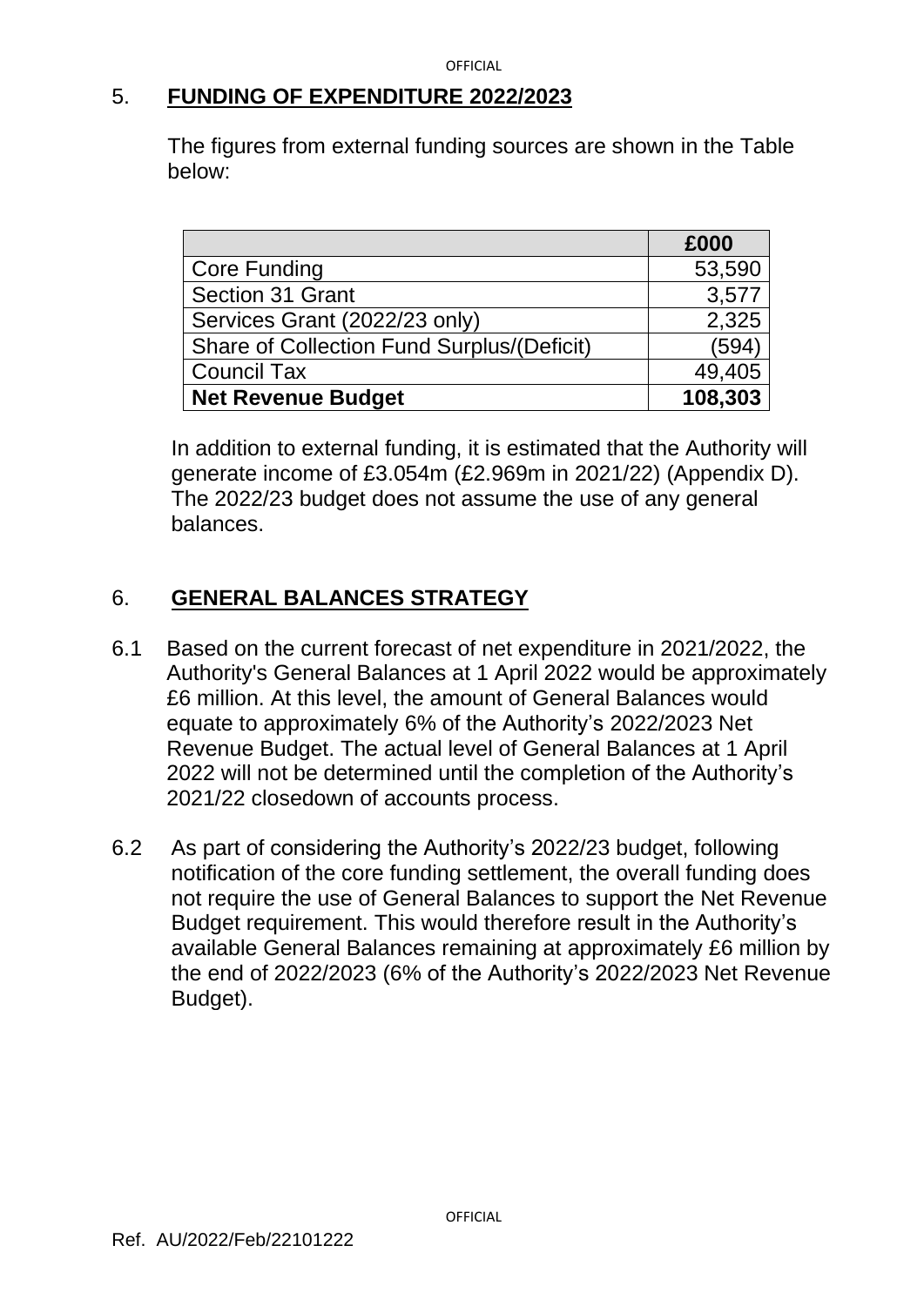## 5. **FUNDING OF EXPENDITURE 2022/2023**

The figures from external funding sources are shown in the Table below:

| | **£000** |
|---|---:|
| Core Funding | 53,590 |
| Section 31 Grant | 3,577 |
| Services Grant (2022/23 only) | 2,325 |
| Share of Collection Fund Surplus/(Deficit) | (594) |
| Council Tax | 49,405 |
| **Net Revenue Budget** | **108,303** |

In addition to external funding, it is estimated that the Authority will generate income of £3.054m (£2.969m in 2021/22) (Appendix D). The 2022/23 budget does not assume the use of any general balances.

## 6. **GENERAL BALANCES STRATEGY**

6.1 Based on the current forecast of net expenditure in 2021/2022, the Authority's General Balances at 1 April 2022 would be approximately £6 million. At this level, the amount of General Balances would equate to approximately 6% of the Authority's 2022/2023 Net Revenue Budget. The actual level of General Balances at 1 April 2022 will not be determined until the completion of the Authority's 2021/22 closedown of accounts process.

6.2 As part of considering the Authority's 2022/23 budget, following notification of the core funding settlement, the overall funding does not require the use of General Balances to support the Net Revenue Budget requirement. This would therefore result in the Authority's available General Balances remaining at approximately £6 million by the end of 2022/2023 (6% of the Authority's 2022/2023 Net Revenue Budget).

Ref. AU/2022/Feb/22101222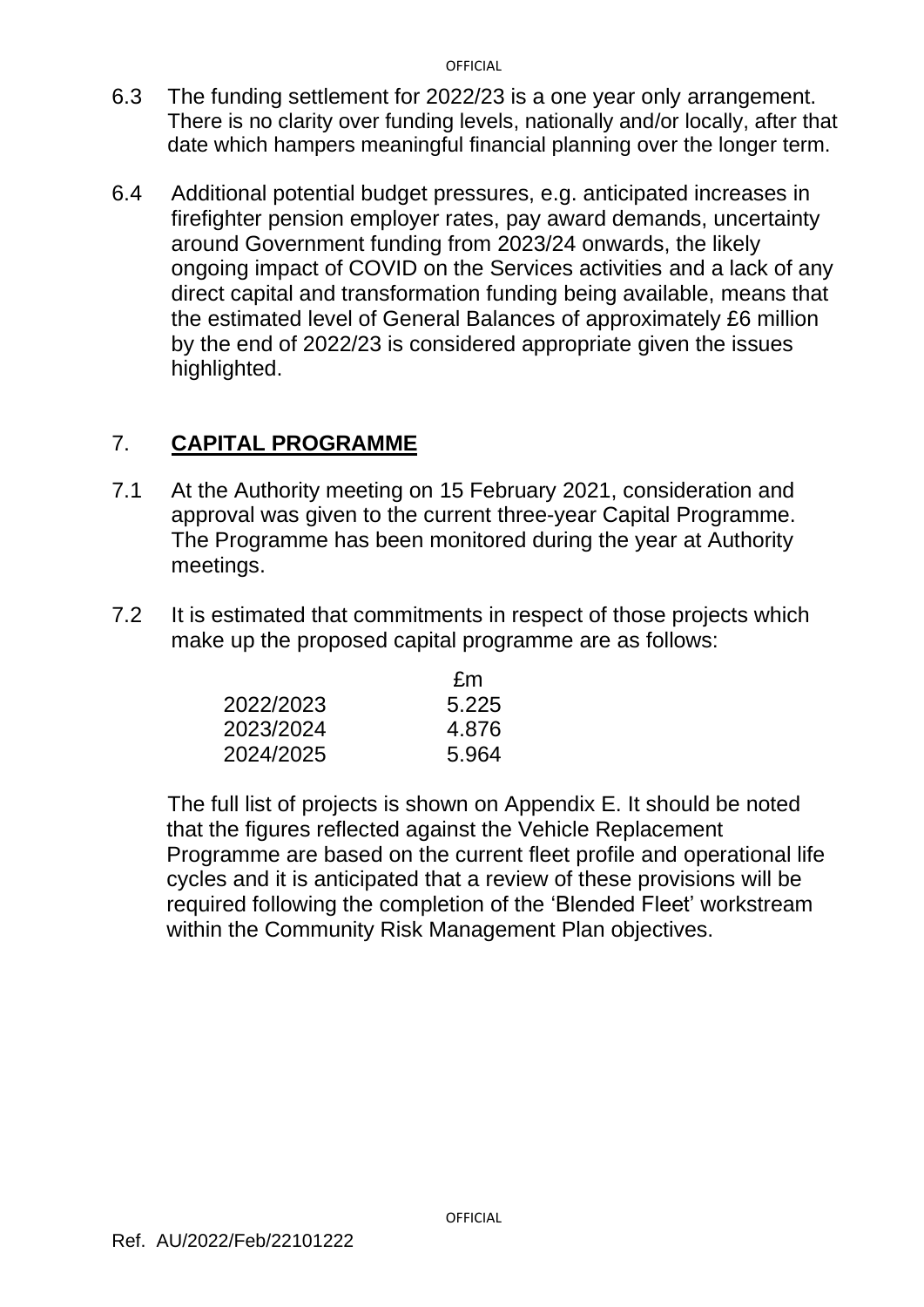6.3 The funding settlement for 2022/23 is a one year only arrangement. There is no clarity over funding levels, nationally and/or locally, after that date which hampers meaningful financial planning over the longer term.

6.4 Additional potential budget pressures, e.g. anticipated increases in firefighter pension employer rates, pay award demands, uncertainty around Government funding from 2023/24 onwards, the likely ongoing impact of COVID on the Services activities and a lack of any direct capital and transformation funding being available, means that the estimated level of General Balances of approximately £6 million by the end of 2022/23 is considered appropriate given the issues highlighted.

## 7. **CAPITAL PROGRAMME**

7.1 At the Authority meeting on 15 February 2021, consideration and approval was given to the current three-year Capital Programme. The Programme has been monitored during the year at Authority meetings.

7.2 It is estimated that commitments in respect of those projects which make up the proposed capital programme are as follows:

| | £m |
|---|---|
| 2022/2023 | 5.225 |
| 2023/2024 | 4.876 |
| 2024/2025 | 5.964 |

The full list of projects is shown on Appendix E. It should be noted that the figures reflected against the Vehicle Replacement Programme are based on the current fleet profile and operational life cycles and it is anticipated that a review of these provisions will be required following the completion of the 'Blended Fleet' workstream within the Community Risk Management Plan objectives.

Ref. AU/2022/Feb/22101222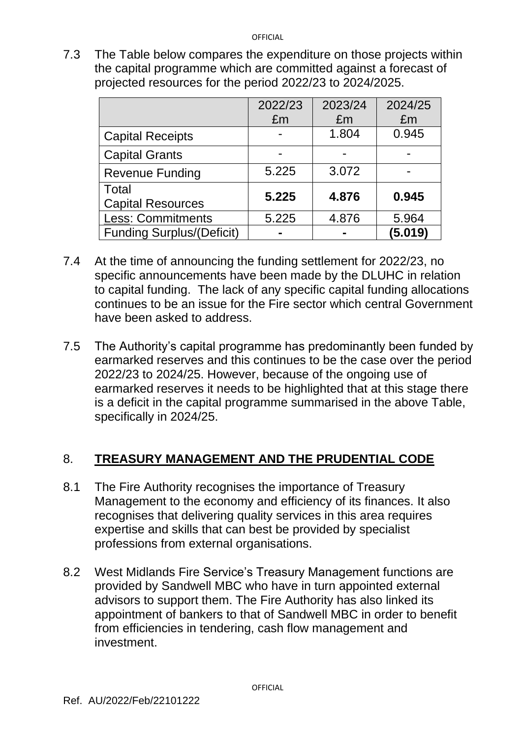7.3 The Table below compares the expenditure on those projects within the capital programme which are committed against a forecast of projected resources for the period 2022/23 to 2024/2025.

| | 2022/23 £m | 2023/24 £m | 2024/25 £m |
|---|---|---|---|
| Capital Receipts | - | 1.804 | 0.945 |
| Capital Grants | - | - | - |
| Revenue Funding | 5.225 | 3.072 | - |
| Total Capital Resources | **5.225** | **4.876** | **0.945** |
| Less: Commitments | 5.225 | 4.876 | 5.964 |
| Funding Surplus/(Deficit) | **-** | **-** | **(5.019)** |

7.4 At the time of announcing the funding settlement for 2022/23, no specific announcements have been made by the DLUHC in relation to capital funding. The lack of any specific capital funding allocations continues to be an issue for the Fire sector which central Government have been asked to address.

7.5 The Authority's capital programme has predominantly been funded by earmarked reserves and this continues to be the case over the period 2022/23 to 2024/25. However, because of the ongoing use of earmarked reserves it needs to be highlighted that at this stage there is a deficit in the capital programme summarised in the above Table, specifically in 2024/25.

## 8. TREASURY MANAGEMENT AND THE PRUDENTIAL CODE

8.1 The Fire Authority recognises the importance of Treasury Management to the economy and efficiency of its finances. It also recognises that delivering quality services in this area requires expertise and skills that can best be provided by specialist professions from external organisations.

8.2 West Midlands Fire Service's Treasury Management functions are provided by Sandwell MBC who have in turn appointed external advisors to support them. The Fire Authority has also linked its appointment of bankers to that of Sandwell MBC in order to benefit from efficiencies in tendering, cash flow management and investment.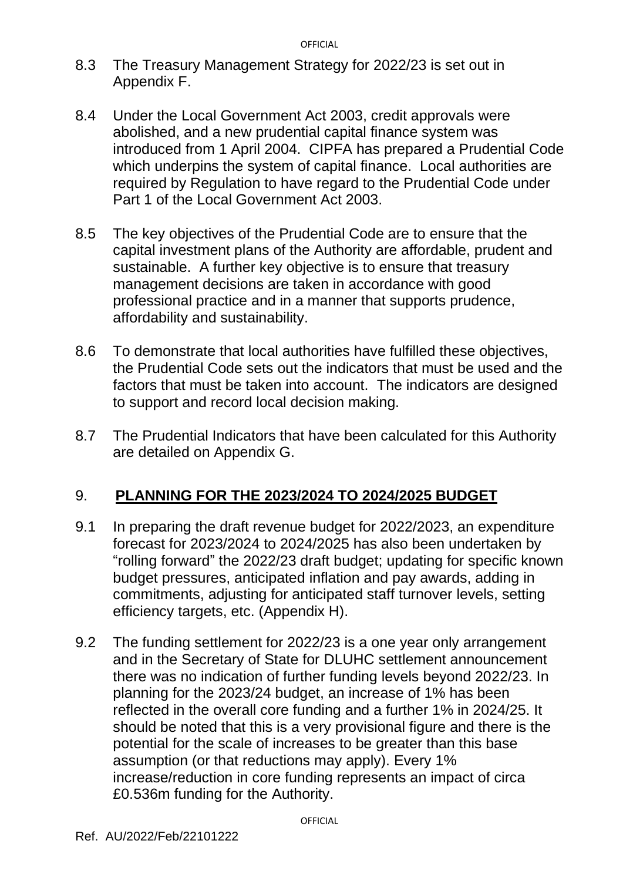8.3 The Treasury Management Strategy for 2022/23 is set out in Appendix F.

8.4 Under the Local Government Act 2003, credit approvals were abolished, and a new prudential capital finance system was introduced from 1 April 2004. CIPFA has prepared a Prudential Code which underpins the system of capital finance. Local authorities are required by Regulation to have regard to the Prudential Code under Part 1 of the Local Government Act 2003.

8.5 The key objectives of the Prudential Code are to ensure that the capital investment plans of the Authority are affordable, prudent and sustainable. A further key objective is to ensure that treasury management decisions are taken in accordance with good professional practice and in a manner that supports prudence, affordability and sustainability.

8.6 To demonstrate that local authorities have fulfilled these objectives, the Prudential Code sets out the indicators that must be used and the factors that must be taken into account. The indicators are designed to support and record local decision making.

8.7 The Prudential Indicators that have been calculated for this Authority are detailed on Appendix G.

## 9. PLANNING FOR THE 2023/2024 TO 2024/2025 BUDGET

9.1 In preparing the draft revenue budget for 2022/2023, an expenditure forecast for 2023/2024 to 2024/2025 has also been undertaken by "rolling forward" the 2022/23 draft budget; updating for specific known budget pressures, anticipated inflation and pay awards, adding in commitments, adjusting for anticipated staff turnover levels, setting efficiency targets, etc. (Appendix H).

9.2 The funding settlement for 2022/23 is a one year only arrangement and in the Secretary of State for DLUHC settlement announcement there was no indication of further funding levels beyond 2022/23. In planning for the 2023/24 budget, an increase of 1% has been reflected in the overall core funding and a further 1% in 2024/25. It should be noted that this is a very provisional figure and there is the potential for the scale of increases to be greater than this base assumption (or that reductions may apply). Every 1% increase/reduction in core funding represents an impact of circa £0.536m funding for the Authority.

Ref. AU/2022/Feb/22101222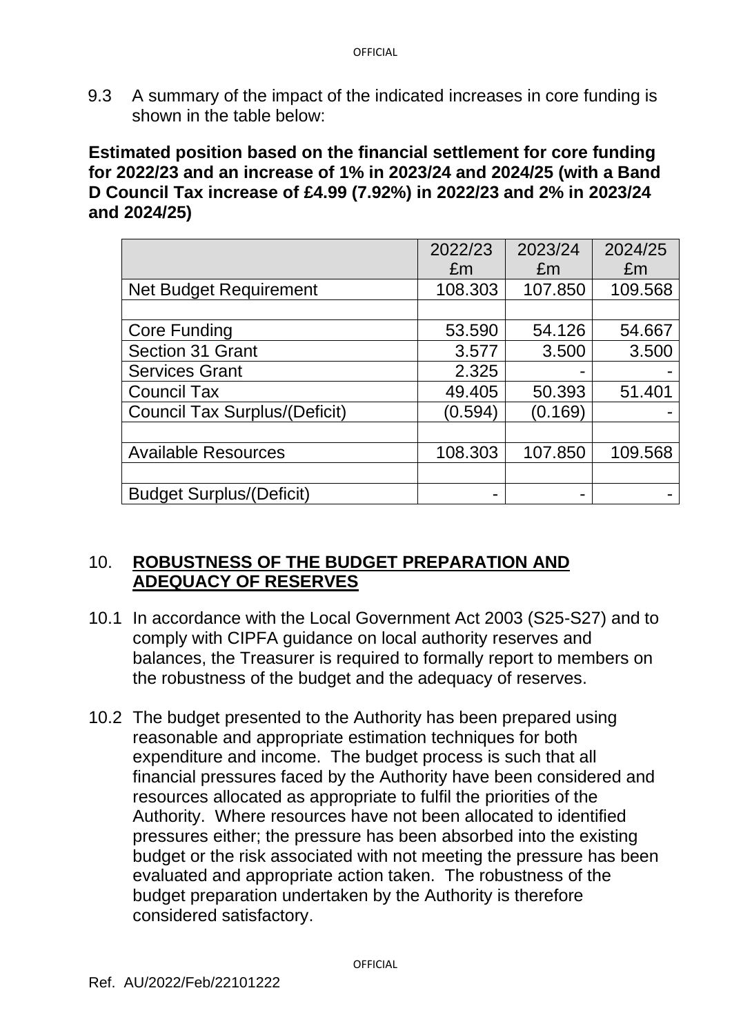9.3 A summary of the impact of the indicated increases in core funding is shown in the table below:

**Estimated position based on the financial settlement for core funding for 2022/23 and an increase of 1% in 2023/24 and 2024/25 (with a Band D Council Tax increase of £4.99 (7.92%) in 2022/23 and 2% in 2023/24 and 2024/25)**

| | 2022/23 £m | 2023/24 £m | 2024/25 £m |
|---|---|---|---|
| Net Budget Requirement | 108.303 | 107.850 | 109.568 |
| | | | |
| Core Funding | 53.590 | 54.126 | 54.667 |
| Section 31 Grant | 3.577 | 3.500 | 3.500 |
| Services Grant | 2.325 | - | - |
| Council Tax | 49.405 | 50.393 | 51.401 |
| Council Tax Surplus/(Deficit) | (0.594) | (0.169) | - |
| | | | |
| Available Resources | 108.303 | 107.850 | 109.568 |
| | | | |
| Budget Surplus/(Deficit) | - | - | - |

## 10. ROBUSTNESS OF THE BUDGET PREPARATION AND ADEQUACY OF RESERVES

10.1 In accordance with the Local Government Act 2003 (S25-S27) and to comply with CIPFA guidance on local authority reserves and balances, the Treasurer is required to formally report to members on the robustness of the budget and the adequacy of reserves.

10.2 The budget presented to the Authority has been prepared using reasonable and appropriate estimation techniques for both expenditure and income. The budget process is such that all financial pressures faced by the Authority have been considered and resources allocated as appropriate to fulfil the priorities of the Authority. Where resources have not been allocated to identified pressures either; the pressure has been absorbed into the existing budget or the risk associated with not meeting the pressure has been evaluated and appropriate action taken. The robustness of the budget preparation undertaken by the Authority is therefore considered satisfactory.

Ref. AU/2022/Feb/22101222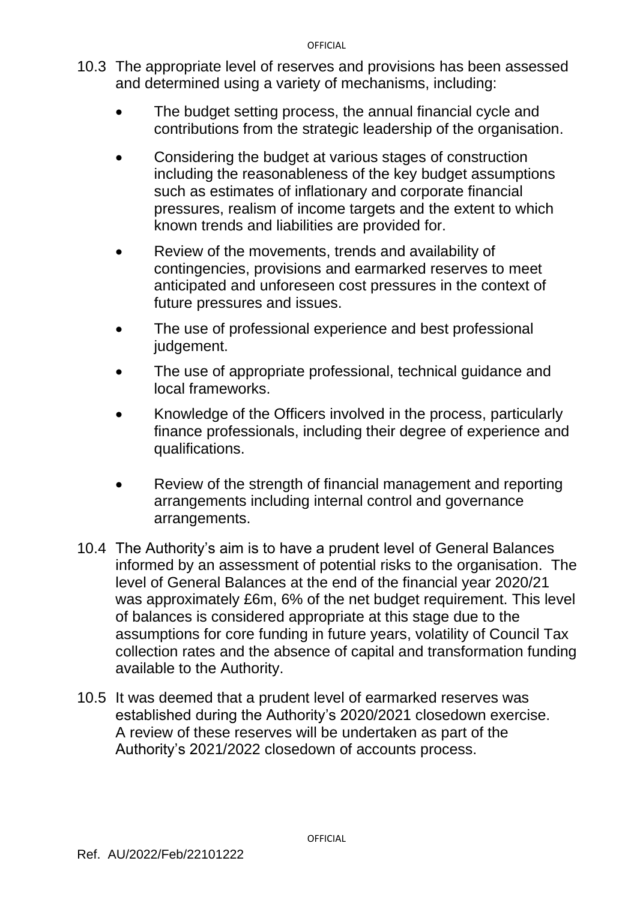10.3 The appropriate level of reserves and provisions has been assessed and determined using a variety of mechanisms, including:

- The budget setting process, the annual financial cycle and contributions from the strategic leadership of the organisation.
- Considering the budget at various stages of construction including the reasonableness of the key budget assumptions such as estimates of inflationary and corporate financial pressures, realism of income targets and the extent to which known trends and liabilities are provided for.
- Review of the movements, trends and availability of contingencies, provisions and earmarked reserves to meet anticipated and unforeseen cost pressures in the context of future pressures and issues.
- The use of professional experience and best professional judgement.
- The use of appropriate professional, technical guidance and local frameworks.
- Knowledge of the Officers involved in the process, particularly finance professionals, including their degree of experience and qualifications.
- Review of the strength of financial management and reporting arrangements including internal control and governance arrangements.

10.4 The Authority's aim is to have a prudent level of General Balances informed by an assessment of potential risks to the organisation. The level of General Balances at the end of the financial year 2020/21 was approximately £6m, 6% of the net budget requirement. This level of balances is considered appropriate at this stage due to the assumptions for core funding in future years, volatility of Council Tax collection rates and the absence of capital and transformation funding available to the Authority.

10.5 It was deemed that a prudent level of earmarked reserves was established during the Authority's 2020/2021 closedown exercise. A review of these reserves will be undertaken as part of the Authority's 2021/2022 closedown of accounts process.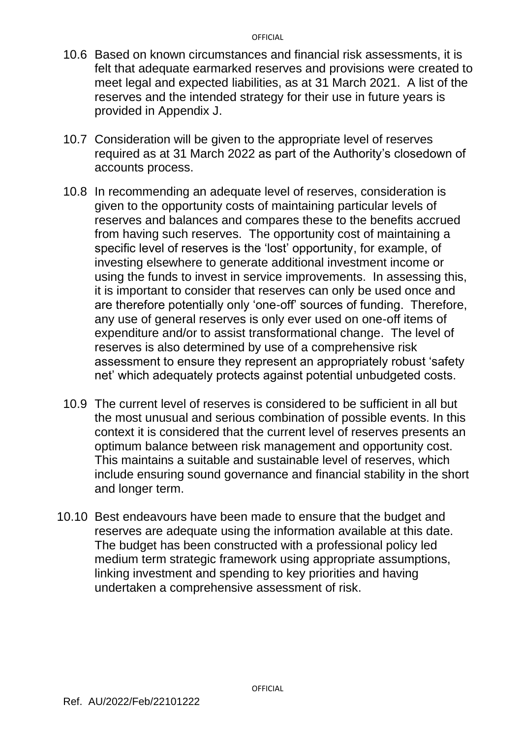10.6 Based on known circumstances and financial risk assessments, it is felt that adequate earmarked reserves and provisions were created to meet legal and expected liabilities, as at 31 March 2021. A list of the reserves and the intended strategy for their use in future years is provided in Appendix J.

10.7 Consideration will be given to the appropriate level of reserves required as at 31 March 2022 as part of the Authority's closedown of accounts process.

10.8 In recommending an adequate level of reserves, consideration is given to the opportunity costs of maintaining particular levels of reserves and balances and compares these to the benefits accrued from having such reserves. The opportunity cost of maintaining a specific level of reserves is the 'lost' opportunity, for example, of investing elsewhere to generate additional investment income or using the funds to invest in service improvements. In assessing this, it is important to consider that reserves can only be used once and are therefore potentially only 'one-off' sources of funding. Therefore, any use of general reserves is only ever used on one-off items of expenditure and/or to assist transformational change. The level of reserves is also determined by use of a comprehensive risk assessment to ensure they represent an appropriately robust 'safety net' which adequately protects against potential unbudgeted costs.

10.9 The current level of reserves is considered to be sufficient in all but the most unusual and serious combination of possible events. In this context it is considered that the current level of reserves presents an optimum balance between risk management and opportunity cost. This maintains a suitable and sustainable level of reserves, which include ensuring sound governance and financial stability in the short and longer term.

10.10 Best endeavours have been made to ensure that the budget and reserves are adequate using the information available at this date. The budget has been constructed with a professional policy led medium term strategic framework using appropriate assumptions, linking investment and spending to key priorities and having undertaken a comprehensive assessment of risk.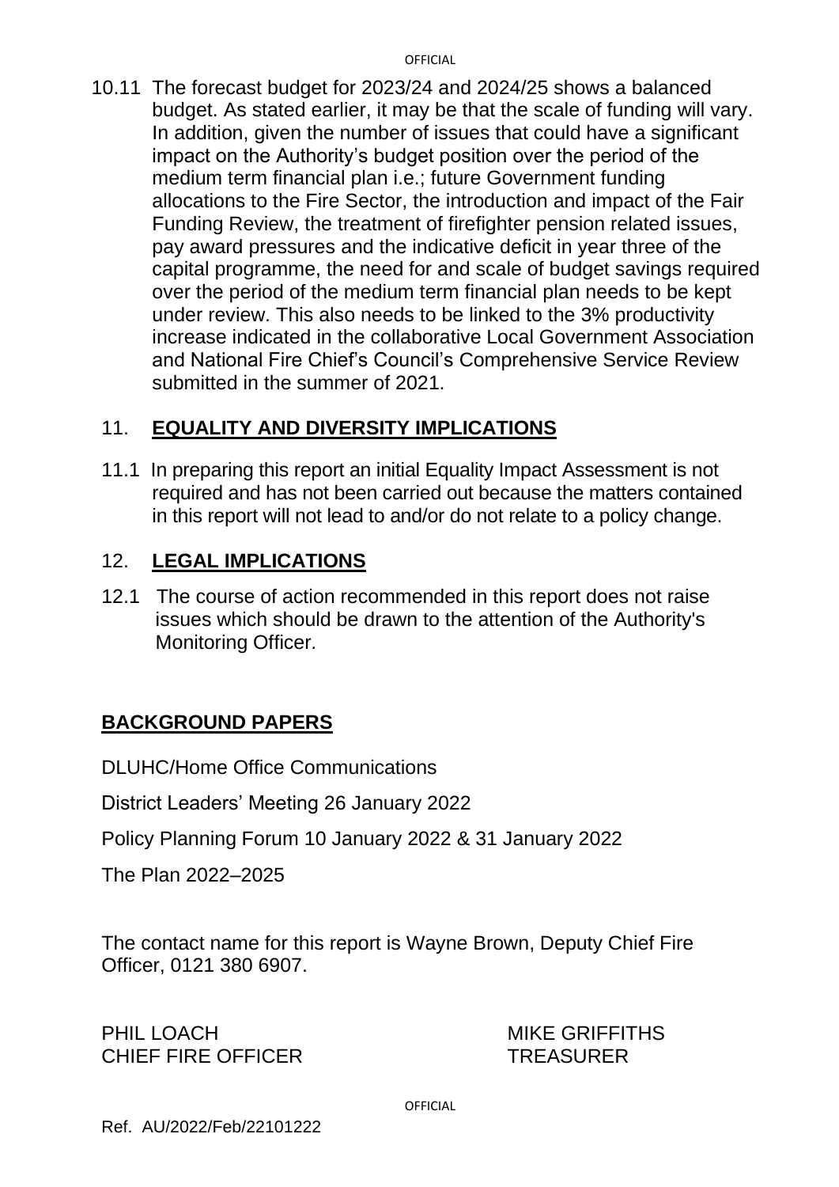10.11 The forecast budget for 2023/24 and 2024/25 shows a balanced budget. As stated earlier, it may be that the scale of funding will vary. In addition, given the number of issues that could have a significant impact on the Authority's budget position over the period of the medium term financial plan i.e.; future Government funding allocations to the Fire Sector, the introduction and impact of the Fair Funding Review, the treatment of firefighter pension related issues, pay award pressures and the indicative deficit in year three of the capital programme, the need for and scale of budget savings required over the period of the medium term financial plan needs to be kept under review. This also needs to be linked to the 3% productivity increase indicated in the collaborative Local Government Association and National Fire Chief's Council's Comprehensive Service Review submitted in the summer of 2021.

## 11. EQUALITY AND DIVERSITY IMPLICATIONS

11.1 In preparing this report an initial Equality Impact Assessment is not required and has not been carried out because the matters contained in this report will not lead to and/or do not relate to a policy change.

## 12. LEGAL IMPLICATIONS

12.1 The course of action recommended in this report does not raise issues which should be drawn to the attention of the Authority's Monitoring Officer.

## BACKGROUND PAPERS

DLUHC/Home Office Communications

District Leaders' Meeting 26 January 2022

Policy Planning Forum 10 January 2022 & 31 January 2022

The Plan 2022–2025

The contact name for this report is Wayne Brown, Deputy Chief Fire Officer, 0121 380 6907.

PHIL LOACH
CHIEF FIRE OFFICER

MIKE GRIFFITHS
TREASURER

Ref. AU/2022/Feb/22101222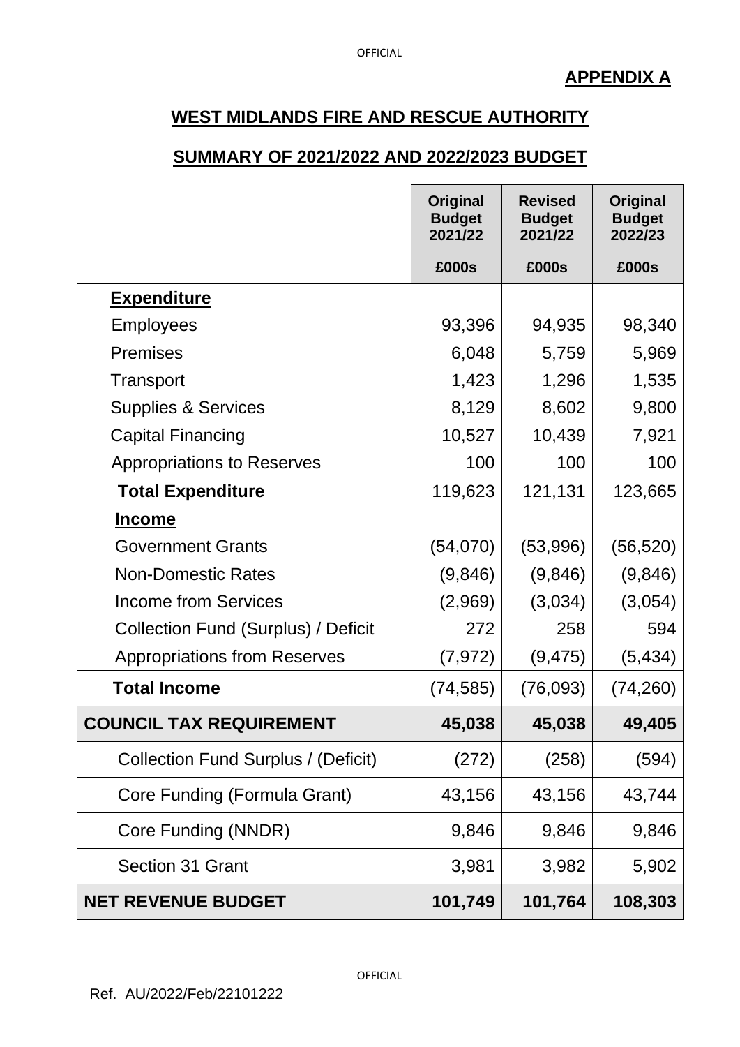**APPENDIX A**

## WEST MIDLANDS FIRE AND RESCUE AUTHORITY

## SUMMARY OF 2021/2022 AND 2022/2023 BUDGET

| | Original Budget 2021/22 | Revised Budget 2021/22 | Original Budget 2022/23 |
|---|---|---|---|
| | £000s | £000s | £000s |
| **Expenditure** | | | |
| Employees | 93,396 | 94,935 | 98,340 |
| Premises | 6,048 | 5,759 | 5,969 |
| Transport | 1,423 | 1,296 | 1,535 |
| Supplies & Services | 8,129 | 8,602 | 9,800 |
| Capital Financing | 10,527 | 10,439 | 7,921 |
| Appropriations to Reserves | 100 | 100 | 100 |
| **Total Expenditure** | 119,623 | 121,131 | 123,665 |
| **Income** | | | |
| Government Grants | (54,070) | (53,996) | (56,520) |
| Non-Domestic Rates | (9,846) | (9,846) | (9,846) |
| Income from Services | (2,969) | (3,034) | (3,054) |
| Collection Fund (Surplus) / Deficit | 272 | 258 | 594 |
| Appropriations from Reserves | (7,972) | (9,475) | (5,434) |
| **Total Income** | (74,585) | (76,093) | (74,260) |
| **COUNCIL TAX REQUIREMENT** | **45,038** | **45,038** | **49,405** |
| Collection Fund Surplus / (Deficit) | (272) | (258) | (594) |
| Core Funding (Formula Grant) | 43,156 | 43,156 | 43,744 |
| Core Funding (NNDR) | 9,846 | 9,846 | 9,846 |
| Section 31 Grant | 3,981 | 3,982 | 5,902 |
| **NET REVENUE BUDGET** | **101,749** | **101,764** | **108,303** |

Ref. AU/2022/Feb/22101222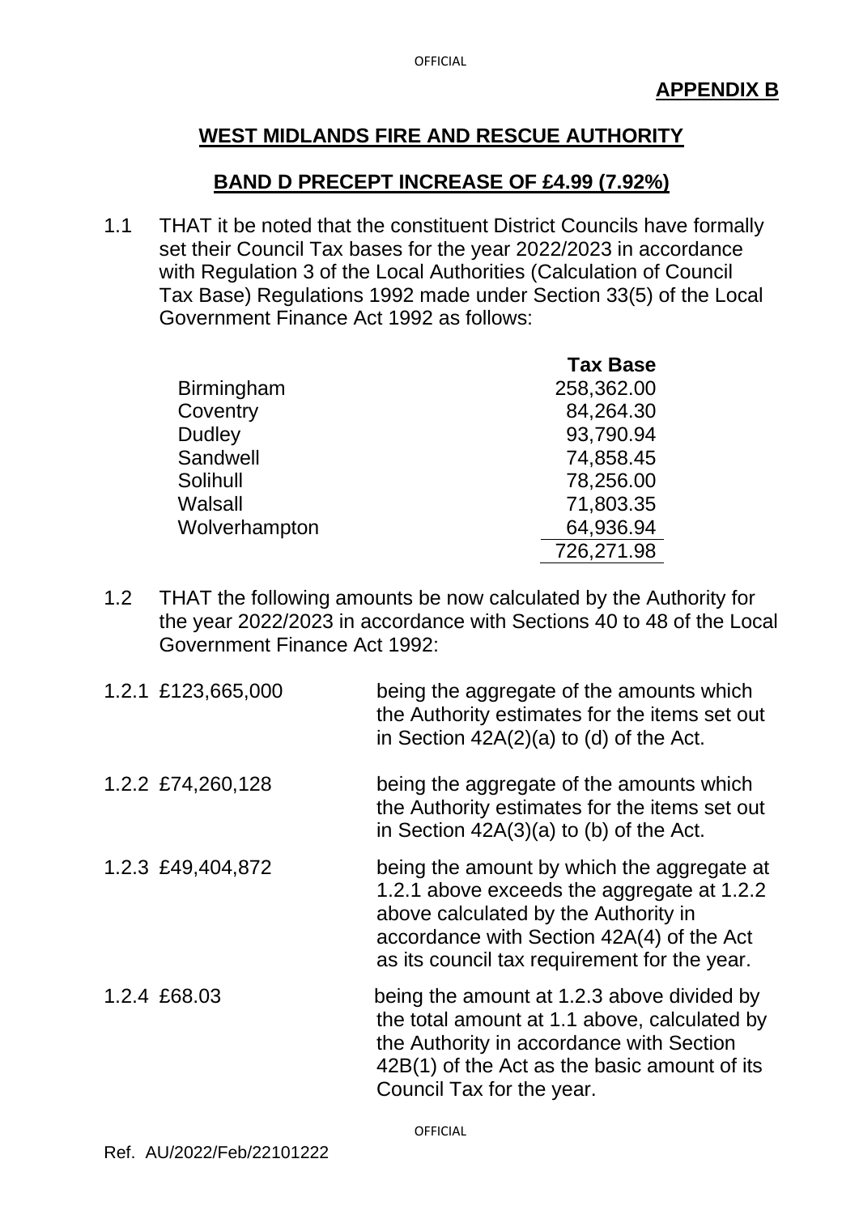**APPENDIX B**

## WEST MIDLANDS FIRE AND RESCUE AUTHORITY

## BAND D PRECEPT INCREASE OF £4.99 (7.92%)

1.1 THAT it be noted that the constituent District Councils have formally set their Council Tax bases for the year 2022/2023 in accordance with Regulation 3 of the Local Authorities (Calculation of Council Tax Base) Regulations 1992 made under Section 33(5) of the Local Government Finance Act 1992 as follows:

| | Tax Base |
|---|---|
| Birmingham | 258,362.00 |
| Coventry | 84,264.30 |
| Dudley | 93,790.94 |
| Sandwell | 74,858.45 |
| Solihull | 78,256.00 |
| Walsall | 71,803.35 |
| Wolverhampton | 64,936.94 |
| | 726,271.98 |

1.2 THAT the following amounts be now calculated by the Authority for the year 2022/2023 in accordance with Sections 40 to 48 of the Local Government Finance Act 1992:

1.2.1 £123,665,000 being the aggregate of the amounts which the Authority estimates for the items set out in Section 42A(2)(a) to (d) of the Act.

1.2.2 £74,260,128 being the aggregate of the amounts which the Authority estimates for the items set out in Section 42A(3)(a) to (b) of the Act.

1.2.3 £49,404,872 being the amount by which the aggregate at 1.2.1 above exceeds the aggregate at 1.2.2 above calculated by the Authority in accordance with Section 42A(4) of the Act as its council tax requirement for the year.

1.2.4 £68.03 being the amount at 1.2.3 above divided by the total amount at 1.1 above, calculated by the Authority in accordance with Section 42B(1) of the Act as the basic amount of its Council Tax for the year.

Ref. AU/2022/Feb/22101222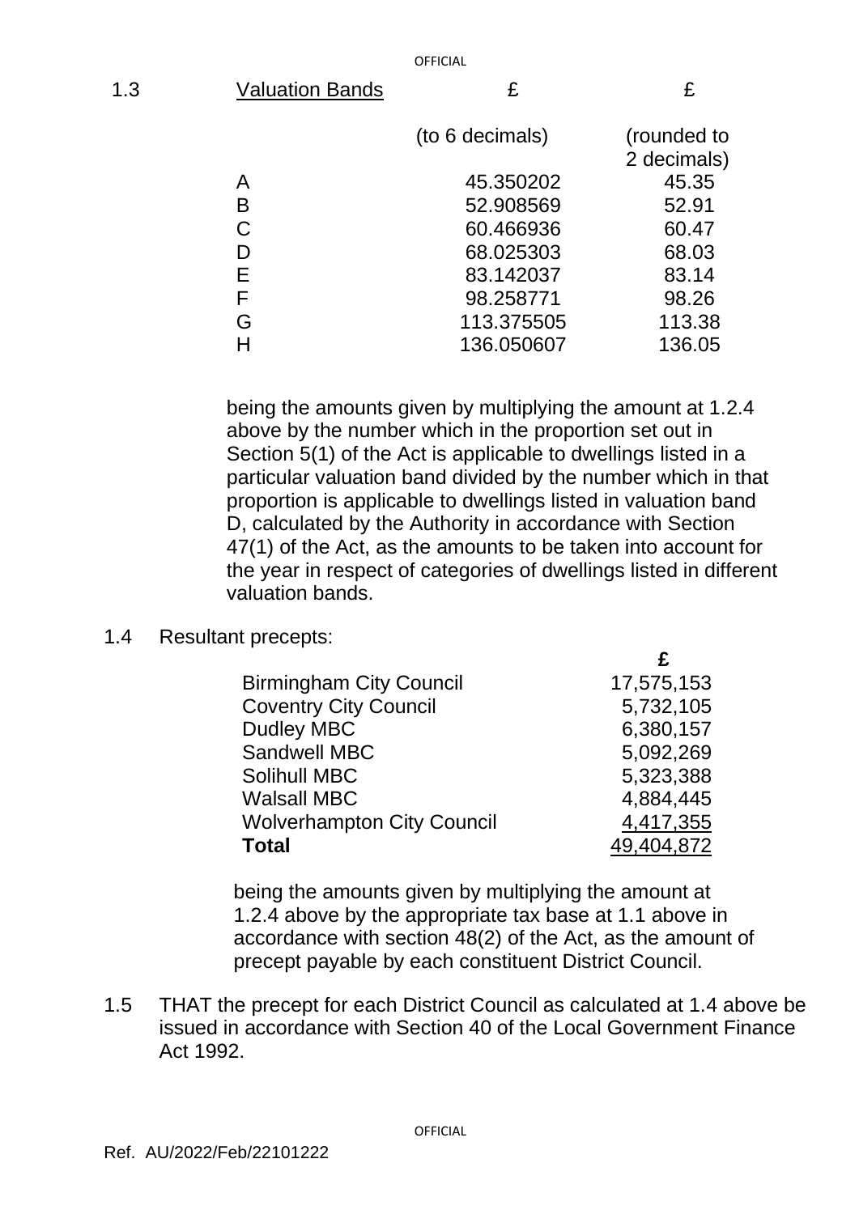1.3 Valuation Bands

| Valuation Bands | £ (to 6 decimals) | £ (rounded to 2 decimals) |
|---|---|---|
| A | 45.350202 | 45.35 |
| B | 52.908569 | 52.91 |
| C | 60.466936 | 60.47 |
| D | 68.025303 | 68.03 |
| E | 83.142037 | 83.14 |
| F | 98.258771 | 98.26 |
| G | 113.375505 | 113.38 |
| H | 136.050607 | 136.05 |

being the amounts given by multiplying the amount at 1.2.4 above by the number which in the proportion set out in Section 5(1) of the Act is applicable to dwellings listed in a particular valuation band divided by the number which in that proportion is applicable to dwellings listed in valuation band D, calculated by the Authority in accordance with Section 47(1) of the Act, as the amounts to be taken into account for the year in respect of categories of dwellings listed in different valuation bands.

1.4 Resultant precepts:

| | £ |
|---|---|
| Birmingham City Council | 17,575,153 |
| Coventry City Council | 5,732,105 |
| Dudley MBC | 6,380,157 |
| Sandwell MBC | 5,092,269 |
| Solihull MBC | 5,323,388 |
| Walsall MBC | 4,884,445 |
| Wolverhampton City Council | 4,417,355 |
| **Total** | 49,404,872 |

being the amounts given by multiplying the amount at 1.2.4 above by the appropriate tax base at 1.1 above in accordance with section 48(2) of the Act, as the amount of precept payable by each constituent District Council.

1.5 THAT the precept for each District Council as calculated at 1.4 above be issued in accordance with Section 40 of the Local Government Finance Act 1992.

Ref. AU/2022/Feb/22101222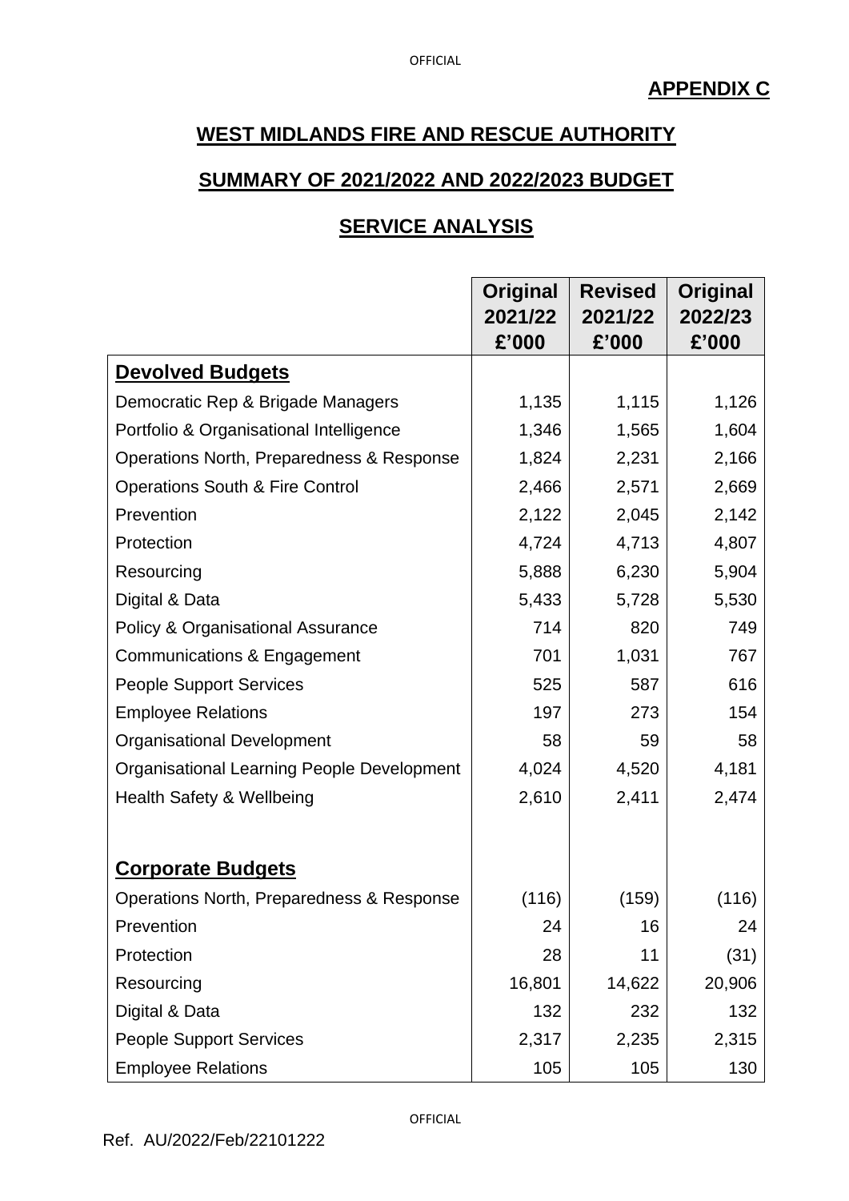**APPENDIX C**

# WEST MIDLANDS FIRE AND RESCUE AUTHORITY

## SUMMARY OF 2021/2022 AND 2022/2023 BUDGET

## SERVICE ANALYSIS

| | Original 2021/22 £'000 | Revised 2021/22 £'000 | Original 2022/23 £'000 |
|---|---|---|---|
| **Devolved Budgets** | | | |
| Democratic Rep & Brigade Managers | 1,135 | 1,115 | 1,126 |
| Portfolio & Organisational Intelligence | 1,346 | 1,565 | 1,604 |
| Operations North, Preparedness & Response | 1,824 | 2,231 | 2,166 |
| Operations South & Fire Control | 2,466 | 2,571 | 2,669 |
| Prevention | 2,122 | 2,045 | 2,142 |
| Protection | 4,724 | 4,713 | 4,807 |
| Resourcing | 5,888 | 6,230 | 5,904 |
| Digital & Data | 5,433 | 5,728 | 5,530 |
| Policy & Organisational Assurance | 714 | 820 | 749 |
| Communications & Engagement | 701 | 1,031 | 767 |
| People Support Services | 525 | 587 | 616 |
| Employee Relations | 197 | 273 | 154 |
| Organisational Development | 58 | 59 | 58 |
| Organisational Learning People Development | 4,024 | 4,520 | 4,181 |
| Health Safety & Wellbeing | 2,610 | 2,411 | 2,474 |
| | | | |
| **Corporate Budgets** | | | |
| Operations North, Preparedness & Response | (116) | (159) | (116) |
| Prevention | 24 | 16 | 24 |
| Protection | 28 | 11 | (31) |
| Resourcing | 16,801 | 14,622 | 20,906 |
| Digital & Data | 132 | 232 | 132 |
| People Support Services | 2,317 | 2,235 | 2,315 |
| Employee Relations | 105 | 105 | 130 |

Ref. AU/2022/Feb/22101222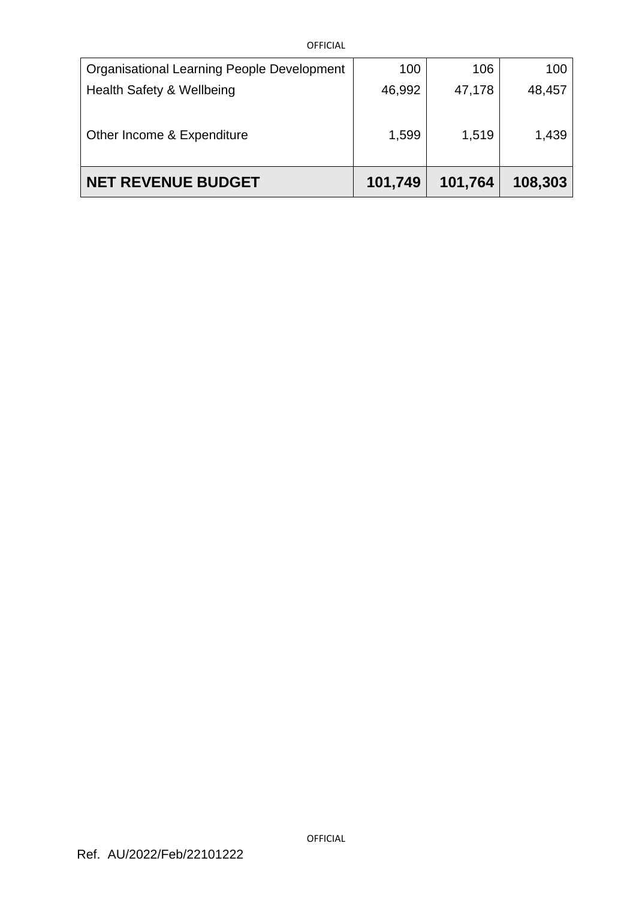| | | | |
|---|---|---|---|
| Organisational Learning People Development | 100 | 106 | 100 |
| Health Safety & Wellbeing | 46,992 | 47,178 | 48,457 |
| Other Income & Expenditure | 1,599 | 1,519 | 1,439 |
| **NET REVENUE BUDGET** | **101,749** | **101,764** | **108,303** |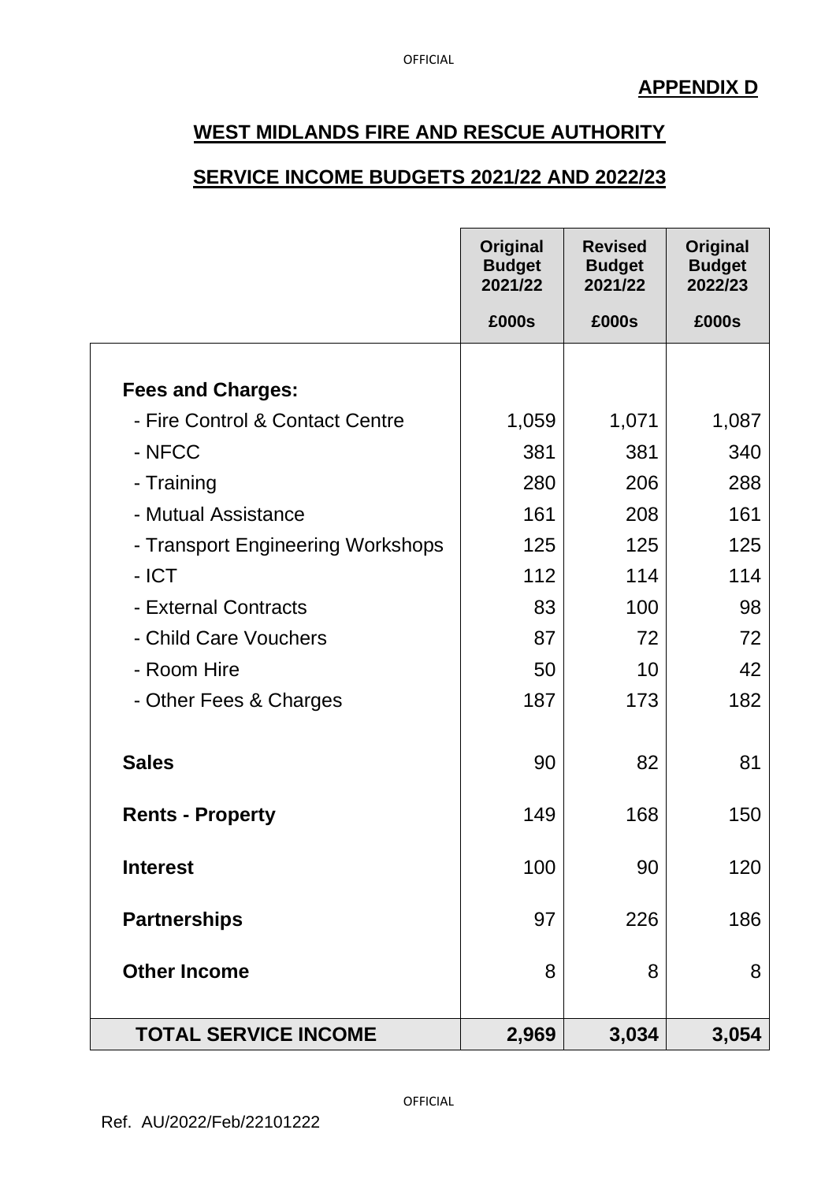**APPENDIX D**

## WEST MIDLANDS FIRE AND RESCUE AUTHORITY

## SERVICE INCOME BUDGETS 2021/22 AND 2022/23

| | Original Budget 2021/22 £000s | Revised Budget 2021/22 £000s | Original Budget 2022/23 £000s |
|---|---|---|---|
| **Fees and Charges:** | | | |
| - Fire Control & Contact Centre | 1,059 | 1,071 | 1,087 |
| - NFCC | 381 | 381 | 340 |
| - Training | 280 | 206 | 288 |
| - Mutual Assistance | 161 | 208 | 161 |
| - Transport Engineering Workshops | 125 | 125 | 125 |
| - ICT | 112 | 114 | 114 |
| - External Contracts | 83 | 100 | 98 |
| - Child Care Vouchers | 87 | 72 | 72 |
| - Room Hire | 50 | 10 | 42 |
| - Other Fees & Charges | 187 | 173 | 182 |
| **Sales** | 90 | 82 | 81 |
| **Rents - Property** | 149 | 168 | 150 |
| **Interest** | 100 | 90 | 120 |
| **Partnerships** | 97 | 226 | 186 |
| **Other Income** | 8 | 8 | 8 |
| **TOTAL SERVICE INCOME** | **2,969** | **3,034** | **3,054** |

Ref. AU/2022/Feb/22101222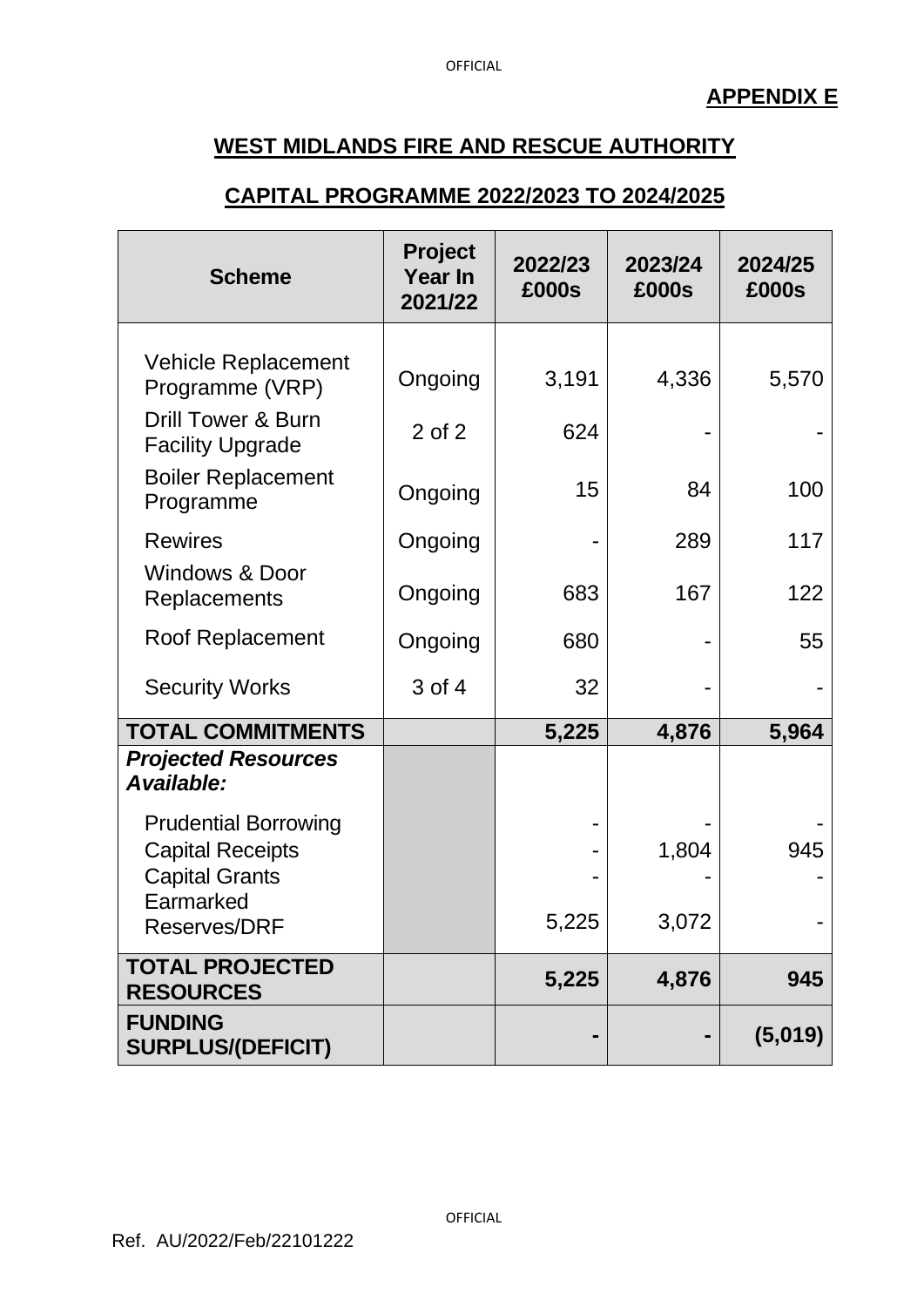**APPENDIX E**

## WEST MIDLANDS FIRE AND RESCUE AUTHORITY

## CAPITAL PROGRAMME 2022/2023 TO 2024/2025

| Scheme | Project Year In 2021/22 | 2022/23 £000s | 2023/24 £000s | 2024/25 £000s |
|---|---|---|---|---|
| Vehicle Replacement Programme (VRP) | Ongoing | 3,191 | 4,336 | 5,570 |
| Drill Tower & Burn Facility Upgrade | 2 of 2 | 624 | - | - |
| Boiler Replacement Programme | Ongoing | 15 | 84 | 100 |
| Rewires | Ongoing | - | 289 | 117 |
| Windows & Door Replacements | Ongoing | 683 | 167 | 122 |
| Roof Replacement | Ongoing | 680 | - | 55 |
| Security Works | 3 of 4 | 32 | - | - |
| **TOTAL COMMITMENTS** | | **5,225** | **4,876** | **5,964** |
| ***Projected Resources Available:*** | | | | |
| Prudential Borrowing | | - | - | - |
| Capital Receipts | | - | 1,804 | 945 |
| Capital Grants | | - | - | - |
| Earmarked Reserves/DRF | | 5,225 | 3,072 | - |
| **TOTAL PROJECTED RESOURCES** | | **5,225** | **4,876** | **945** |
| **FUNDING SURPLUS/(DEFICIT)** | | **-** | **-** | **(5,019)** |

Ref. AU/2022/Feb/22101222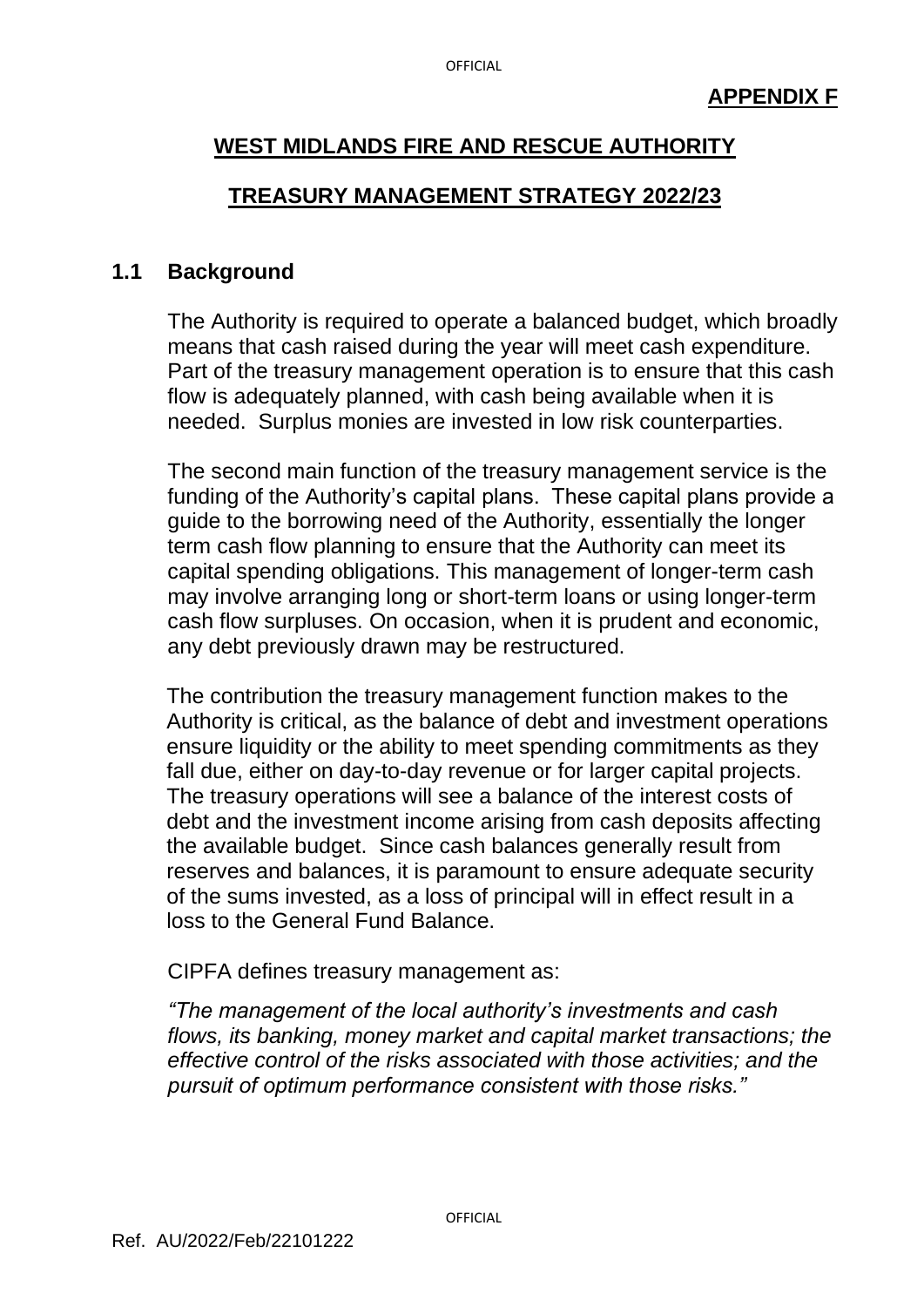**APPENDIX F**

# WEST MIDLANDS FIRE AND RESCUE AUTHORITY

# TREASURY MANAGEMENT STRATEGY 2022/23

## 1.1 Background

The Authority is required to operate a balanced budget, which broadly means that cash raised during the year will meet cash expenditure. Part of the treasury management operation is to ensure that this cash flow is adequately planned, with cash being available when it is needed. Surplus monies are invested in low risk counterparties.

The second main function of the treasury management service is the funding of the Authority's capital plans. These capital plans provide a guide to the borrowing need of the Authority, essentially the longer term cash flow planning to ensure that the Authority can meet its capital spending obligations. This management of longer-term cash may involve arranging long or short-term loans or using longer-term cash flow surpluses. On occasion, when it is prudent and economic, any debt previously drawn may be restructured.

The contribution the treasury management function makes to the Authority is critical, as the balance of debt and investment operations ensure liquidity or the ability to meet spending commitments as they fall due, either on day-to-day revenue or for larger capital projects. The treasury operations will see a balance of the interest costs of debt and the investment income arising from cash deposits affecting the available budget. Since cash balances generally result from reserves and balances, it is paramount to ensure adequate security of the sums invested, as a loss of principal will in effect result in a loss to the General Fund Balance.

CIPFA defines treasury management as:

*"The management of the local authority's investments and cash flows, its banking, money market and capital market transactions; the effective control of the risks associated with those activities; and the pursuit of optimum performance consistent with those risks."*

Ref. AU/2022/Feb/22101222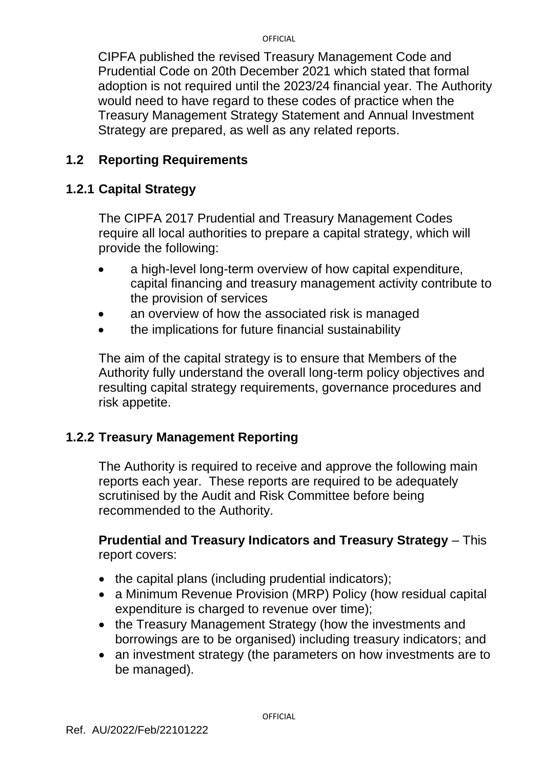CIPFA published the revised Treasury Management Code and Prudential Code on 20th December 2021 which stated that formal adoption is not required until the 2023/24 financial year. The Authority would need to have regard to these codes of practice when the Treasury Management Strategy Statement and Annual Investment Strategy are prepared, as well as any related reports.

## 1.2 Reporting Requirements

### 1.2.1 Capital Strategy

The CIPFA 2017 Prudential and Treasury Management Codes require all local authorities to prepare a capital strategy, which will provide the following:

- a high-level long-term overview of how capital expenditure, capital financing and treasury management activity contribute to the provision of services
- an overview of how the associated risk is managed
- the implications for future financial sustainability

The aim of the capital strategy is to ensure that Members of the Authority fully understand the overall long-term policy objectives and resulting capital strategy requirements, governance procedures and risk appetite.

### 1.2.2 Treasury Management Reporting

The Authority is required to receive and approve the following main reports each year. These reports are required to be adequately scrutinised by the Audit and Risk Committee before being recommended to the Authority.

**Prudential and Treasury Indicators and Treasury Strategy** – This report covers:

- the capital plans (including prudential indicators);
- a Minimum Revenue Provision (MRP) Policy (how residual capital expenditure is charged to revenue over time);
- the Treasury Management Strategy (how the investments and borrowings are to be organised) including treasury indicators; and
- an investment strategy (the parameters on how investments are to be managed).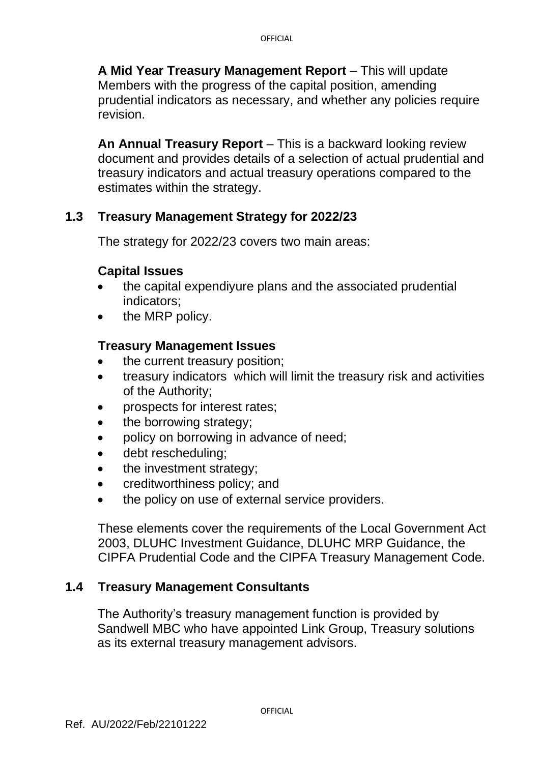**A Mid Year Treasury Management Report** – This will update Members with the progress of the capital position, amending prudential indicators as necessary, and whether any policies require revision.

**An Annual Treasury Report** – This is a backward looking review document and provides details of a selection of actual prudential and treasury indicators and actual treasury operations compared to the estimates within the strategy.

## 1.3 Treasury Management Strategy for 2022/23

The strategy for 2022/23 covers two main areas:

**Capital Issues**

- the capital expendiyure plans and the associated prudential indicators;
- the MRP policy.

**Treasury Management Issues**

- the current treasury position;
- treasury indicators which will limit the treasury risk and activities of the Authority;
- prospects for interest rates;
- the borrowing strategy;
- policy on borrowing in advance of need;
- debt rescheduling;
- the investment strategy;
- creditworthiness policy; and
- the policy on use of external service providers.

These elements cover the requirements of the Local Government Act 2003, DLUHC Investment Guidance, DLUHC MRP Guidance, the CIPFA Prudential Code and the CIPFA Treasury Management Code.

## 1.4 Treasury Management Consultants

The Authority's treasury management function is provided by Sandwell MBC who have appointed Link Group, Treasury solutions as its external treasury management advisors.

Ref. AU/2022/Feb/22101222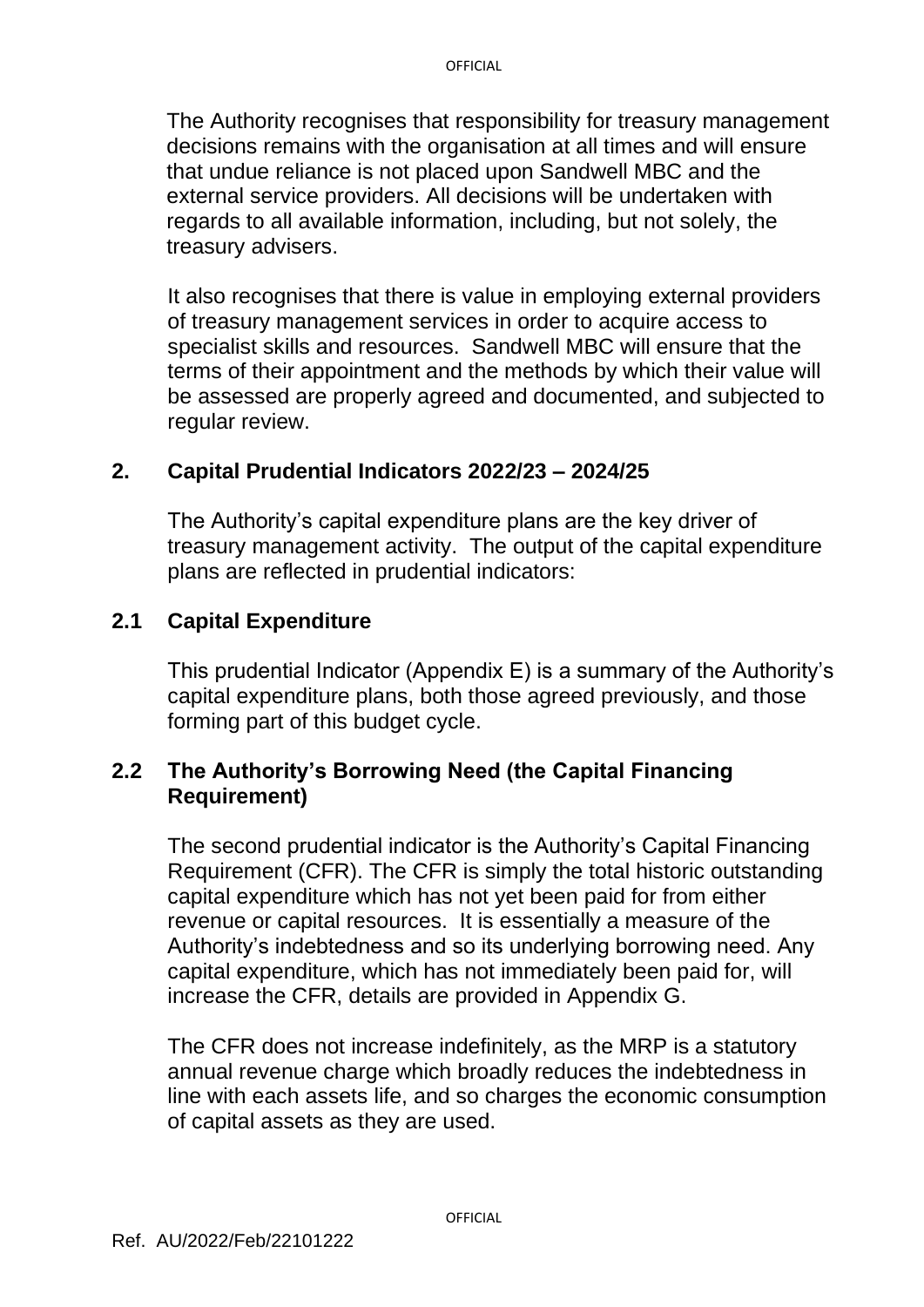The Authority recognises that responsibility for treasury management decisions remains with the organisation at all times and will ensure that undue reliance is not placed upon Sandwell MBC and the external service providers. All decisions will be undertaken with regards to all available information, including, but not solely, the treasury advisers.

It also recognises that there is value in employing external providers of treasury management services in order to acquire access to specialist skills and resources. Sandwell MBC will ensure that the terms of their appointment and the methods by which their value will be assessed are properly agreed and documented, and subjected to regular review.

## 2. Capital Prudential Indicators 2022/23 – 2024/25

The Authority's capital expenditure plans are the key driver of treasury management activity. The output of the capital expenditure plans are reflected in prudential indicators:

### 2.1 Capital Expenditure

This prudential Indicator (Appendix E) is a summary of the Authority's capital expenditure plans, both those agreed previously, and those forming part of this budget cycle.

### 2.2 The Authority's Borrowing Need (the Capital Financing Requirement)

The second prudential indicator is the Authority's Capital Financing Requirement (CFR). The CFR is simply the total historic outstanding capital expenditure which has not yet been paid for from either revenue or capital resources. It is essentially a measure of the Authority's indebtedness and so its underlying borrowing need. Any capital expenditure, which has not immediately been paid for, will increase the CFR, details are provided in Appendix G.

The CFR does not increase indefinitely, as the MRP is a statutory annual revenue charge which broadly reduces the indebtedness in line with each assets life, and so charges the economic consumption of capital assets as they are used.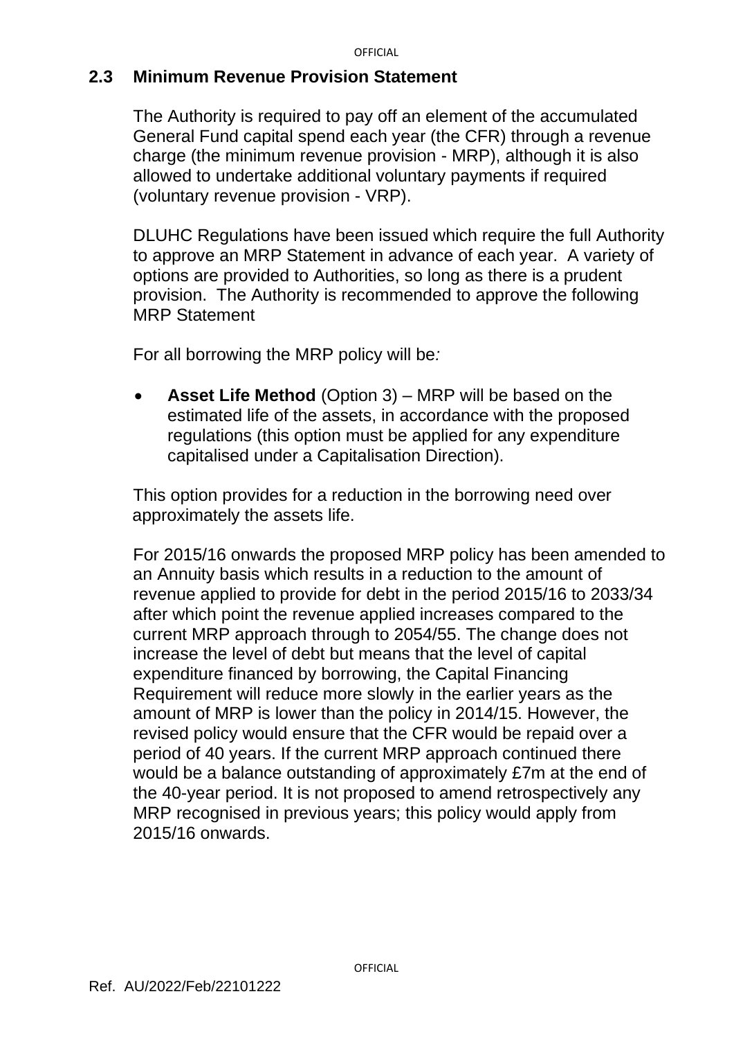## 2.3 Minimum Revenue Provision Statement

The Authority is required to pay off an element of the accumulated General Fund capital spend each year (the CFR) through a revenue charge (the minimum revenue provision - MRP), although it is also allowed to undertake additional voluntary payments if required (voluntary revenue provision - VRP).

DLUHC Regulations have been issued which require the full Authority to approve an MRP Statement in advance of each year. A variety of options are provided to Authorities, so long as there is a prudent provision. The Authority is recommended to approve the following MRP Statement

For all borrowing the MRP policy will be*:*

- **Asset Life Method** (Option 3) – MRP will be based on the estimated life of the assets, in accordance with the proposed regulations (this option must be applied for any expenditure capitalised under a Capitalisation Direction).

This option provides for a reduction in the borrowing need over approximately the assets life.

For 2015/16 onwards the proposed MRP policy has been amended to an Annuity basis which results in a reduction to the amount of revenue applied to provide for debt in the period 2015/16 to 2033/34 after which point the revenue applied increases compared to the current MRP approach through to 2054/55. The change does not increase the level of debt but means that the level of capital expenditure financed by borrowing, the Capital Financing Requirement will reduce more slowly in the earlier years as the amount of MRP is lower than the policy in 2014/15. However, the revised policy would ensure that the CFR would be repaid over a period of 40 years. If the current MRP approach continued there would be a balance outstanding of approximately £7m at the end of the 40-year period. It is not proposed to amend retrospectively any MRP recognised in previous years; this policy would apply from 2015/16 onwards.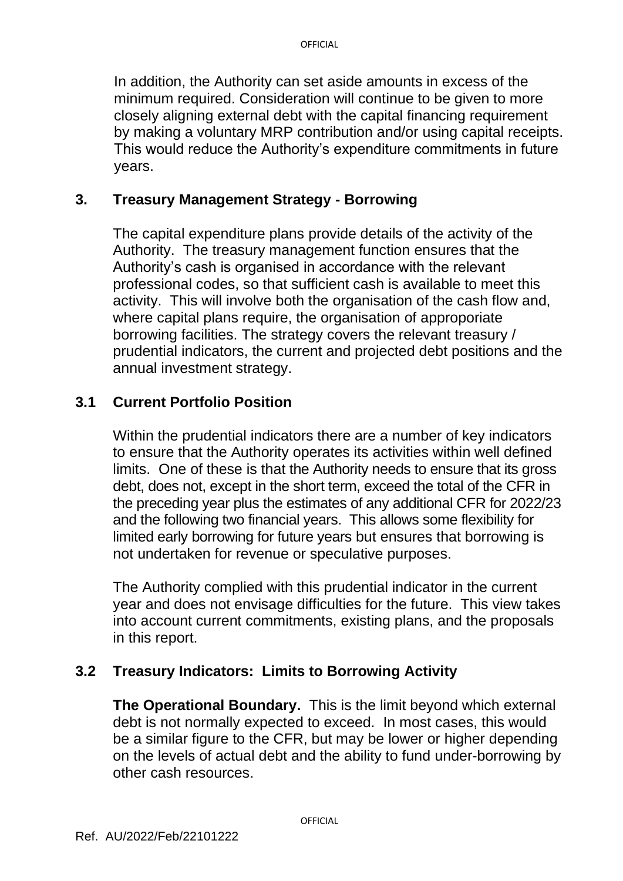In addition, the Authority can set aside amounts in excess of the minimum required. Consideration will continue to be given to more closely aligning external debt with the capital financing requirement by making a voluntary MRP contribution and/or using capital receipts. This would reduce the Authority's expenditure commitments in future years.

## 3. Treasury Management Strategy - Borrowing

The capital expenditure plans provide details of the activity of the Authority. The treasury management function ensures that the Authority's cash is organised in accordance with the relevant professional codes, so that sufficient cash is available to meet this activity. This will involve both the organisation of the cash flow and, where capital plans require, the organisation of approporiate borrowing facilities. The strategy covers the relevant treasury / prudential indicators, the current and projected debt positions and the annual investment strategy.

## 3.1 Current Portfolio Position

Within the prudential indicators there are a number of key indicators to ensure that the Authority operates its activities within well defined limits. One of these is that the Authority needs to ensure that its gross debt, does not, except in the short term, exceed the total of the CFR in the preceding year plus the estimates of any additional CFR for 2022/23 and the following two financial years. This allows some flexibility for limited early borrowing for future years but ensures that borrowing is not undertaken for revenue or speculative purposes.

The Authority complied with this prudential indicator in the current year and does not envisage difficulties for the future. This view takes into account current commitments, existing plans, and the proposals in this report.

## 3.2 Treasury Indicators: Limits to Borrowing Activity

**The Operational Boundary.** This is the limit beyond which external debt is not normally expected to exceed. In most cases, this would be a similar figure to the CFR, but may be lower or higher depending on the levels of actual debt and the ability to fund under-borrowing by other cash resources.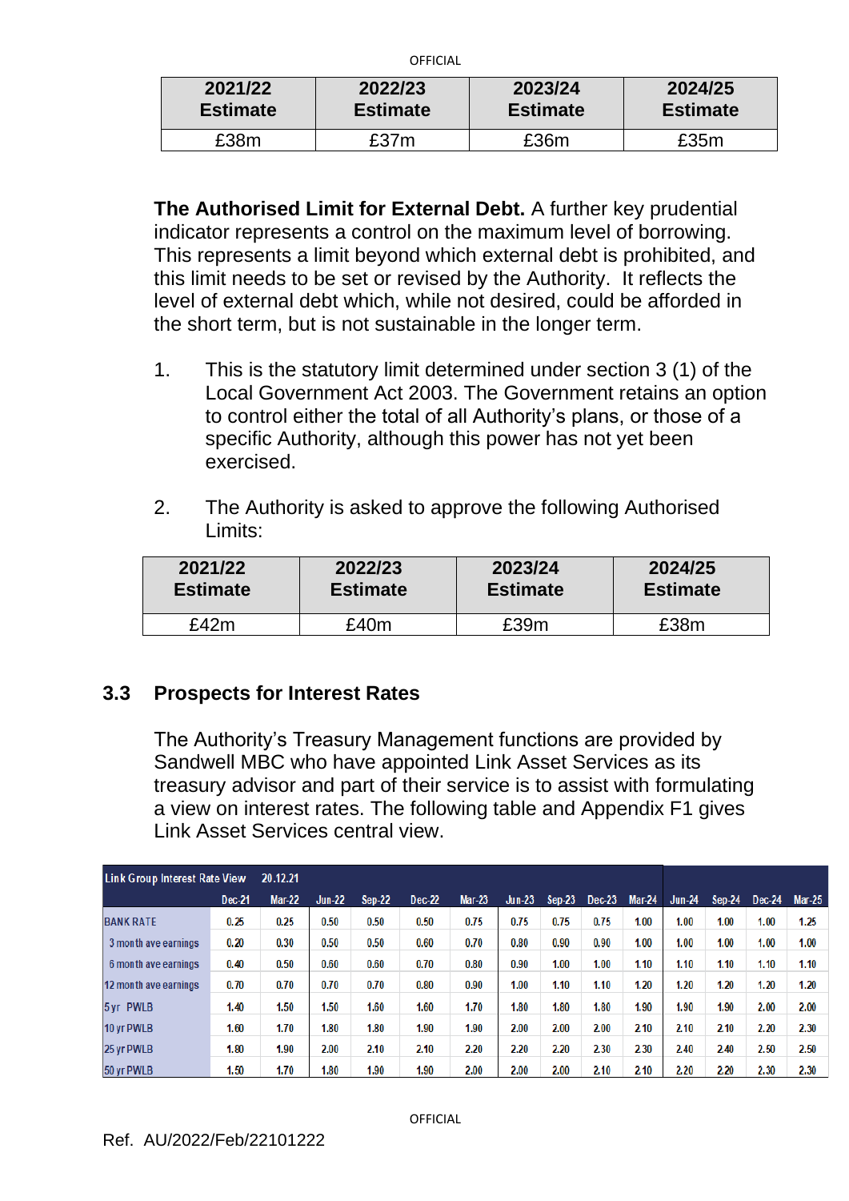| 2021/22 Estimate | 2022/23 Estimate | 2023/24 Estimate | 2024/25 Estimate |
|---|---|---|---|
| £38m | £37m | £36m | £35m |

**The Authorised Limit for External Debt.** A further key prudential indicator represents a control on the maximum level of borrowing. This represents a limit beyond which external debt is prohibited, and this limit needs to be set or revised by the Authority. It reflects the level of external debt which, while not desired, could be afforded in the short term, but is not sustainable in the longer term.

1. This is the statutory limit determined under section 3 (1) of the Local Government Act 2003. The Government retains an option to control either the total of all Authority's plans, or those of a specific Authority, although this power has not yet been exercised.

2. The Authority is asked to approve the following Authorised Limits:

| 2021/22 Estimate | 2022/23 Estimate | 2023/24 Estimate | 2024/25 Estimate |
|---|---|---|---|
| £42m | £40m | £39m | £38m |

## 3.3 Prospects for Interest Rates

The Authority's Treasury Management functions are provided by Sandwell MBC who have appointed Link Asset Services as its treasury advisor and part of their service is to assist with formulating a view on interest rates. The following table and Appendix F1 gives Link Asset Services central view.

| Link Group Interest Rate View 20.12.21 | Dec-21 | Mar-22 | Jun-22 | Sep-22 | Dec-22 | Mar-23 | Jun-23 | Sep-23 | Dec-23 | Mar-24 | Jun-24 | Sep-24 | Dec-24 | Mar-25 |
|---|---|---|---|---|---|---|---|---|---|---|---|---|---|---|
| BANK RATE | 0.25 | 0.25 | 0.50 | 0.50 | 0.50 | 0.75 | 0.75 | 0.75 | 0.75 | 1.00 | 1.00 | 1.00 | 1.00 | 1.25 |
| 3 month ave earnings | 0.20 | 0.30 | 0.50 | 0.50 | 0.60 | 0.70 | 0.80 | 0.90 | 0.90 | 1.00 | 1.00 | 1.00 | 1.00 | 1.00 |
| 6 month ave earnings | 0.40 | 0.50 | 0.60 | 0.60 | 0.70 | 0.80 | 0.90 | 1.00 | 1.00 | 1.10 | 1.10 | 1.10 | 1.10 | 1.10 |
| 12 month ave earnings | 0.70 | 0.70 | 0.70 | 0.70 | 0.80 | 0.90 | 1.00 | 1.10 | 1.10 | 1.20 | 1.20 | 1.20 | 1.20 | 1.20 |
| 5yr PWLB | 1.40 | 1.50 | 1.50 | 1.60 | 1.60 | 1.70 | 1.80 | 1.80 | 1.80 | 1.90 | 1.90 | 1.90 | 2.00 | 2.00 |
| 10 yr PWLB | 1.60 | 1.70 | 1.80 | 1.80 | 1.90 | 1.90 | 2.00 | 2.00 | 2.00 | 2.10 | 2.10 | 2.10 | 2.20 | 2.30 |
| 25 yr PWLB | 1.80 | 1.90 | 2.00 | 2.10 | 2.10 | 2.20 | 2.20 | 2.20 | 2.30 | 2.30 | 2.40 | 2.40 | 2.50 | 2.50 |
| 50 yr PWLB | 1.50 | 1.70 | 1.80 | 1.90 | 1.90 | 2.00 | 2.00 | 2.00 | 2.10 | 2.10 | 2.20 | 2.20 | 2.30 | 2.30 |

Ref. AU/2022/Feb/22101222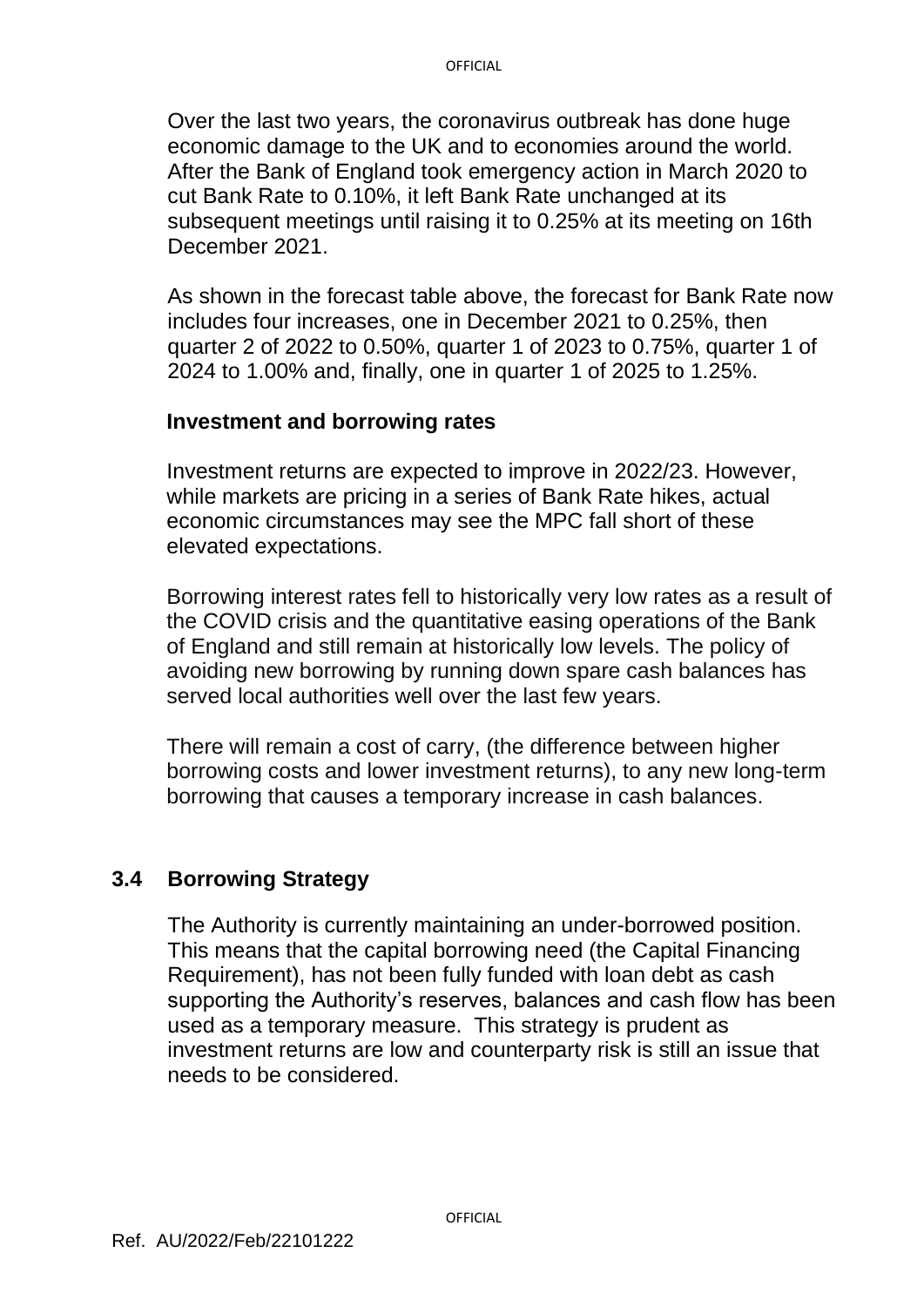Over the last two years, the coronavirus outbreak has done huge economic damage to the UK and to economies around the world. After the Bank of England took emergency action in March 2020 to cut Bank Rate to 0.10%, it left Bank Rate unchanged at its subsequent meetings until raising it to 0.25% at its meeting on 16th December 2021.

As shown in the forecast table above, the forecast for Bank Rate now includes four increases, one in December 2021 to 0.25%, then quarter 2 of 2022 to 0.50%, quarter 1 of 2023 to 0.75%, quarter 1 of 2024 to 1.00% and, finally, one in quarter 1 of 2025 to 1.25%.

**Investment and borrowing rates**

Investment returns are expected to improve in 2022/23. However, while markets are pricing in a series of Bank Rate hikes, actual economic circumstances may see the MPC fall short of these elevated expectations.

Borrowing interest rates fell to historically very low rates as a result of the COVID crisis and the quantitative easing operations of the Bank of England and still remain at historically low levels. The policy of avoiding new borrowing by running down spare cash balances has served local authorities well over the last few years.

There will remain a cost of carry, (the difference between higher borrowing costs and lower investment returns), to any new long-term borrowing that causes a temporary increase in cash balances.

## 3.4 Borrowing Strategy

The Authority is currently maintaining an under-borrowed position. This means that the capital borrowing need (the Capital Financing Requirement), has not been fully funded with loan debt as cash supporting the Authority's reserves, balances and cash flow has been used as a temporary measure. This strategy is prudent as investment returns are low and counterparty risk is still an issue that needs to be considered.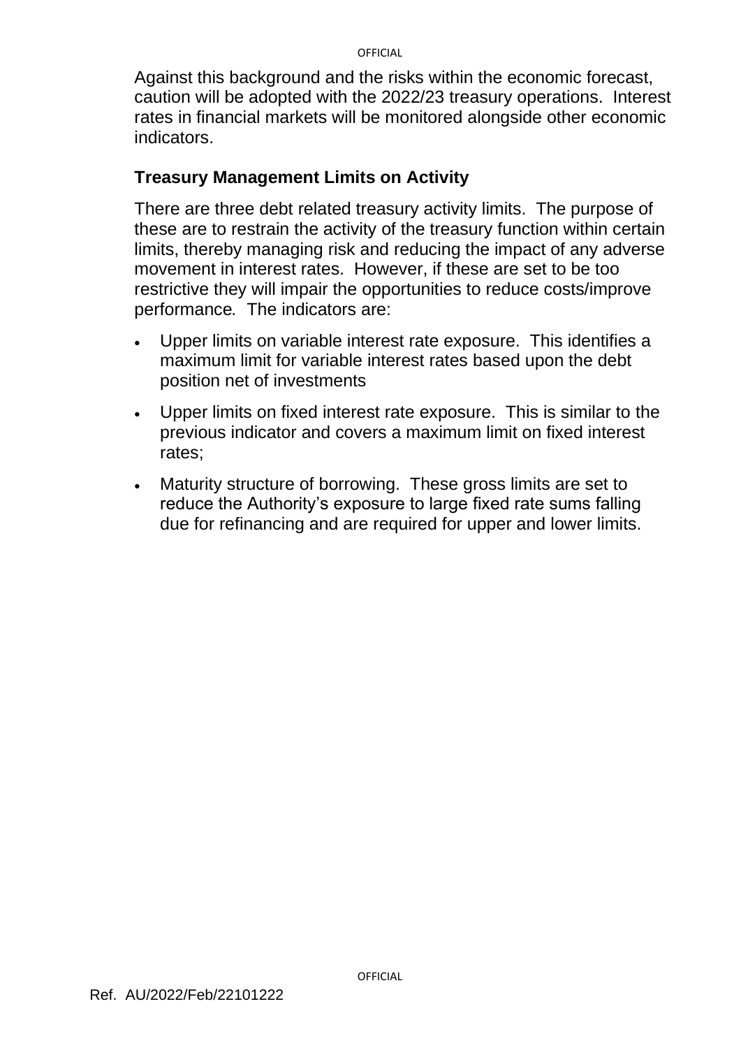Against this background and the risks within the economic forecast, caution will be adopted with the 2022/23 treasury operations. Interest rates in financial markets will be monitored alongside other economic indicators.

**Treasury Management Limits on Activity**

There are three debt related treasury activity limits. The purpose of these are to restrain the activity of the treasury function within certain limits, thereby managing risk and reducing the impact of any adverse movement in interest rates. However, if these are set to be too restrictive they will impair the opportunities to reduce costs/improve performance. The indicators are:

- Upper limits on variable interest rate exposure. This identifies a maximum limit for variable interest rates based upon the debt position net of investments
- Upper limits on fixed interest rate exposure. This is similar to the previous indicator and covers a maximum limit on fixed interest rates;
- Maturity structure of borrowing. These gross limits are set to reduce the Authority's exposure to large fixed rate sums falling due for refinancing and are required for upper and lower limits.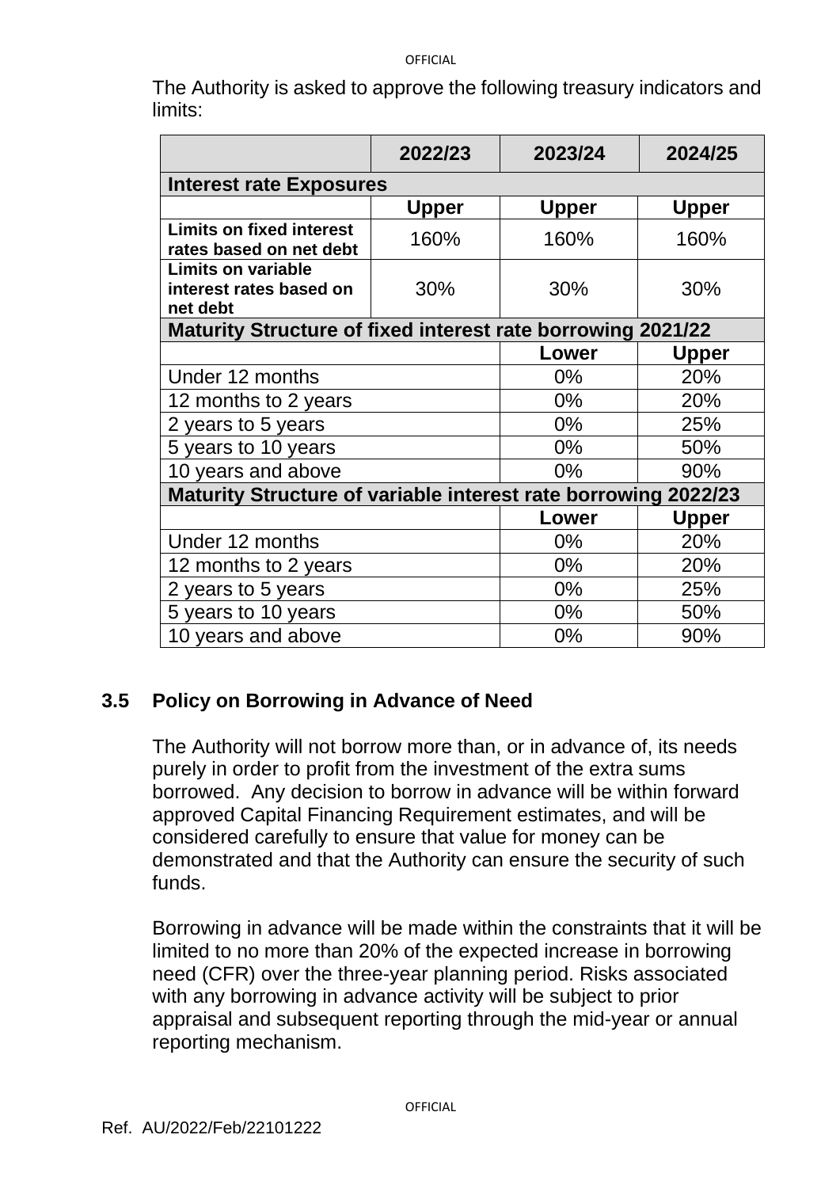The Authority is asked to approve the following treasury indicators and limits:

| | 2022/23 | 2023/24 | 2024/25 |
|---|---|---|---|
| **Interest rate Exposures** | | | |
| | **Upper** | **Upper** | **Upper** |
| **Limits on fixed interest rates based on net debt** | 160% | 160% | 160% |
| **Limits on variable interest rates based on net debt** | 30% | 30% | 30% |
| **Maturity Structure of fixed interest rate borrowing 2021/22** | | | |
| | | **Lower** | **Upper** |
| Under 12 months | | 0% | 20% |
| 12 months to 2 years | | 0% | 20% |
| 2 years to 5 years | | 0% | 25% |
| 5 years to 10 years | | 0% | 50% |
| 10 years and above | | 0% | 90% |
| **Maturity Structure of variable interest rate borrowing 2022/23** | | | |
| | | **Lower** | **Upper** |
| Under 12 months | | 0% | 20% |
| 12 months to 2 years | | 0% | 20% |
| 2 years to 5 years | | 0% | 25% |
| 5 years to 10 years | | 0% | 50% |
| 10 years and above | | 0% | 90% |

### 3.5 Policy on Borrowing in Advance of Need

The Authority will not borrow more than, or in advance of, its needs purely in order to profit from the investment of the extra sums borrowed. Any decision to borrow in advance will be within forward approved Capital Financing Requirement estimates, and will be considered carefully to ensure that value for money can be demonstrated and that the Authority can ensure the security of such funds.

Borrowing in advance will be made within the constraints that it will be limited to no more than 20% of the expected increase in borrowing need (CFR) over the three-year planning period. Risks associated with any borrowing in advance activity will be subject to prior appraisal and subsequent reporting through the mid-year or annual reporting mechanism.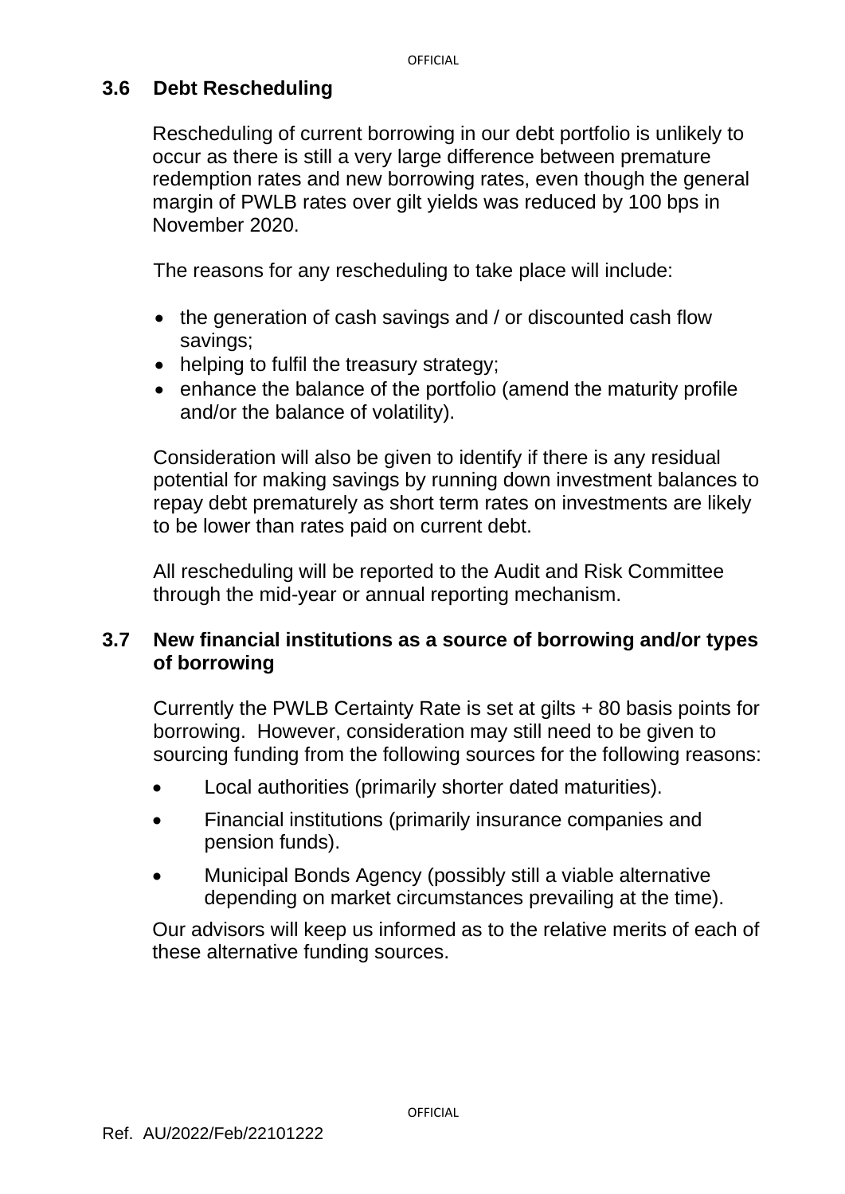### 3.6 Debt Rescheduling

Rescheduling of current borrowing in our debt portfolio is unlikely to occur as there is still a very large difference between premature redemption rates and new borrowing rates, even though the general margin of PWLB rates over gilt yields was reduced by 100 bps in November 2020.

The reasons for any rescheduling to take place will include:

- the generation of cash savings and / or discounted cash flow savings;
- helping to fulfil the treasury strategy;
- enhance the balance of the portfolio (amend the maturity profile and/or the balance of volatility).

Consideration will also be given to identify if there is any residual potential for making savings by running down investment balances to repay debt prematurely as short term rates on investments are likely to be lower than rates paid on current debt.

All rescheduling will be reported to the Audit and Risk Committee through the mid-year or annual reporting mechanism.

### 3.7 New financial institutions as a source of borrowing and/or types of borrowing

Currently the PWLB Certainty Rate is set at gilts + 80 basis points for borrowing. However, consideration may still need to be given to sourcing funding from the following sources for the following reasons:

- Local authorities (primarily shorter dated maturities).
- Financial institutions (primarily insurance companies and pension funds).
- Municipal Bonds Agency (possibly still a viable alternative depending on market circumstances prevailing at the time).

Our advisors will keep us informed as to the relative merits of each of these alternative funding sources.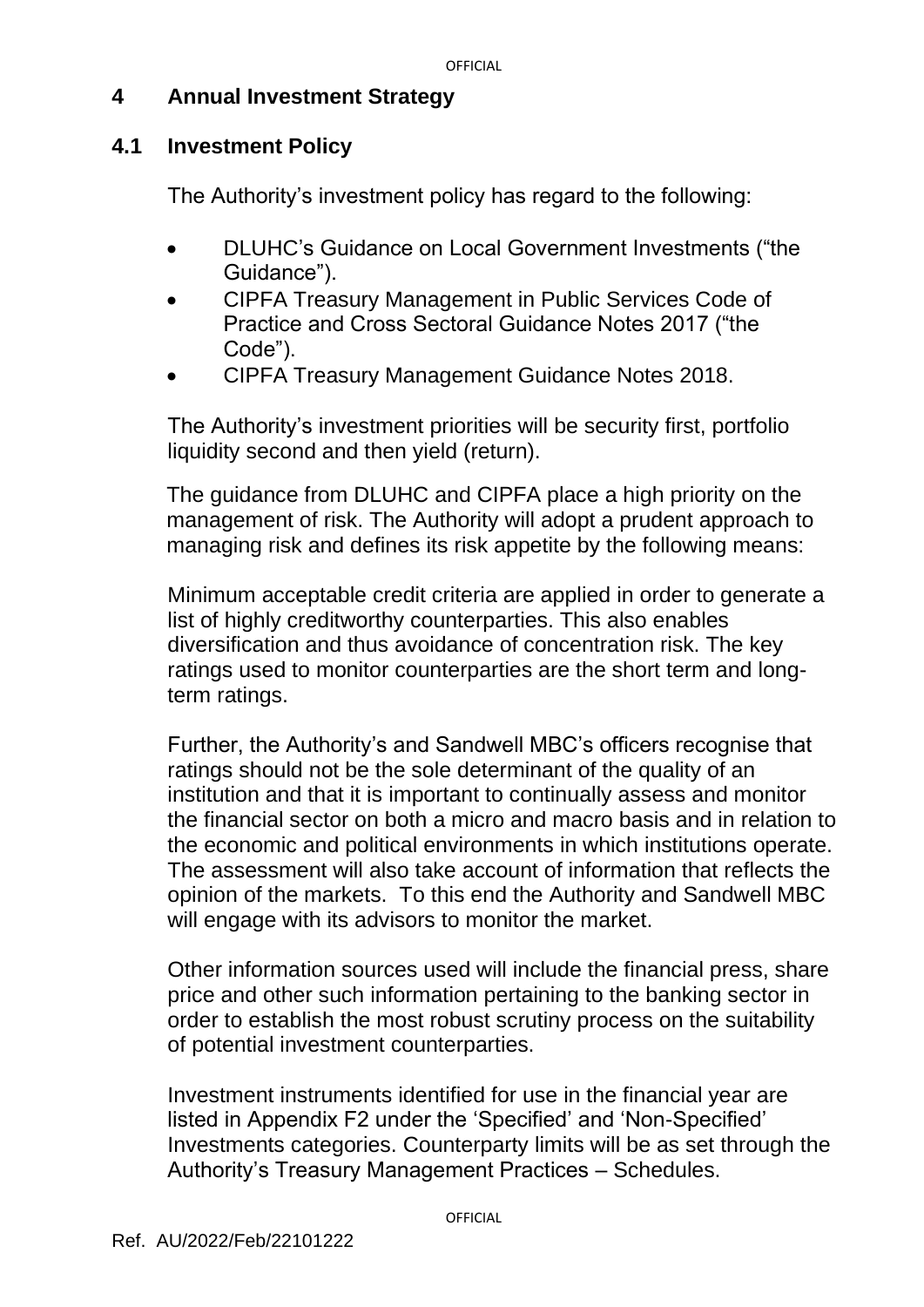## 4 Annual Investment Strategy

### 4.1 Investment Policy

The Authority's investment policy has regard to the following:

- DLUHC's Guidance on Local Government Investments ("the Guidance").
- CIPFA Treasury Management in Public Services Code of Practice and Cross Sectoral Guidance Notes 2017 ("the Code").
- CIPFA Treasury Management Guidance Notes 2018.

The Authority's investment priorities will be security first, portfolio liquidity second and then yield (return).

The guidance from DLUHC and CIPFA place a high priority on the management of risk. The Authority will adopt a prudent approach to managing risk and defines its risk appetite by the following means:

Minimum acceptable credit criteria are applied in order to generate a list of highly creditworthy counterparties. This also enables diversification and thus avoidance of concentration risk. The key ratings used to monitor counterparties are the short term and long-term ratings.

Further, the Authority's and Sandwell MBC's officers recognise that ratings should not be the sole determinant of the quality of an institution and that it is important to continually assess and monitor the financial sector on both a micro and macro basis and in relation to the economic and political environments in which institutions operate. The assessment will also take account of information that reflects the opinion of the markets. To this end the Authority and Sandwell MBC will engage with its advisors to monitor the market.

Other information sources used will include the financial press, share price and other such information pertaining to the banking sector in order to establish the most robust scrutiny process on the suitability of potential investment counterparties.

Investment instruments identified for use in the financial year are listed in Appendix F2 under the 'Specified' and 'Non-Specified' Investments categories. Counterparty limits will be as set through the Authority's Treasury Management Practices – Schedules.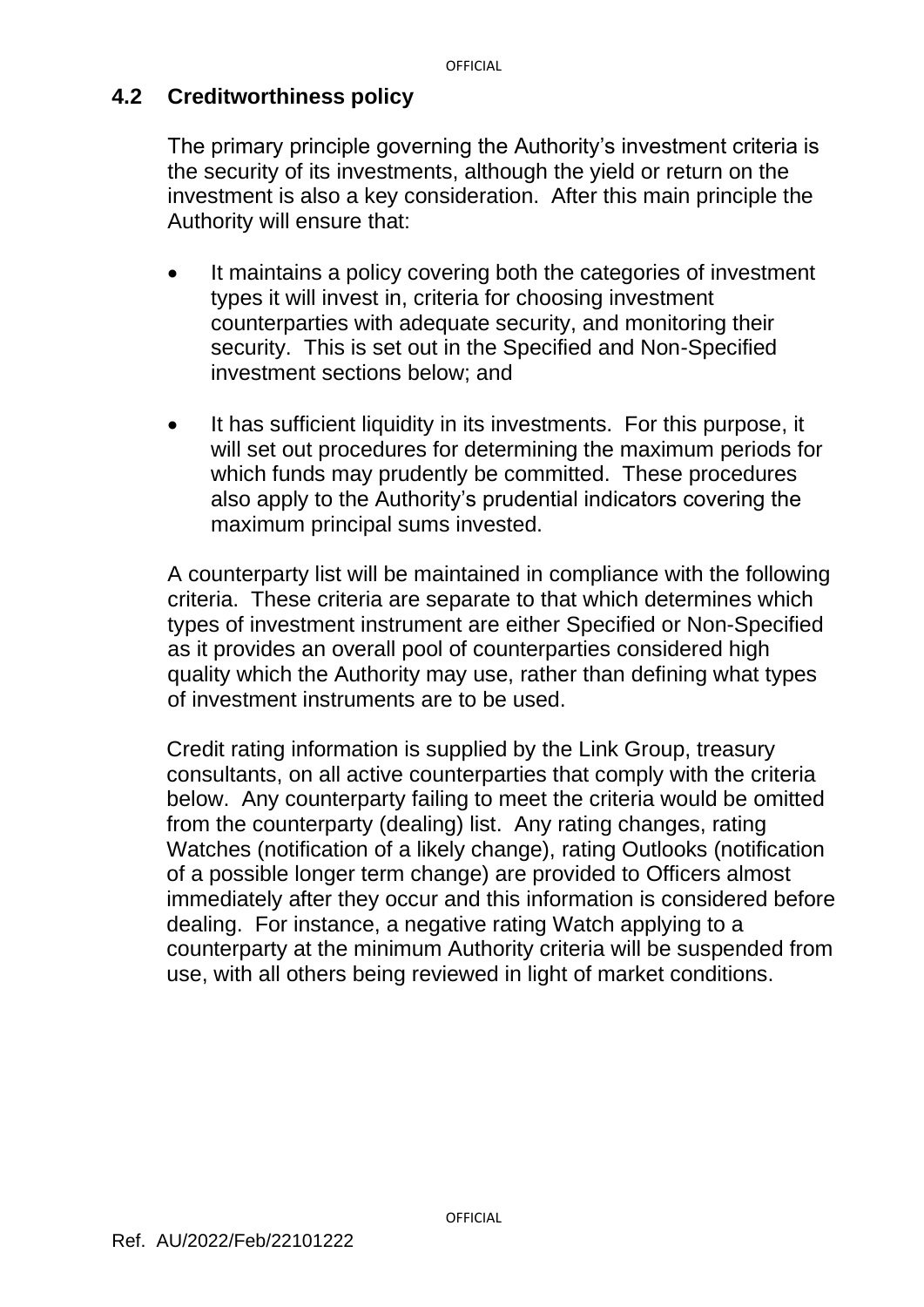## 4.2 Creditworthiness policy

The primary principle governing the Authority's investment criteria is the security of its investments, although the yield or return on the investment is also a key consideration. After this main principle the Authority will ensure that:

- It maintains a policy covering both the categories of investment types it will invest in, criteria for choosing investment counterparties with adequate security, and monitoring their security. This is set out in the Specified and Non-Specified investment sections below; and

- It has sufficient liquidity in its investments. For this purpose, it will set out procedures for determining the maximum periods for which funds may prudently be committed. These procedures also apply to the Authority's prudential indicators covering the maximum principal sums invested.

A counterparty list will be maintained in compliance with the following criteria. These criteria are separate to that which determines which types of investment instrument are either Specified or Non-Specified as it provides an overall pool of counterparties considered high quality which the Authority may use, rather than defining what types of investment instruments are to be used.

Credit rating information is supplied by the Link Group, treasury consultants, on all active counterparties that comply with the criteria below. Any counterparty failing to meet the criteria would be omitted from the counterparty (dealing) list. Any rating changes, rating Watches (notification of a likely change), rating Outlooks (notification of a possible longer term change) are provided to Officers almost immediately after they occur and this information is considered before dealing. For instance, a negative rating Watch applying to a counterparty at the minimum Authority criteria will be suspended from use, with all others being reviewed in light of market conditions.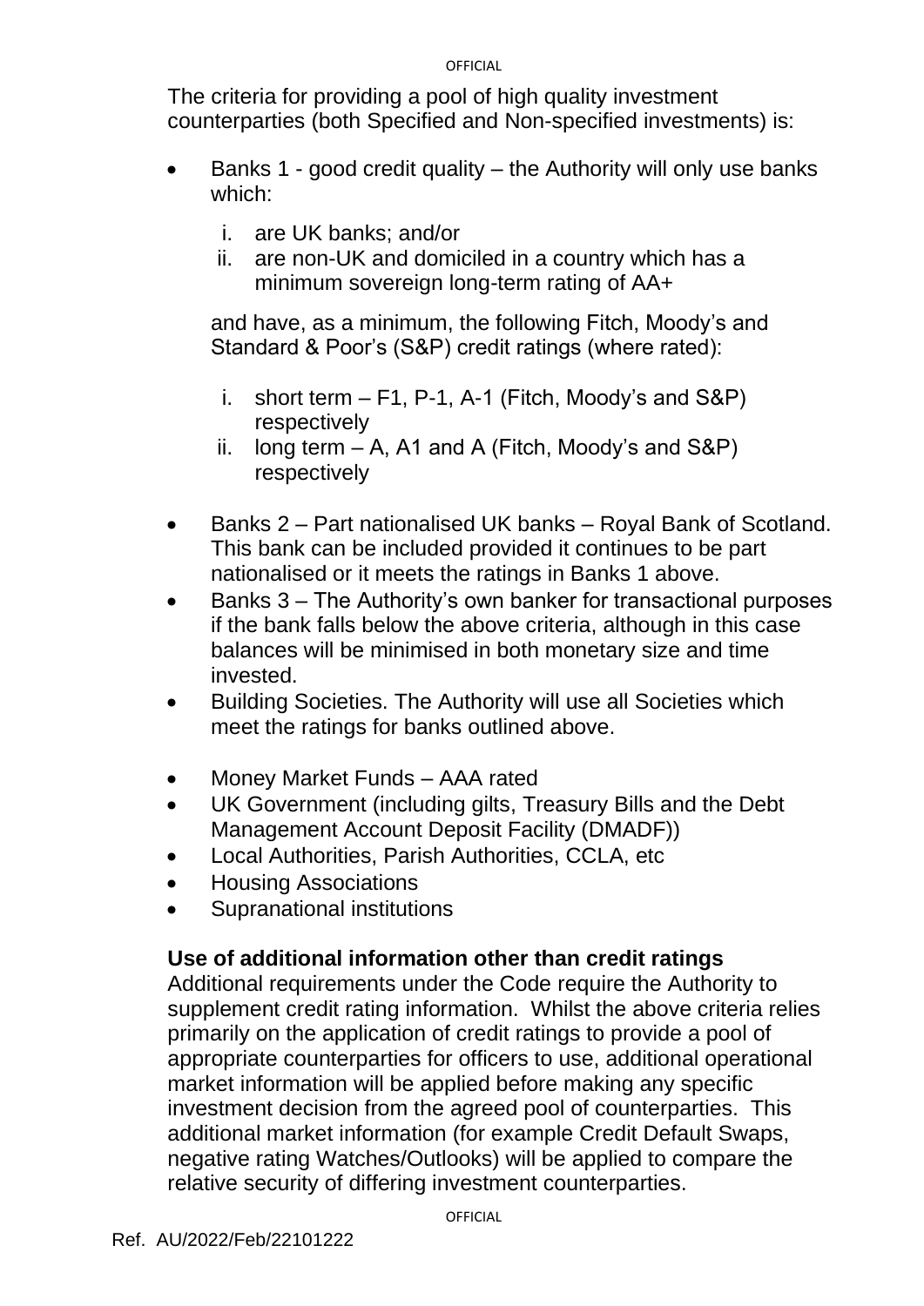The criteria for providing a pool of high quality investment counterparties (both Specified and Non-specified investments) is:

- Banks 1 - good credit quality – the Authority will only use banks which:

  i. are UK banks; and/or
  ii. are non-UK and domiciled in a country which has a minimum sovereign long-term rating of AA+

  and have, as a minimum, the following Fitch, Moody's and Standard & Poor's (S&P) credit ratings (where rated):

  i. short term – F1, P-1, A-1 (Fitch, Moody's and S&P) respectively
  ii. long term – A, A1 and A (Fitch, Moody's and S&P) respectively

- Banks 2 – Part nationalised UK banks – Royal Bank of Scotland. This bank can be included provided it continues to be part nationalised or it meets the ratings in Banks 1 above.
- Banks 3 – The Authority's own banker for transactional purposes if the bank falls below the above criteria, although in this case balances will be minimised in both monetary size and time invested.
- Building Societies. The Authority will use all Societies which meet the ratings for banks outlined above.
- Money Market Funds – AAA rated
- UK Government (including gilts, Treasury Bills and the Debt Management Account Deposit Facility (DMADF))
- Local Authorities, Parish Authorities, CCLA, etc
- Housing Associations
- Supranational institutions

**Use of additional information other than credit ratings**

Additional requirements under the Code require the Authority to supplement credit rating information. Whilst the above criteria relies primarily on the application of credit ratings to provide a pool of appropriate counterparties for officers to use, additional operational market information will be applied before making any specific investment decision from the agreed pool of counterparties. This additional market information (for example Credit Default Swaps, negative rating Watches/Outlooks) will be applied to compare the relative security of differing investment counterparties.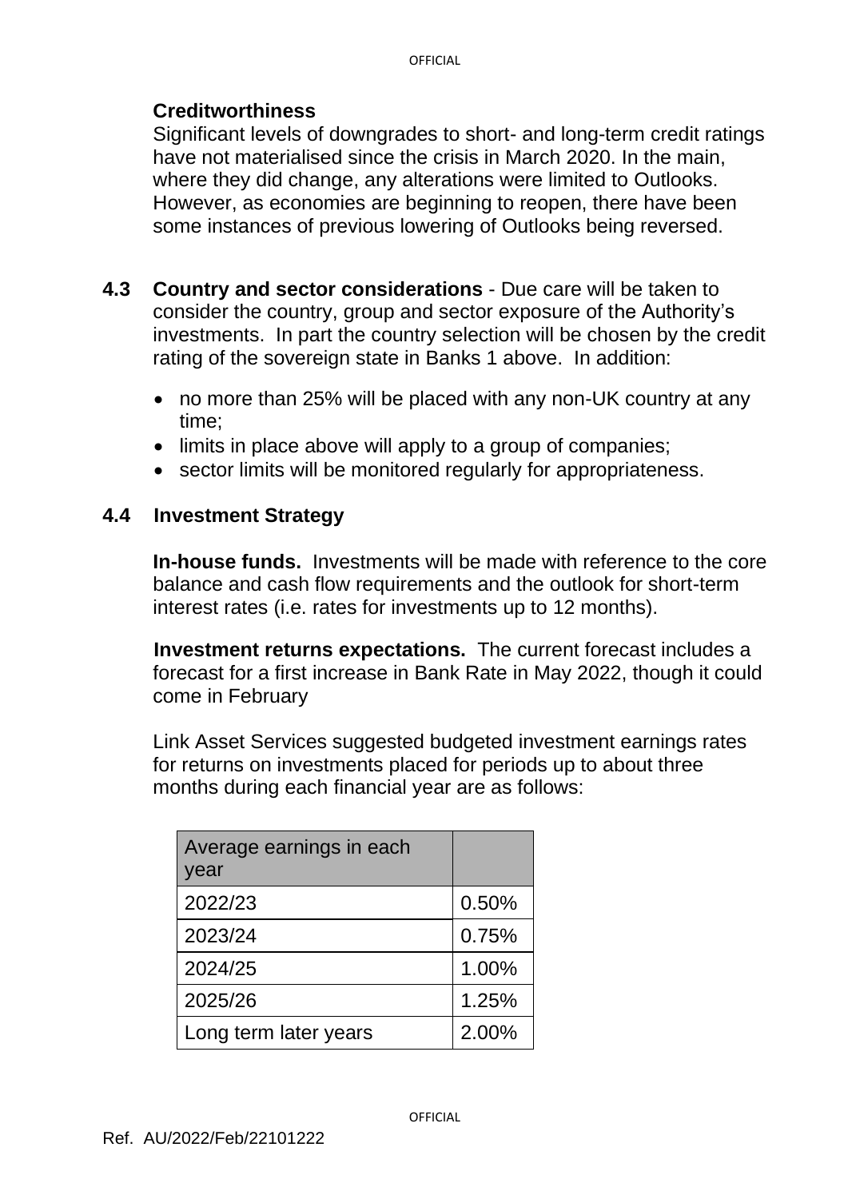**Creditworthiness**
Significant levels of downgrades to short- and long-term credit ratings have not materialised since the crisis in March 2020. In the main, where they did change, any alterations were limited to Outlooks. However, as economies are beginning to reopen, there have been some instances of previous lowering of Outlooks being reversed.

**4.3 Country and sector considerations** - Due care will be taken to consider the country, group and sector exposure of the Authority's investments. In part the country selection will be chosen by the credit rating of the sovereign state in Banks 1 above. In addition:

- no more than 25% will be placed with any non-UK country at any time;
- limits in place above will apply to a group of companies;
- sector limits will be monitored regularly for appropriateness.

## 4.4 Investment Strategy

**In-house funds.** Investments will be made with reference to the core balance and cash flow requirements and the outlook for short-term interest rates (i.e. rates for investments up to 12 months).

**Investment returns expectations.** The current forecast includes a forecast for a first increase in Bank Rate in May 2022, though it could come in February

Link Asset Services suggested budgeted investment earnings rates for returns on investments placed for periods up to about three months during each financial year are as follows:

| Average earnings in each year | |
|---|---|
| 2022/23 | 0.50% |
| 2023/24 | 0.75% |
| 2024/25 | 1.00% |
| 2025/26 | 1.25% |
| Long term later years | 2.00% |

Ref. AU/2022/Feb/22101222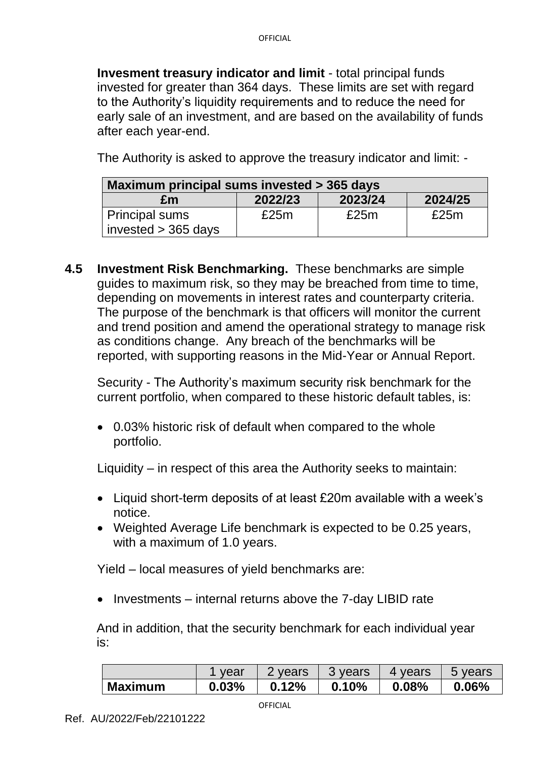**Invesment treasury indicator and limit** - total principal funds invested for greater than 364 days. These limits are set with regard to the Authority's liquidity requirements and to reduce the need for early sale of an investment, and are based on the availability of funds after each year-end.

The Authority is asked to approve the treasury indicator and limit: -

| Maximum principal sums invested > 365 days | | | |
|---|---|---|---|
| **£m** | **2022/23** | **2023/24** | **2024/25** |
| Principal sums invested > 365 days | £25m | £25m | £25m |

**4.5 Investment Risk Benchmarking.** These benchmarks are simple guides to maximum risk, so they may be breached from time to time, depending on movements in interest rates and counterparty criteria. The purpose of the benchmark is that officers will monitor the current and trend position and amend the operational strategy to manage risk as conditions change. Any breach of the benchmarks will be reported, with supporting reasons in the Mid-Year or Annual Report.

Security - The Authority's maximum security risk benchmark for the current portfolio, when compared to these historic default tables, is:

- 0.03% historic risk of default when compared to the whole portfolio.

Liquidity – in respect of this area the Authority seeks to maintain:

- Liquid short-term deposits of at least £20m available with a week's notice.
- Weighted Average Life benchmark is expected to be 0.25 years, with a maximum of 1.0 years.

Yield – local measures of yield benchmarks are:

- Investments – internal returns above the 7-day LIBID rate

And in addition, that the security benchmark for each individual year is:

| | 1 year | 2 years | 3 years | 4 years | 5 years |
|---|---|---|---|---|---|
| **Maximum** | **0.03%** | **0.12%** | **0.10%** | **0.08%** | **0.06%** |

Ref. AU/2022/Feb/22101222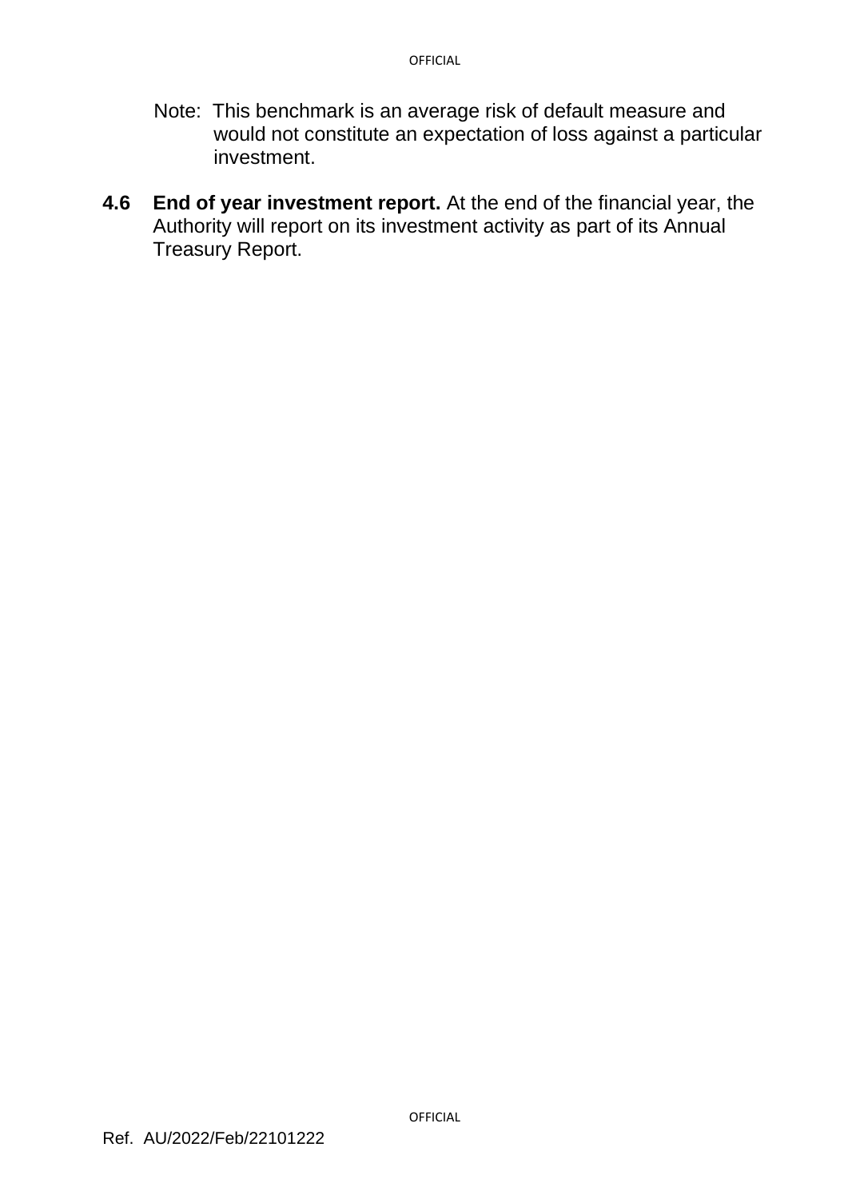Note: This benchmark is an average risk of default measure and would not constitute an expectation of loss against a particular investment.

**4.6 End of year investment report.** At the end of the financial year, the Authority will report on its investment activity as part of its Annual Treasury Report.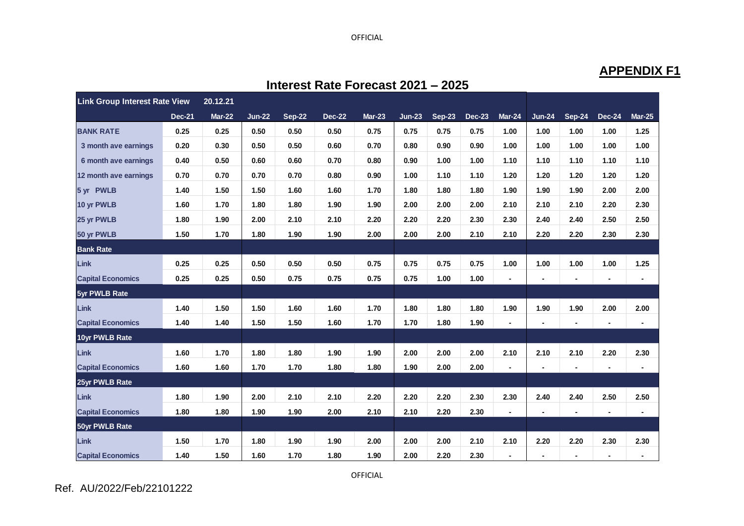## APPENDIX F1

### Interest Rate Forecast 2021 – 2025

| Link Group Interest Rate View | 20.12.21 | | | | | | | | | | | | | |
|---|---|---|---|---|---|---|---|---|---|---|---|---|---|---|
| | Dec-21 | Mar-22 | Jun-22 | Sep-22 | Dec-22 | Mar-23 | Jun-23 | Sep-23 | Dec-23 | Mar-24 | Jun-24 | Sep-24 | Dec-24 | Mar-25 |
| BANK RATE | 0.25 | 0.25 | 0.50 | 0.50 | 0.50 | 0.75 | 0.75 | 0.75 | 0.75 | 1.00 | 1.00 | 1.00 | 1.00 | 1.25 |
| 3 month ave earnings | 0.20 | 0.30 | 0.50 | 0.50 | 0.60 | 0.70 | 0.80 | 0.90 | 0.90 | 1.00 | 1.00 | 1.00 | 1.00 | 1.00 |
| 6 month ave earnings | 0.40 | 0.50 | 0.60 | 0.60 | 0.70 | 0.80 | 0.90 | 1.00 | 1.00 | 1.10 | 1.10 | 1.10 | 1.10 | 1.10 |
| 12 month ave earnings | 0.70 | 0.70 | 0.70 | 0.70 | 0.80 | 0.90 | 1.00 | 1.10 | 1.10 | 1.20 | 1.20 | 1.20 | 1.20 | 1.20 |
| 5 yr PWLB | 1.40 | 1.50 | 1.50 | 1.60 | 1.60 | 1.70 | 1.80 | 1.80 | 1.80 | 1.90 | 1.90 | 1.90 | 2.00 | 2.00 |
| 10 yr PWLB | 1.60 | 1.70 | 1.80 | 1.80 | 1.90 | 1.90 | 2.00 | 2.00 | 2.00 | 2.10 | 2.10 | 2.10 | 2.20 | 2.30 |
| 25 yr PWLB | 1.80 | 1.90 | 2.00 | 2.10 | 2.10 | 2.20 | 2.20 | 2.20 | 2.30 | 2.30 | 2.40 | 2.40 | 2.50 | 2.50 |
| 50 yr PWLB | 1.50 | 1.70 | 1.80 | 1.90 | 1.90 | 2.00 | 2.00 | 2.00 | 2.10 | 2.10 | 2.20 | 2.20 | 2.30 | 2.30 |
| **Bank Rate** | | | | | | | | | | | | | | |
| Link | 0.25 | 0.25 | 0.50 | 0.50 | 0.50 | 0.75 | 0.75 | 0.75 | 0.75 | 1.00 | 1.00 | 1.00 | 1.00 | 1.25 |
| Capital Economics | 0.25 | 0.25 | 0.50 | 0.75 | 0.75 | 0.75 | 0.75 | 1.00 | 1.00 | - | - | - | - | - |
| **5yr PWLB Rate** | | | | | | | | | | | | | | |
| Link | 1.40 | 1.50 | 1.50 | 1.60 | 1.60 | 1.70 | 1.80 | 1.80 | 1.80 | 1.90 | 1.90 | 1.90 | 2.00 | 2.00 |
| Capital Economics | 1.40 | 1.40 | 1.50 | 1.50 | 1.60 | 1.70 | 1.70 | 1.80 | 1.90 | - | - | - | - | - |
| **10yr PWLB Rate** | | | | | | | | | | | | | | |
| Link | 1.60 | 1.70 | 1.80 | 1.80 | 1.90 | 1.90 | 2.00 | 2.00 | 2.00 | 2.10 | 2.10 | 2.10 | 2.20 | 2.30 |
| Capital Economics | 1.60 | 1.60 | 1.70 | 1.70 | 1.80 | 1.80 | 1.90 | 2.00 | 2.00 | - | - | - | - | - |
| **25yr PWLB Rate** | | | | | | | | | | | | | | |
| Link | 1.80 | 1.90 | 2.00 | 2.10 | 2.10 | 2.20 | 2.20 | 2.20 | 2.30 | 2.30 | 2.40 | 2.40 | 2.50 | 2.50 |
| Capital Economics | 1.80 | 1.80 | 1.90 | 1.90 | 2.00 | 2.10 | 2.10 | 2.20 | 2.30 | - | - | - | - | - |
| **50yr PWLB Rate** | | | | | | | | | | | | | | |
| Link | 1.50 | 1.70 | 1.80 | 1.90 | 1.90 | 2.00 | 2.00 | 2.00 | 2.10 | 2.10 | 2.20 | 2.20 | 2.30 | 2.30 |
| Capital Economics | 1.40 | 1.50 | 1.60 | 1.70 | 1.80 | 1.90 | 2.00 | 2.20 | 2.30 | - | - | - | - | - |

Ref. AU/2022/Feb/22101222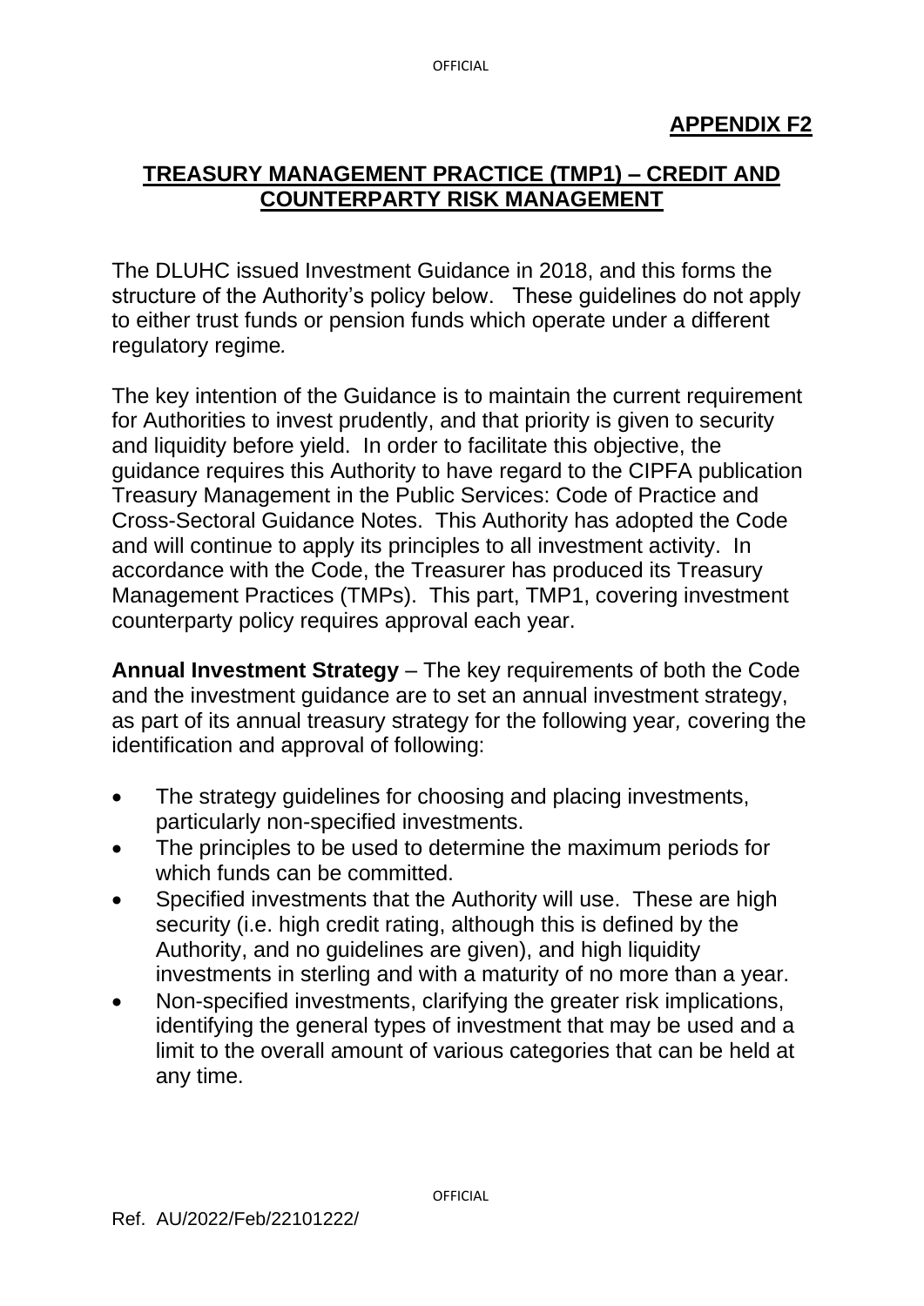**APPENDIX F2**

## TREASURY MANAGEMENT PRACTICE (TMP1) – CREDIT AND COUNTERPARTY RISK MANAGEMENT

The DLUHC issued Investment Guidance in 2018, and this forms the structure of the Authority's policy below. These guidelines do not apply to either trust funds or pension funds which operate under a different regulatory regime*.*

The key intention of the Guidance is to maintain the current requirement for Authorities to invest prudently, and that priority is given to security and liquidity before yield. In order to facilitate this objective, the guidance requires this Authority to have regard to the CIPFA publication Treasury Management in the Public Services: Code of Practice and Cross-Sectoral Guidance Notes. This Authority has adopted the Code and will continue to apply its principles to all investment activity. In accordance with the Code, the Treasurer has produced its Treasury Management Practices (TMPs). This part, TMP1, covering investment counterparty policy requires approval each year.

**Annual Investment Strategy** – The key requirements of both the Code and the investment guidance are to set an annual investment strategy, as part of its annual treasury strategy for the following year*,* covering the identification and approval of following:

- The strategy guidelines for choosing and placing investments, particularly non-specified investments.
- The principles to be used to determine the maximum periods for which funds can be committed.
- Specified investments that the Authority will use. These are high security (i.e. high credit rating, although this is defined by the Authority, and no guidelines are given), and high liquidity investments in sterling and with a maturity of no more than a year.
- Non-specified investments, clarifying the greater risk implications, identifying the general types of investment that may be used and a limit to the overall amount of various categories that can be held at any time.

Ref. AU/2022/Feb/22101222/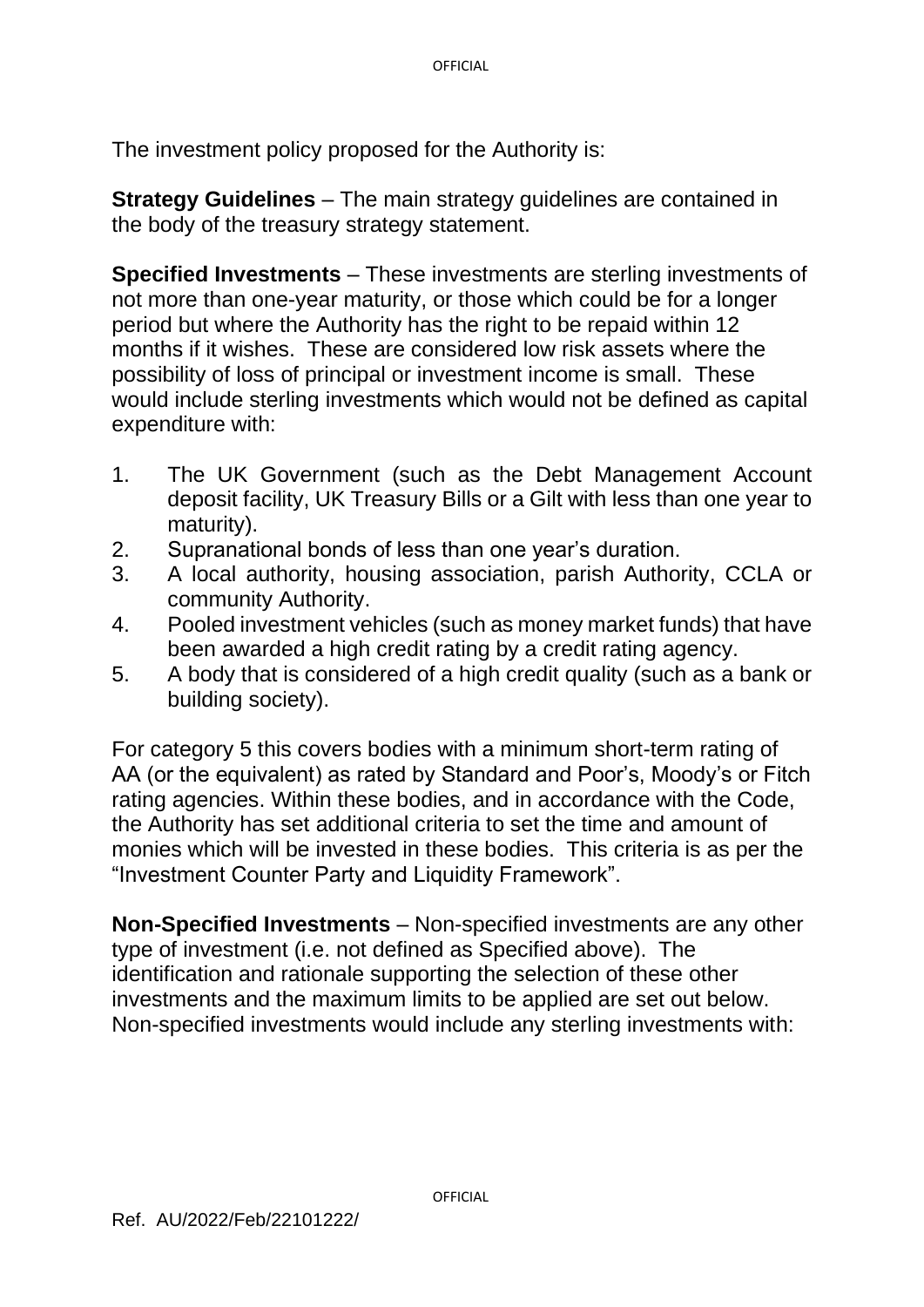The investment policy proposed for the Authority is:

**Strategy Guidelines** – The main strategy guidelines are contained in the body of the treasury strategy statement.

**Specified Investments** – These investments are sterling investments of not more than one-year maturity, or those which could be for a longer period but where the Authority has the right to be repaid within 12 months if it wishes. These are considered low risk assets where the possibility of loss of principal or investment income is small. These would include sterling investments which would not be defined as capital expenditure with:

1. The UK Government (such as the Debt Management Account deposit facility, UK Treasury Bills or a Gilt with less than one year to maturity).
2. Supranational bonds of less than one year's duration.
3. A local authority, housing association, parish Authority, CCLA or community Authority.
4. Pooled investment vehicles (such as money market funds) that have been awarded a high credit rating by a credit rating agency.
5. A body that is considered of a high credit quality (such as a bank or building society).

For category 5 this covers bodies with a minimum short-term rating of AA (or the equivalent) as rated by Standard and Poor's, Moody's or Fitch rating agencies. Within these bodies, and in accordance with the Code, the Authority has set additional criteria to set the time and amount of monies which will be invested in these bodies. This criteria is as per the "Investment Counter Party and Liquidity Framework".

**Non-Specified Investments** – Non-specified investments are any other type of investment (i.e. not defined as Specified above). The identification and rationale supporting the selection of these other investments and the maximum limits to be applied are set out below. Non-specified investments would include any sterling investments with: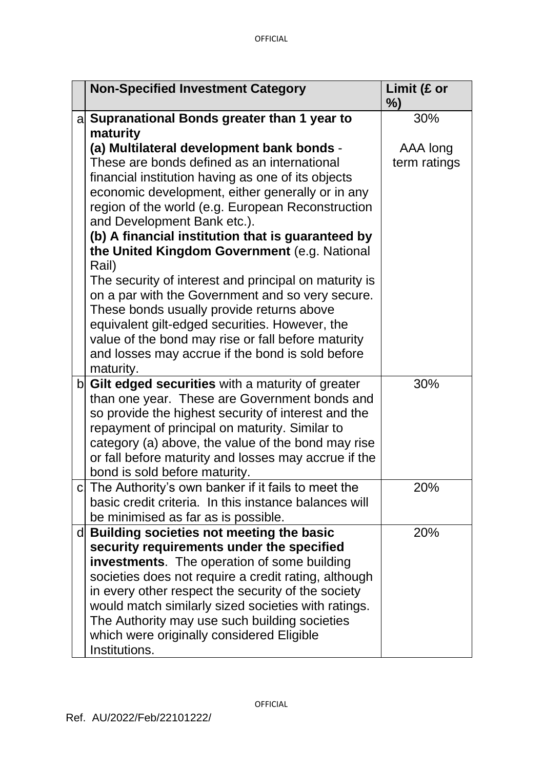| | Non-Specified Investment Category | Limit (£ or %) |
|---|---|---|
| a | **Supranational Bonds greater than 1 year to maturity**<br>**(a) Multilateral development bank bonds** - These are bonds defined as an international financial institution having as one of its objects economic development, either generally or in any region of the world (e.g. European Reconstruction and Development Bank etc.).<br>**(b) A financial institution that is guaranteed by the United Kingdom Government** (e.g. National Rail)<br>The security of interest and principal on maturity is on a par with the Government and so very secure. These bonds usually provide returns above equivalent gilt-edged securities. However, the value of the bond may rise or fall before maturity and losses may accrue if the bond is sold before maturity. | 30%<br><br>AAA long term ratings |
| b | **Gilt edged securities** with a maturity of greater than one year. These are Government bonds and so provide the highest security of interest and the repayment of principal on maturity. Similar to category (a) above, the value of the bond may rise or fall before maturity and losses may accrue if the bond is sold before maturity. | 30% |
| c | The Authority's own banker if it fails to meet the basic credit criteria. In this instance balances will be minimised as far as is possible. | 20% |
| d | **Building societies not meeting the basic security requirements under the specified investments**. The operation of some building societies does not require a credit rating, although in every other respect the security of the society would match similarly sized societies with ratings. The Authority may use such building societies which were originally considered Eligible Institutions. | 20% |

Ref. AU/2022/Feb/22101222/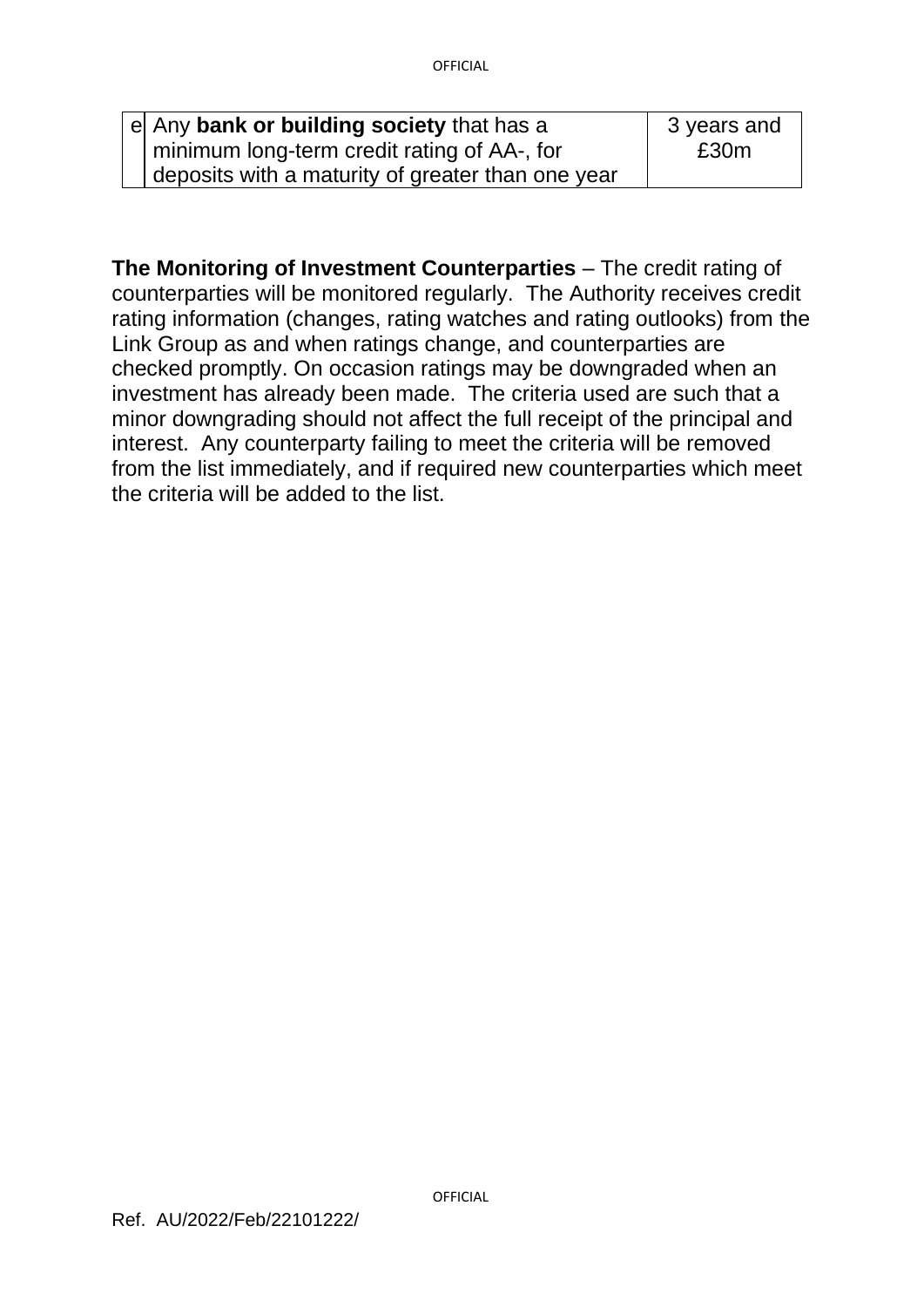| e | Any **bank or building society** that has a minimum long-term credit rating of AA-, for deposits with a maturity of greater than one year | 3 years and £30m |
|---|---|---|

**The Monitoring of Investment Counterparties** – The credit rating of counterparties will be monitored regularly. The Authority receives credit rating information (changes, rating watches and rating outlooks) from the Link Group as and when ratings change, and counterparties are checked promptly. On occasion ratings may be downgraded when an investment has already been made. The criteria used are such that a minor downgrading should not affect the full receipt of the principal and interest. Any counterparty failing to meet the criteria will be removed from the list immediately, and if required new counterparties which meet the criteria will be added to the list.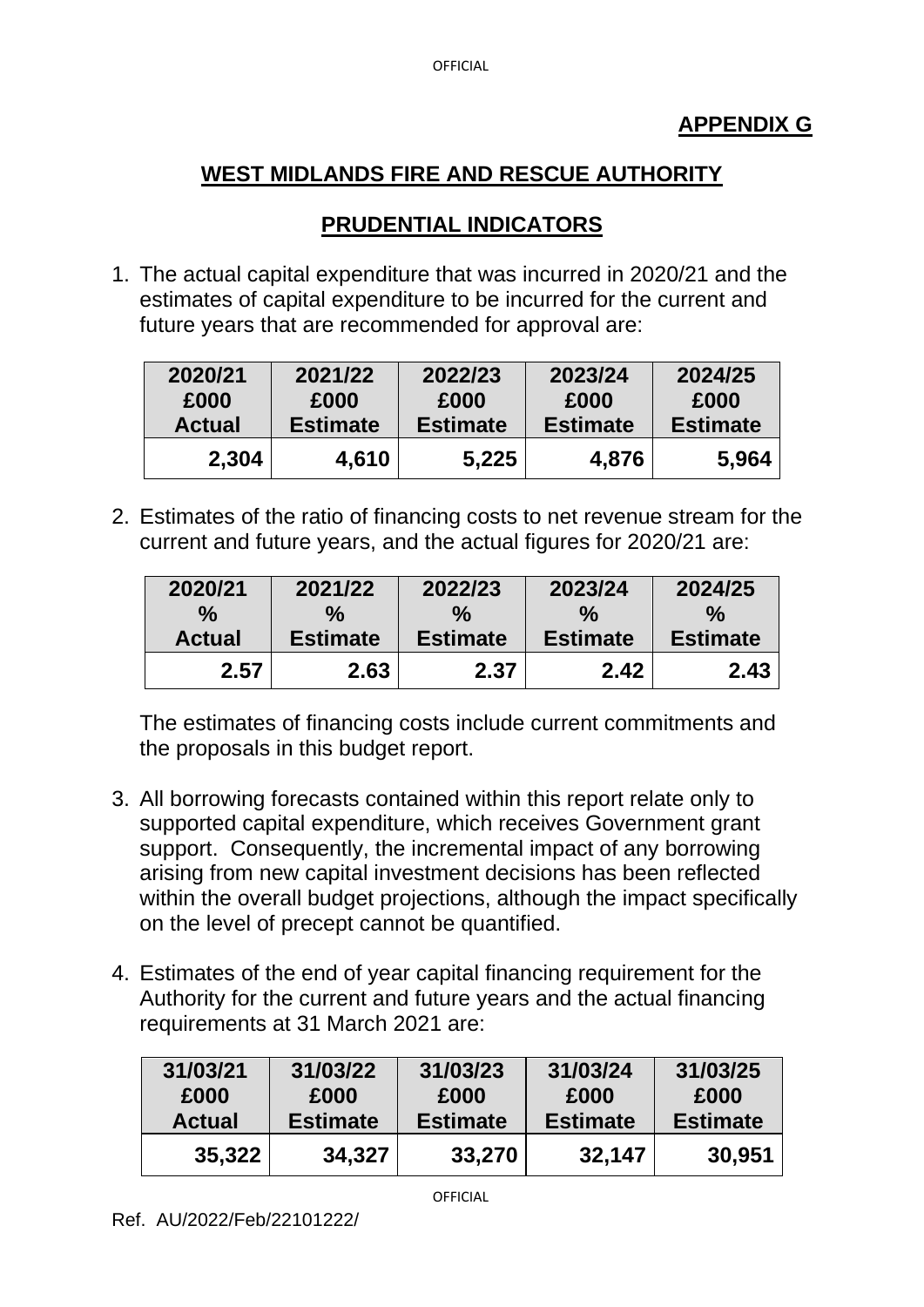**APPENDIX G**

## WEST MIDLANDS FIRE AND RESCUE AUTHORITY

## PRUDENTIAL INDICATORS

1. The actual capital expenditure that was incurred in 2020/21 and the estimates of capital expenditure to be incurred for the current and future years that are recommended for approval are:

| 2020/21 £000 Actual | 2021/22 £000 Estimate | 2022/23 £000 Estimate | 2023/24 £000 Estimate | 2024/25 £000 Estimate |
|---|---|---|---|---|
| **2,304** | **4,610** | **5,225** | **4,876** | **5,964** |

2. Estimates of the ratio of financing costs to net revenue stream for the current and future years, and the actual figures for 2020/21 are:

| 2020/21 % Actual | 2021/22 % Estimate | 2022/23 % Estimate | 2023/24 % Estimate | 2024/25 % Estimate |
|---|---|---|---|---|
| **2.57** | **2.63** | **2.37** | **2.42** | **2.43** |

The estimates of financing costs include current commitments and the proposals in this budget report.

3. All borrowing forecasts contained within this report relate only to supported capital expenditure, which receives Government grant support. Consequently, the incremental impact of any borrowing arising from new capital investment decisions has been reflected within the overall budget projections, although the impact specifically on the level of precept cannot be quantified.

4. Estimates of the end of year capital financing requirement for the Authority for the current and future years and the actual financing requirements at 31 March 2021 are:

| 31/03/21 £000 Actual | 31/03/22 £000 Estimate | 31/03/23 £000 Estimate | 31/03/24 £000 Estimate | 31/03/25 £000 Estimate |
|---|---|---|---|---|
| **35,322** | **34,327** | **33,270** | **32,147** | **30,951** |

Ref. AU/2022/Feb/22101222/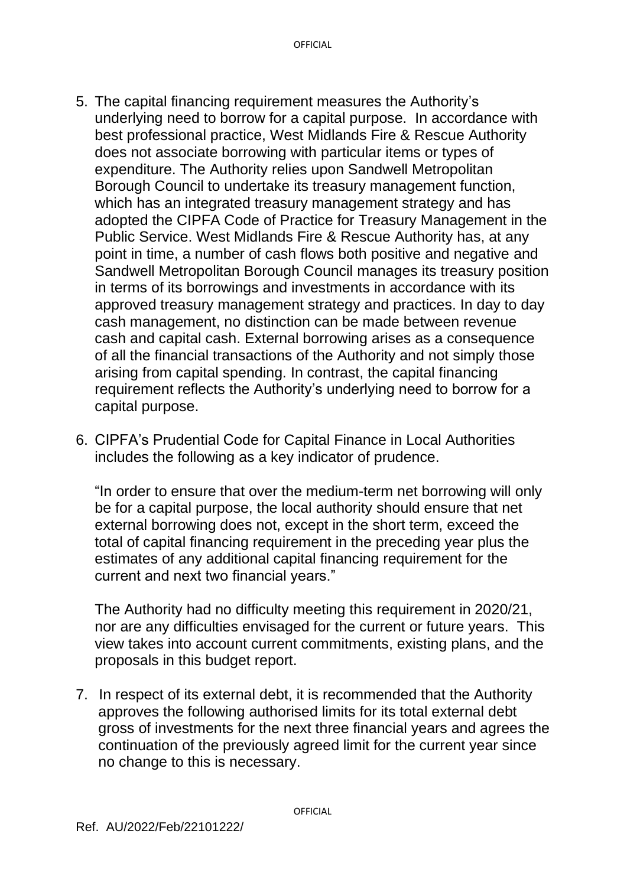5. The capital financing requirement measures the Authority's underlying need to borrow for a capital purpose. In accordance with best professional practice, West Midlands Fire & Rescue Authority does not associate borrowing with particular items or types of expenditure. The Authority relies upon Sandwell Metropolitan Borough Council to undertake its treasury management function, which has an integrated treasury management strategy and has adopted the CIPFA Code of Practice for Treasury Management in the Public Service. West Midlands Fire & Rescue Authority has, at any point in time, a number of cash flows both positive and negative and Sandwell Metropolitan Borough Council manages its treasury position in terms of its borrowings and investments in accordance with its approved treasury management strategy and practices. In day to day cash management, no distinction can be made between revenue cash and capital cash. External borrowing arises as a consequence of all the financial transactions of the Authority and not simply those arising from capital spending. In contrast, the capital financing requirement reflects the Authority's underlying need to borrow for a capital purpose.

6. CIPFA's Prudential Code for Capital Finance in Local Authorities includes the following as a key indicator of prudence.

   "In order to ensure that over the medium-term net borrowing will only be for a capital purpose, the local authority should ensure that net external borrowing does not, except in the short term, exceed the total of capital financing requirement in the preceding year plus the estimates of any additional capital financing requirement for the current and next two financial years."

   The Authority had no difficulty meeting this requirement in 2020/21, nor are any difficulties envisaged for the current or future years. This view takes into account current commitments, existing plans, and the proposals in this budget report.

7. In respect of its external debt, it is recommended that the Authority approves the following authorised limits for its total external debt gross of investments for the next three financial years and agrees the continuation of the previously agreed limit for the current year since no change to this is necessary.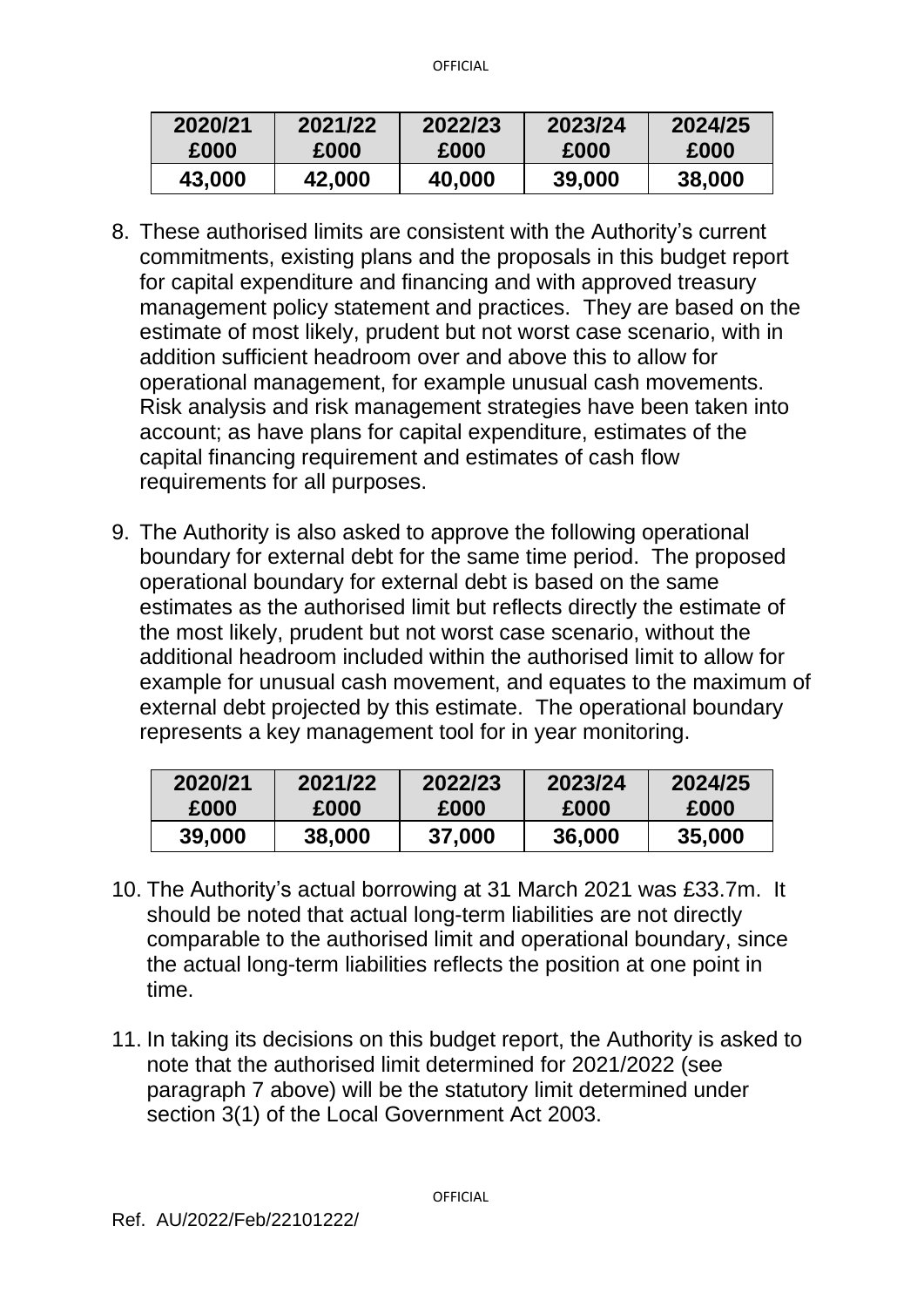| 2020/21 £000 | 2021/22 £000 | 2022/23 £000 | 2023/24 £000 | 2024/25 £000 |
|---|---|---|---|---|
| 43,000 | 42,000 | 40,000 | 39,000 | 38,000 |

8. These authorised limits are consistent with the Authority's current commitments, existing plans and the proposals in this budget report for capital expenditure and financing and with approved treasury management policy statement and practices. They are based on the estimate of most likely, prudent but not worst case scenario, with in addition sufficient headroom over and above this to allow for operational management, for example unusual cash movements. Risk analysis and risk management strategies have been taken into account; as have plans for capital expenditure, estimates of the capital financing requirement and estimates of cash flow requirements for all purposes.

9. The Authority is also asked to approve the following operational boundary for external debt for the same time period. The proposed operational boundary for external debt is based on the same estimates as the authorised limit but reflects directly the estimate of the most likely, prudent but not worst case scenario, without the additional headroom included within the authorised limit to allow for example for unusual cash movement, and equates to the maximum of external debt projected by this estimate. The operational boundary represents a key management tool for in year monitoring.

| 2020/21 £000 | 2021/22 £000 | 2022/23 £000 | 2023/24 £000 | 2024/25 £000 |
|---|---|---|---|---|
| 39,000 | 38,000 | 37,000 | 36,000 | 35,000 |

10. The Authority's actual borrowing at 31 March 2021 was £33.7m. It should be noted that actual long-term liabilities are not directly comparable to the authorised limit and operational boundary, since the actual long-term liabilities reflects the position at one point in time.

11. In taking its decisions on this budget report, the Authority is asked to note that the authorised limit determined for 2021/2022 (see paragraph 7 above) will be the statutory limit determined under section 3(1) of the Local Government Act 2003.

Ref. AU/2022/Feb/22101222/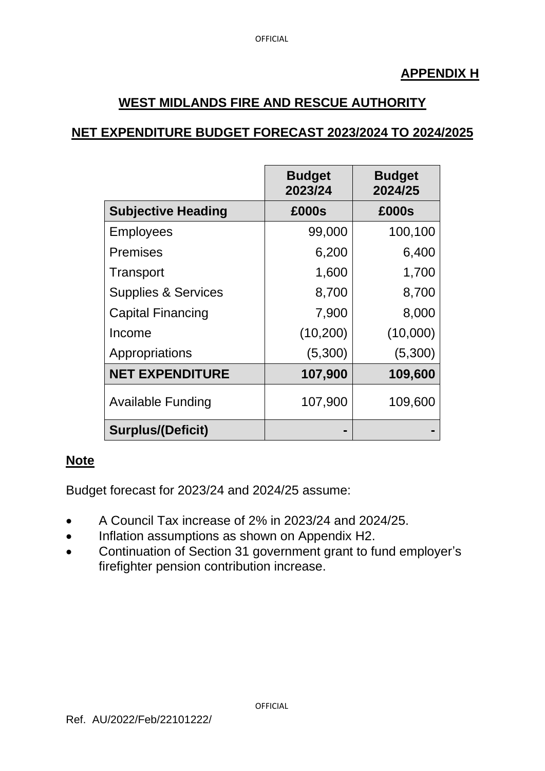**APPENDIX H**

## WEST MIDLANDS FIRE AND RESCUE AUTHORITY

## NET EXPENDITURE BUDGET FORECAST 2023/2024 TO 2024/2025

| | Budget 2023/24 | Budget 2024/25 |
|---|---|---|
| **Subjective Heading** | **£000s** | **£000s** |
| Employees | 99,000 | 100,100 |
| Premises | 6,200 | 6,400 |
| Transport | 1,600 | 1,700 |
| Supplies & Services | 8,700 | 8,700 |
| Capital Financing | 7,900 | 8,000 |
| Income | (10,200) | (10,000) |
| Appropriations | (5,300) | (5,300) |
| **NET EXPENDITURE** | **107,900** | **109,600** |
| Available Funding | 107,900 | 109,600 |
| **Surplus/(Deficit)** | **-** | **-** |

**Note**

Budget forecast for 2023/24 and 2024/25 assume:

- A Council Tax increase of 2% in 2023/24 and 2024/25.
- Inflation assumptions as shown on Appendix H2.
- Continuation of Section 31 government grant to fund employer's firefighter pension contribution increase.

Ref. AU/2022/Feb/22101222/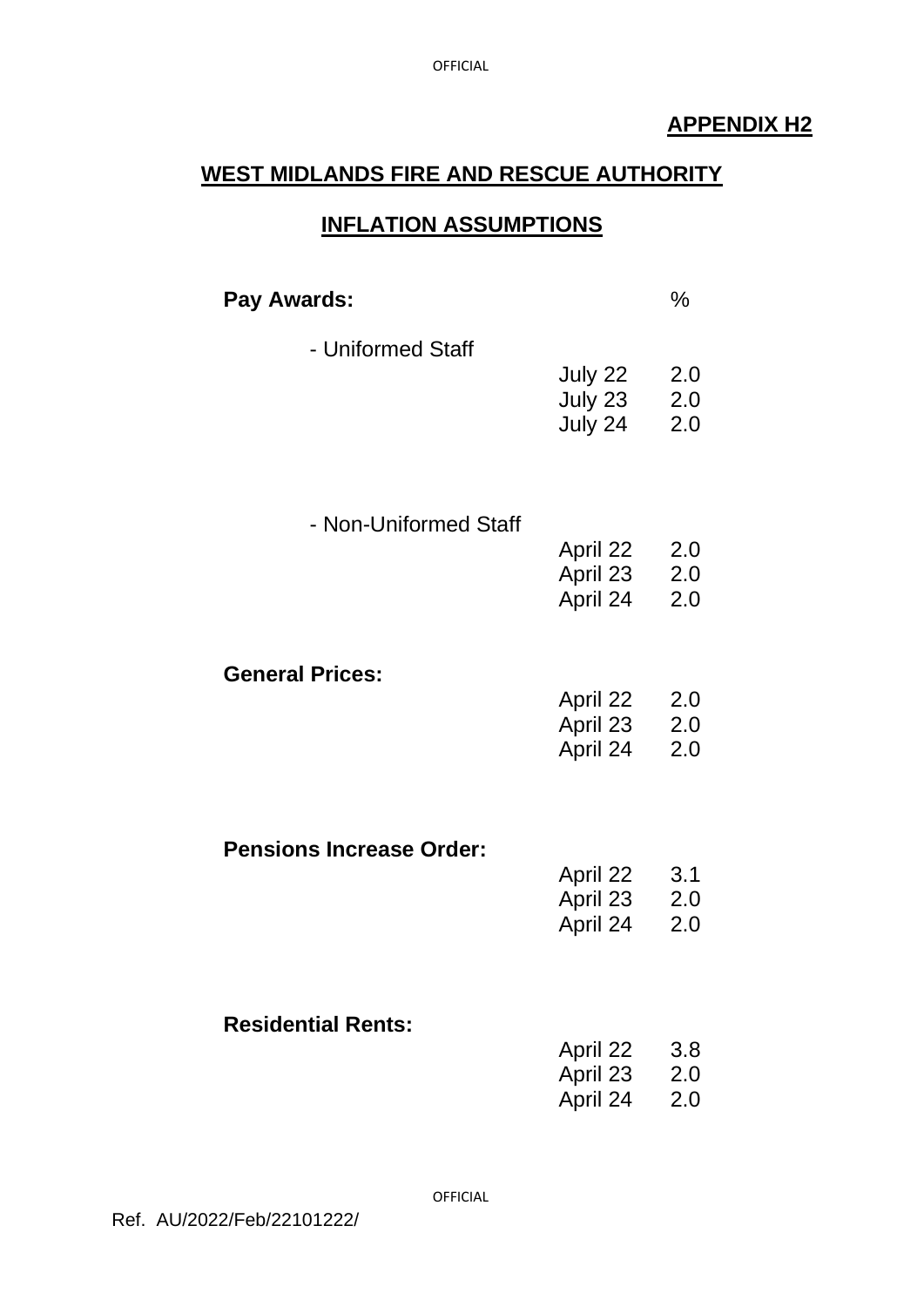**APPENDIX H2**

## WEST MIDLANDS FIRE AND RESCUE AUTHORITY

## INFLATION ASSUMPTIONS

| | | % |
|---|---|---|
| **Pay Awards:** | | |
| - Uniformed Staff | July 22 | 2.0 |
| | July 23 | 2.0 |
| | July 24 | 2.0 |
| - Non-Uniformed Staff | April 22 | 2.0 |
| | April 23 | 2.0 |
| | April 24 | 2.0 |
| **General Prices:** | April 22 | 2.0 |
| | April 23 | 2.0 |
| | April 24 | 2.0 |
| **Pensions Increase Order:** | April 22 | 3.1 |
| | April 23 | 2.0 |
| | April 24 | 2.0 |
| **Residential Rents:** | April 22 | 3.8 |
| | April 23 | 2.0 |
| | April 24 | 2.0 |

Ref. AU/2022/Feb/22101222/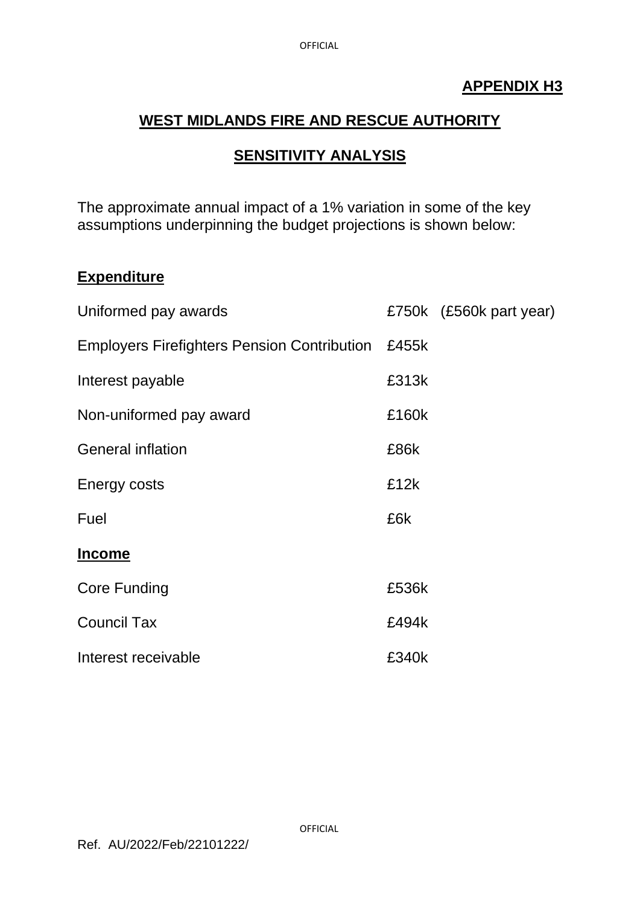**APPENDIX H3**

# WEST MIDLANDS FIRE AND RESCUE AUTHORITY

## SENSITIVITY ANALYSIS

The approximate annual impact of a 1% variation in some of the key assumptions underpinning the budget projections is shown below:

**Expenditure**

| | | |
|---|---|---|
| Uniformed pay awards | £750k | (£560k part year) |
| Employers Firefighters Pension Contribution | £455k | |
| Interest payable | £313k | |
| Non-uniformed pay award | £160k | |
| General inflation | £86k | |
| Energy costs | £12k | |
| Fuel | £6k | |

**Income**

| | |
|---|---|
| Core Funding | £536k |
| Council Tax | £494k |
| Interest receivable | £340k |

Ref. AU/2022/Feb/22101222/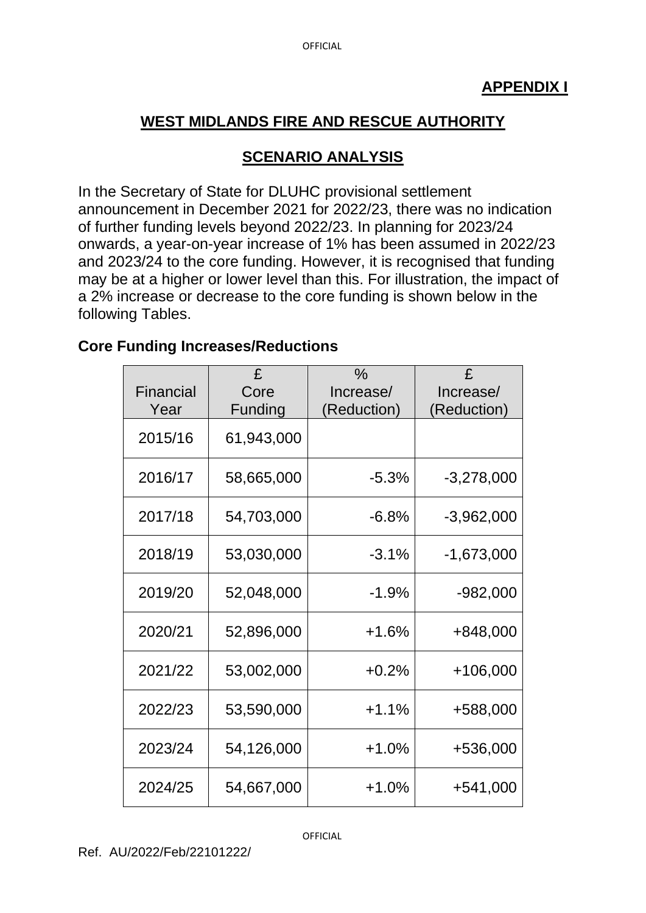**APPENDIX I**

## WEST MIDLANDS FIRE AND RESCUE AUTHORITY

## SCENARIO ANALYSIS

In the Secretary of State for DLUHC provisional settlement announcement in December 2021 for 2022/23, there was no indication of further funding levels beyond 2022/23. In planning for 2023/24 onwards, a year-on-year increase of 1% has been assumed in 2022/23 and 2023/24 to the core funding. However, it is recognised that funding may be at a higher or lower level than this. For illustration, the impact of a 2% increase or decrease to the core funding is shown below in the following Tables.

### Core Funding Increases/Reductions

| Financial Year | £ Core Funding | % Increase/ (Reduction) | £ Increase/ (Reduction) |
|---|---|---|---|
| 2015/16 | 61,943,000 | | |
| 2016/17 | 58,665,000 | -5.3% | -3,278,000 |
| 2017/18 | 54,703,000 | -6.8% | -3,962,000 |
| 2018/19 | 53,030,000 | -3.1% | -1,673,000 |
| 2019/20 | 52,048,000 | -1.9% | -982,000 |
| 2020/21 | 52,896,000 | +1.6% | +848,000 |
| 2021/22 | 53,002,000 | +0.2% | +106,000 |
| 2022/23 | 53,590,000 | +1.1% | +588,000 |
| 2023/24 | 54,126,000 | +1.0% | +536,000 |
| 2024/25 | 54,667,000 | +1.0% | +541,000 |

Ref. AU/2022/Feb/22101222/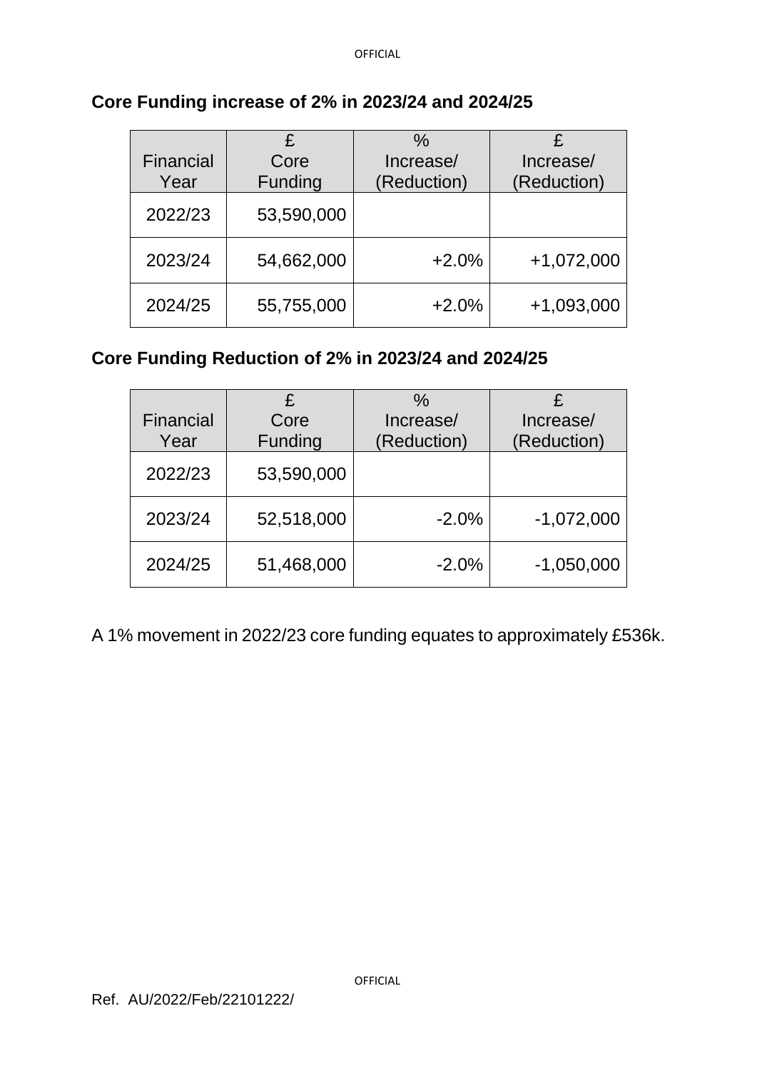**Core Funding increase of 2% in 2023/24 and 2024/25**

| Financial Year | £ Core Funding | % Increase/ (Reduction) | £ Increase/ (Reduction) |
|---|---|---|---|
| 2022/23 | 53,590,000 | | |
| 2023/24 | 54,662,000 | +2.0% | +1,072,000 |
| 2024/25 | 55,755,000 | +2.0% | +1,093,000 |

**Core Funding Reduction of 2% in 2023/24 and 2024/25**

| Financial Year | £ Core Funding | % Increase/ (Reduction) | £ Increase/ (Reduction) |
|---|---|---|---|
| 2022/23 | 53,590,000 | | |
| 2023/24 | 52,518,000 | -2.0% | -1,072,000 |
| 2024/25 | 51,468,000 | -2.0% | -1,050,000 |

A 1% movement in 2022/23 core funding equates to approximately £536k.

Ref. AU/2022/Feb/22101222/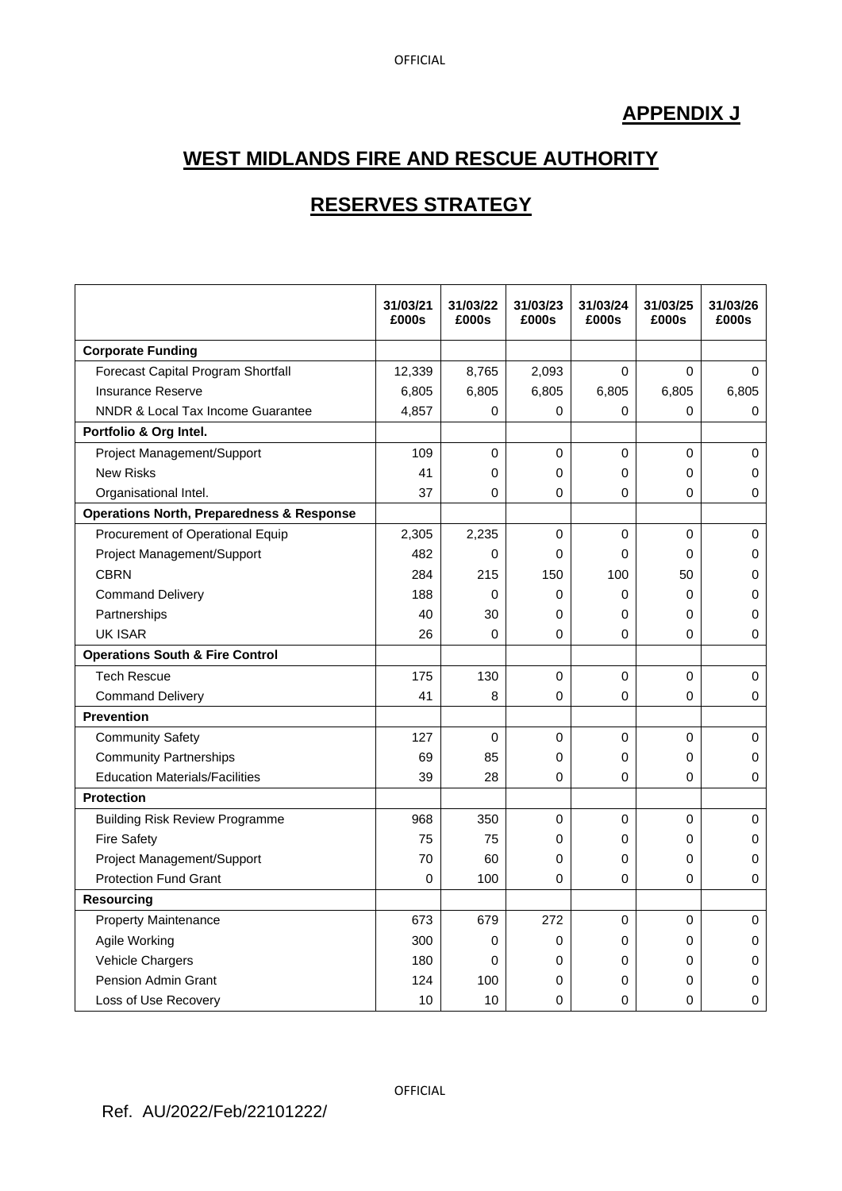# APPENDIX J

## WEST MIDLANDS FIRE AND RESCUE AUTHORITY

## RESERVES STRATEGY

| | 31/03/21 £000s | 31/03/22 £000s | 31/03/23 £000s | 31/03/24 £000s | 31/03/25 £000s | 31/03/26 £000s |
|---|---|---|---|---|---|---|
| **Corporate Funding** | | | | | | |
| Forecast Capital Program Shortfall | 12,339 | 8,765 | 2,093 | 0 | 0 | 0 |
| Insurance Reserve | 6,805 | 6,805 | 6,805 | 6,805 | 6,805 | 6,805 |
| NNDR & Local Tax Income Guarantee | 4,857 | 0 | 0 | 0 | 0 | 0 |
| **Portfolio & Org Intel.** | | | | | | |
| Project Management/Support | 109 | 0 | 0 | 0 | 0 | 0 |
| New Risks | 41 | 0 | 0 | 0 | 0 | 0 |
| Organisational Intel. | 37 | 0 | 0 | 0 | 0 | 0 |
| **Operations North, Preparedness & Response** | | | | | | |
| Procurement of Operational Equip | 2,305 | 2,235 | 0 | 0 | 0 | 0 |
| Project Management/Support | 482 | 0 | 0 | 0 | 0 | 0 |
| CBRN | 284 | 215 | 150 | 100 | 50 | 0 |
| Command Delivery | 188 | 0 | 0 | 0 | 0 | 0 |
| Partnerships | 40 | 30 | 0 | 0 | 0 | 0 |
| UK ISAR | 26 | 0 | 0 | 0 | 0 | 0 |
| **Operations South & Fire Control** | | | | | | |
| Tech Rescue | 175 | 130 | 0 | 0 | 0 | 0 |
| Command Delivery | 41 | 8 | 0 | 0 | 0 | 0 |
| **Prevention** | | | | | | |
| Community Safety | 127 | 0 | 0 | 0 | 0 | 0 |
| Community Partnerships | 69 | 85 | 0 | 0 | 0 | 0 |
| Education Materials/Facilities | 39 | 28 | 0 | 0 | 0 | 0 |
| **Protection** | | | | | | |
| Building Risk Review Programme | 968 | 350 | 0 | 0 | 0 | 0 |
| Fire Safety | 75 | 75 | 0 | 0 | 0 | 0 |
| Project Management/Support | 70 | 60 | 0 | 0 | 0 | 0 |
| Protection Fund Grant | 0 | 100 | 0 | 0 | 0 | 0 |
| **Resourcing** | | | | | | |
| Property Maintenance | 673 | 679 | 272 | 0 | 0 | 0 |
| Agile Working | 300 | 0 | 0 | 0 | 0 | 0 |
| Vehicle Chargers | 180 | 0 | 0 | 0 | 0 | 0 |
| Pension Admin Grant | 124 | 100 | 0 | 0 | 0 | 0 |
| Loss of Use Recovery | 10 | 10 | 0 | 0 | 0 | 0 |

Ref. AU/2022/Feb/22101222/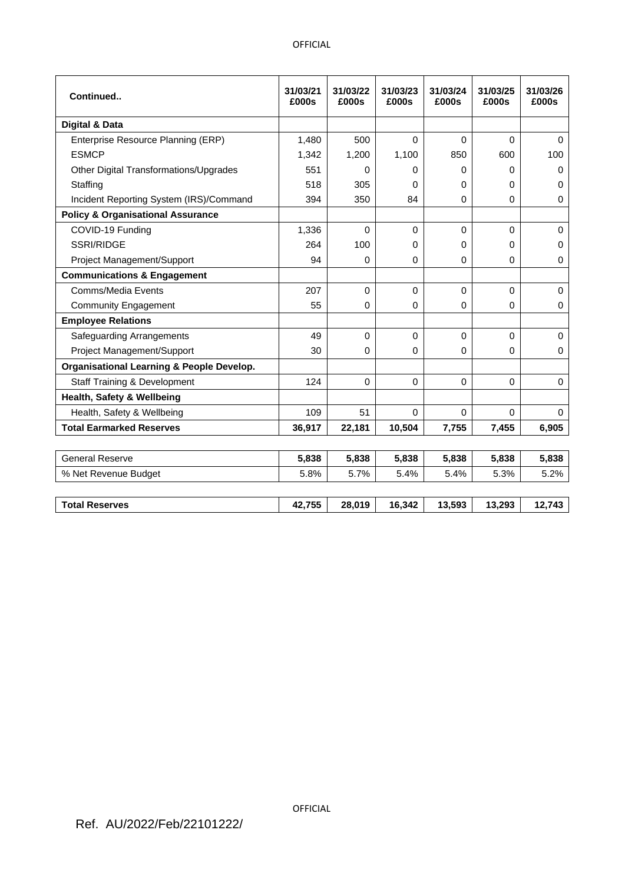| Continued.. | 31/03/21 £000s | 31/03/22 £000s | 31/03/23 £000s | 31/03/24 £000s | 31/03/25 £000s | 31/03/26 £000s |
|---|---|---|---|---|---|---|
| **Digital & Data** | | | | | | |
| Enterprise Resource Planning (ERP) | 1,480 | 500 | 0 | 0 | 0 | 0 |
| ESMCP | 1,342 | 1,200 | 1,100 | 850 | 600 | 100 |
| Other Digital Transformations/Upgrades | 551 | 0 | 0 | 0 | 0 | 0 |
| Staffing | 518 | 305 | 0 | 0 | 0 | 0 |
| Incident Reporting System (IRS)/Command | 394 | 350 | 84 | 0 | 0 | 0 |
| **Policy & Organisational Assurance** | | | | | | |
| COVID-19 Funding | 1,336 | 0 | 0 | 0 | 0 | 0 |
| SSRI/RIDGE | 264 | 100 | 0 | 0 | 0 | 0 |
| Project Management/Support | 94 | 0 | 0 | 0 | 0 | 0 |
| **Communications & Engagement** | | | | | | |
| Comms/Media Events | 207 | 0 | 0 | 0 | 0 | 0 |
| Community Engagement | 55 | 0 | 0 | 0 | 0 | 0 |
| **Employee Relations** | | | | | | |
| Safeguarding Arrangements | 49 | 0 | 0 | 0 | 0 | 0 |
| Project Management/Support | 30 | 0 | 0 | 0 | 0 | 0 |
| **Organisational Learning & People Develop.** | | | | | | |
| Staff Training & Development | 124 | 0 | 0 | 0 | 0 | 0 |
| **Health, Safety & Wellbeing** | | | | | | |
| Health, Safety & Wellbeing | 109 | 51 | 0 | 0 | 0 | 0 |
| **Total Earmarked Reserves** | **36,917** | **22,181** | **10,504** | **7,755** | **7,455** | **6,905** |
| | | | | | | |
| General Reserve | **5,838** | **5,838** | **5,838** | **5,838** | **5,838** | **5,838** |
| % Net Revenue Budget | 5.8% | 5.7% | 5.4% | 5.4% | 5.3% | 5.2% |
| | | | | | | |
| **Total Reserves** | **42,755** | **28,019** | **16,342** | **13,593** | **13,293** | **12,743** |

Ref. AU/2022/Feb/22101222/